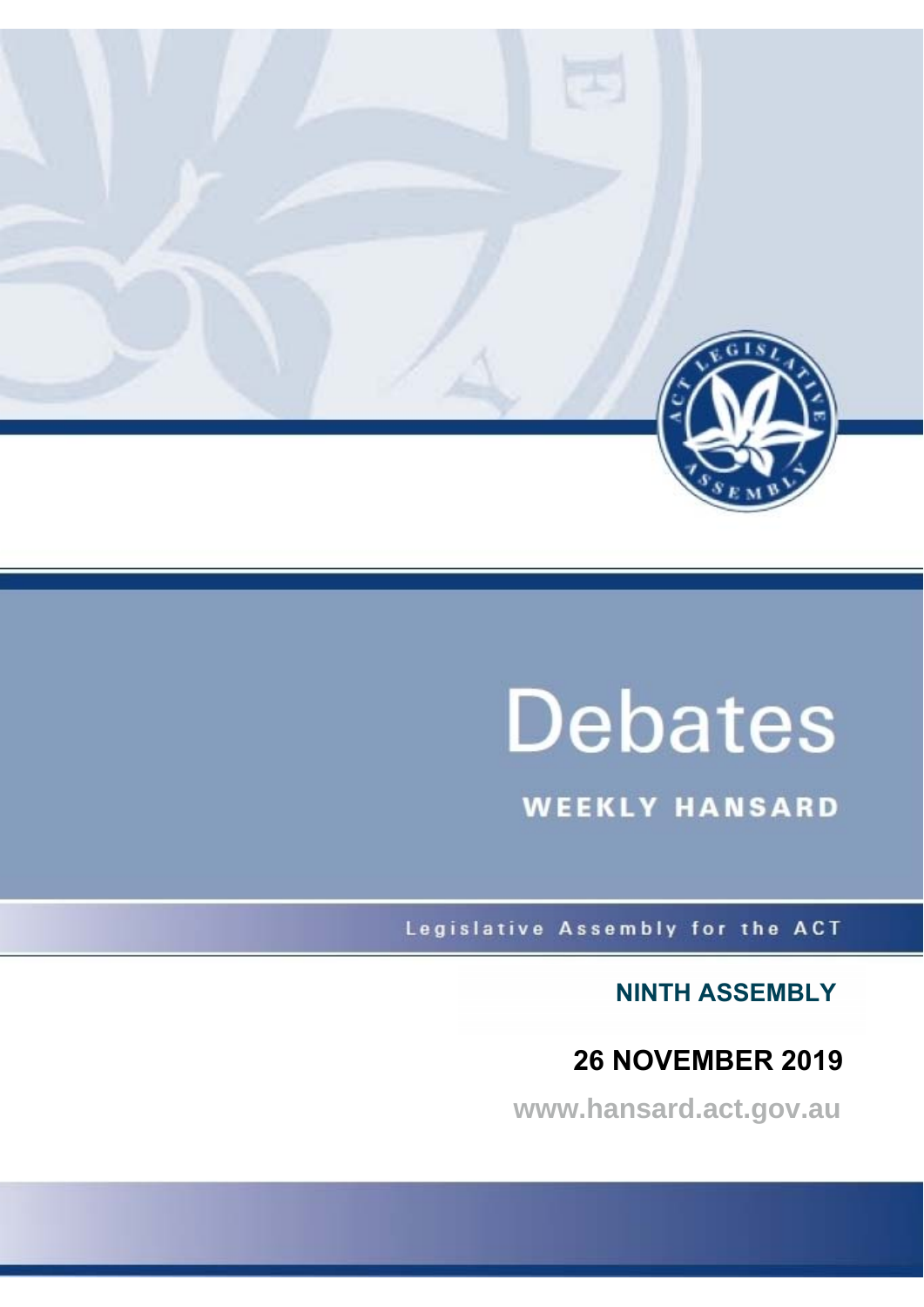# Debates

## WEEKLY HANSARD

Legislative Assembly for the ACT

**NINTH ASSEMBLY**

**26 NOVEMBER 2019**

www.hansard.act.gov.au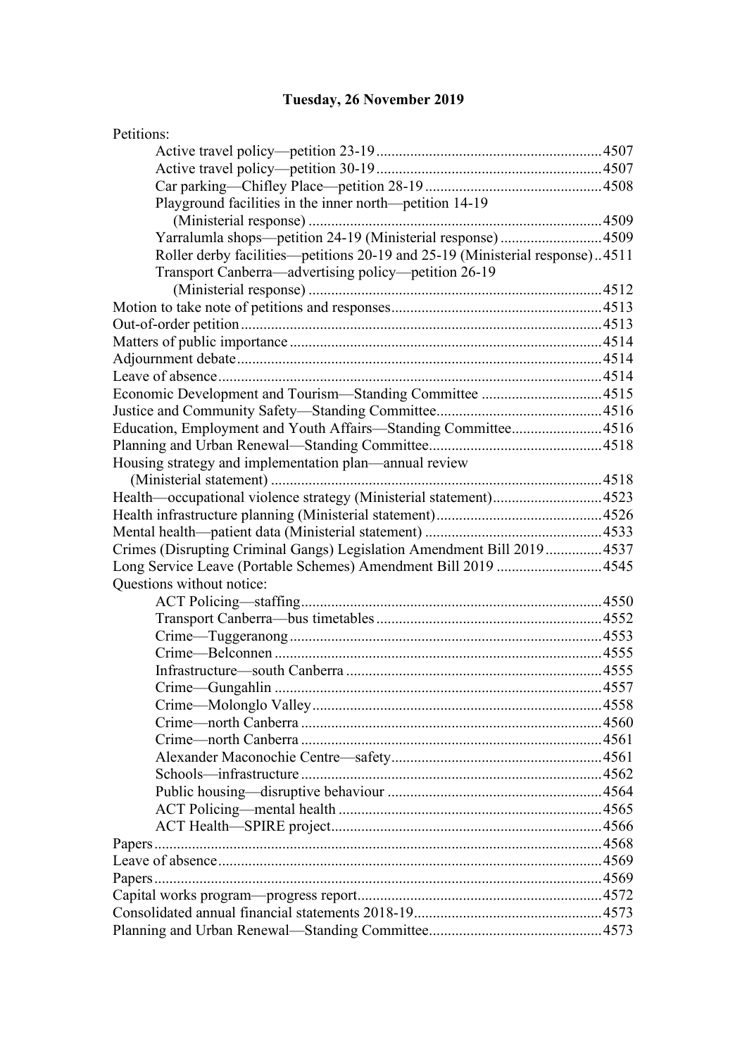**Tuesday, 26 November 2019**

Petitions:

- Active travel policy—petition 23-19 ....... 4507
- Active travel policy—petition 30-19 ....... 4507
- Car parking—Chifley Place—petition 28-19 ....... 4508
- Playground facilities in the inner north—petition 14-19 (Ministerial response) ....... 4509
- Yarralumla shops—petition 24-19 (Ministerial response) ....... 4509
- Roller derby facilities—petitions 20-19 and 25-19 (Ministerial response) ....... 4511
- Transport Canberra—advertising policy—petition 26-19 (Ministerial response) ....... 4512

Motion to take note of petitions and responses ....... 4513

Out-of-order petition ....... 4513

Matters of public importance ....... 4514

Adjournment debate ....... 4514

Leave of absence ....... 4514

Economic Development and Tourism—Standing Committee ....... 4515

Justice and Community Safety—Standing Committee ....... 4516

Education, Employment and Youth Affairs—Standing Committee ....... 4516

Planning and Urban Renewal—Standing Committee ....... 4518

Housing strategy and implementation plan—annual review (Ministerial statement) ....... 4518

Health—occupational violence strategy (Ministerial statement) ....... 4523

Health infrastructure planning (Ministerial statement) ....... 4526

Mental health—patient data (Ministerial statement) ....... 4533

Crimes (Disrupting Criminal Gangs) Legislation Amendment Bill 2019 ....... 4537

Long Service Leave (Portable Schemes) Amendment Bill 2019 ....... 4545

Questions without notice:

- ACT Policing—staffing ....... 4550
- Transport Canberra—bus timetables ....... 4552
- Crime—Tuggeranong ....... 4553
- Crime—Belconnen ....... 4555
- Infrastructure—south Canberra ....... 4555
- Crime—Gungahlin ....... 4557
- Crime—Molonglo Valley ....... 4558
- Crime—north Canberra ....... 4560
- Crime—north Canberra ....... 4561
- Alexander Maconochie Centre—safety ....... 4561
- Schools—infrastructure ....... 4562
- Public housing—disruptive behaviour ....... 4564
- ACT Policing—mental health ....... 4565
- ACT Health—SPIRE project ....... 4566

Papers ....... 4568

Leave of absence ....... 4569

Papers ....... 4569

Capital works program—progress report ....... 4572

Consolidated annual financial statements 2018-19 ....... 4573

Planning and Urban Renewal—Standing Committee ....... 4573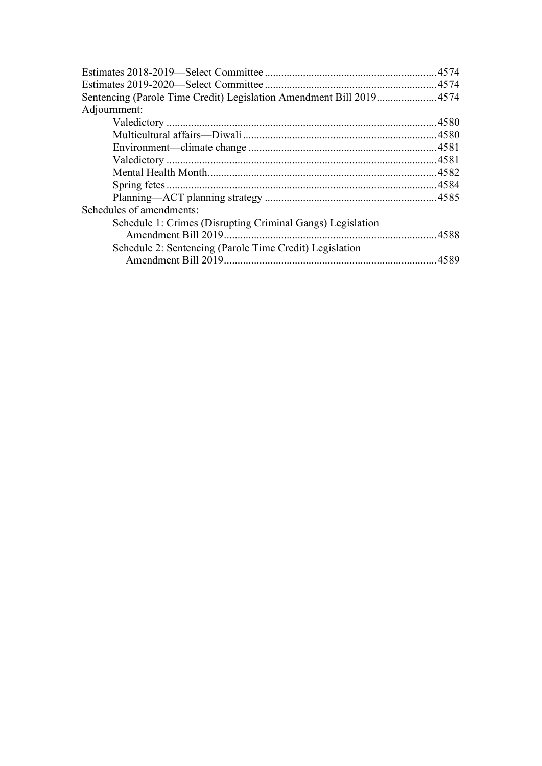Estimates 2018-2019—Select Committee .............................................................. 4574
Estimates 2019-2020—Select Committee .............................................................. 4574
Sentencing (Parole Time Credit) Legislation Amendment Bill 2019...................... 4574
Adjournment:
  Valedictory .................................................................................................. 4580
  Multicultural affairs—Diwali ...................................................................... 4580
  Environment—climate change .................................................................... 4581
  Valedictory .................................................................................................. 4581
  Mental Health Month.................................................................................. 4582
  Spring fetes .................................................................................................. 4584
  Planning—ACT planning strategy .............................................................. 4585
Schedules of amendments:
  Schedule 1: Crimes (Disrupting Criminal Gangs) Legislation
    Amendment Bill 2019............................................................................. 4588
  Schedule 2: Sentencing (Parole Time Credit) Legislation
    Amendment Bill 2019............................................................................. 4589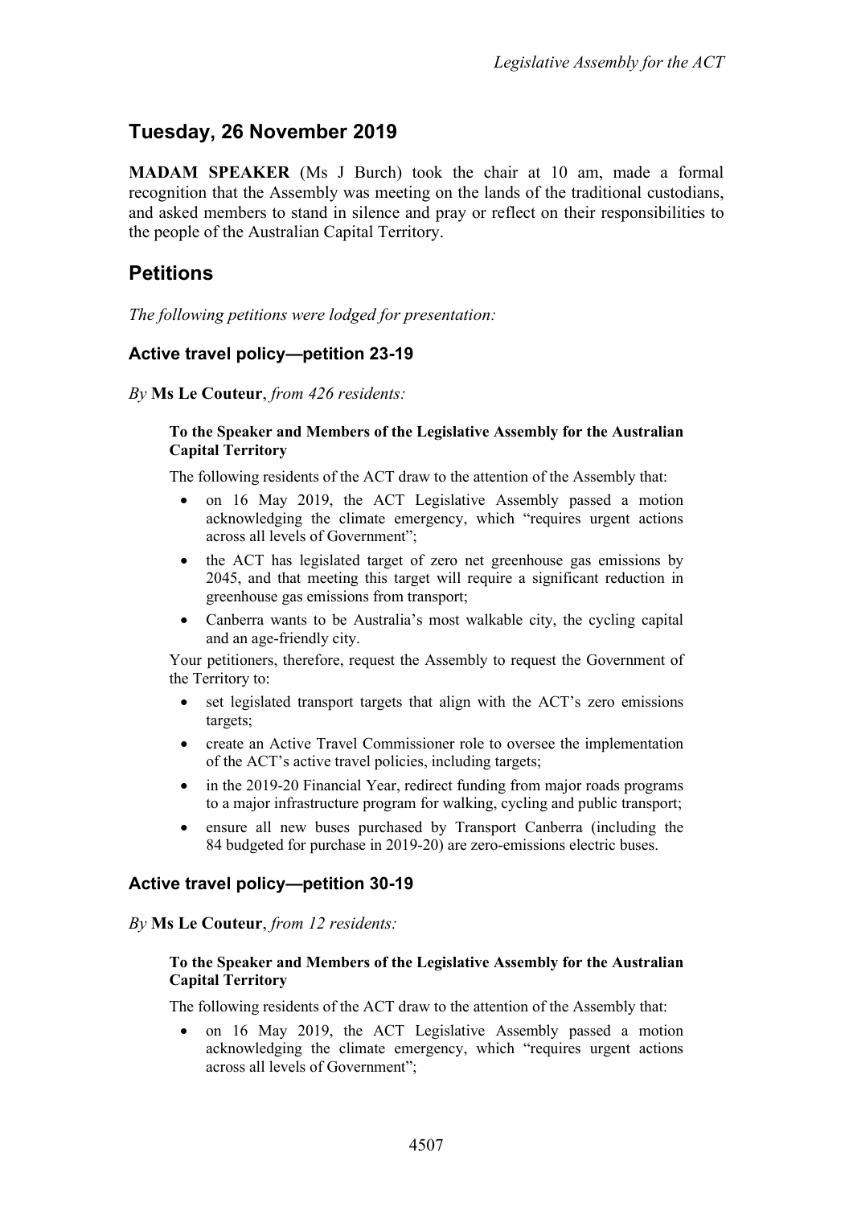# Tuesday, 26 November 2019

**MADAM SPEAKER** (Ms J Burch) took the chair at 10 am, made a formal recognition that the Assembly was meeting on the lands of the traditional custodians, and asked members to stand in silence and pray or reflect on their responsibilities to the people of the Australian Capital Territory.

# Petitions

*The following petitions were lodged for presentation:*

## Active travel policy—petition 23-19

*By* **Ms Le Couteur**, *from 426 residents:*

> **To the Speaker and Members of the Legislative Assembly for the Australian Capital Territory**
>
> The following residents of the ACT draw to the attention of the Assembly that:
>
> - on 16 May 2019, the ACT Legislative Assembly passed a motion acknowledging the climate emergency, which "requires urgent actions across all levels of Government";
> - the ACT has legislated target of zero net greenhouse gas emissions by 2045, and that meeting this target will require a significant reduction in greenhouse gas emissions from transport;
> - Canberra wants to be Australia's most walkable city, the cycling capital and an age-friendly city.
>
> Your petitioners, therefore, request the Assembly to request the Government of the Territory to:
>
> - set legislated transport targets that align with the ACT's zero emissions targets;
> - create an Active Travel Commissioner role to oversee the implementation of the ACT's active travel policies, including targets;
> - in the 2019-20 Financial Year, redirect funding from major roads programs to a major infrastructure program for walking, cycling and public transport;
> - ensure all new buses purchased by Transport Canberra (including the 84 budgeted for purchase in 2019-20) are zero-emissions electric buses.

## Active travel policy—petition 30-19

*By* **Ms Le Couteur**, *from 12 residents:*

> **To the Speaker and Members of the Legislative Assembly for the Australian Capital Territory**
>
> The following residents of the ACT draw to the attention of the Assembly that:
>
> - on 16 May 2019, the ACT Legislative Assembly passed a motion acknowledging the climate emergency, which "requires urgent actions across all levels of Government";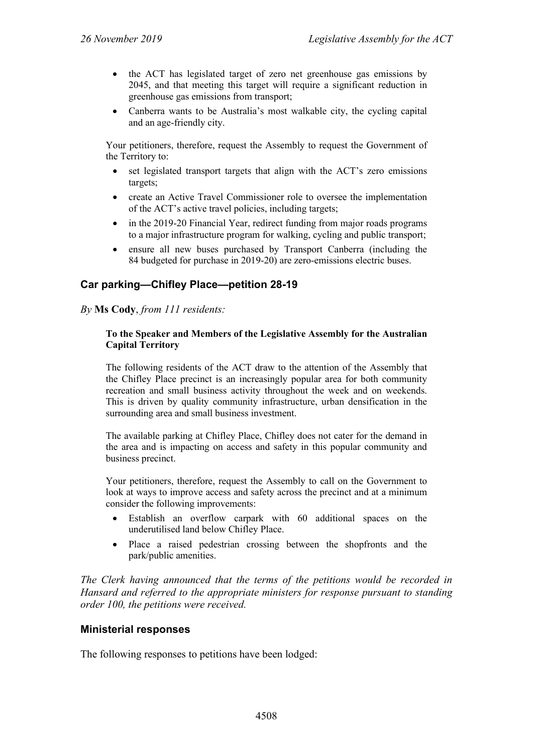- the ACT has legislated target of zero net greenhouse gas emissions by 2045, and that meeting this target will require a significant reduction in greenhouse gas emissions from transport;
- Canberra wants to be Australia's most walkable city, the cycling capital and an age-friendly city.

Your petitioners, therefore, request the Assembly to request the Government of the Territory to:

- set legislated transport targets that align with the ACT's zero emissions targets;
- create an Active Travel Commissioner role to oversee the implementation of the ACT's active travel policies, including targets;
- in the 2019-20 Financial Year, redirect funding from major roads programs to a major infrastructure program for walking, cycling and public transport;
- ensure all new buses purchased by Transport Canberra (including the 84 budgeted for purchase in 2019-20) are zero-emissions electric buses.

### Car parking—Chifley Place—petition 28-19

*By* **Ms Cody**, *from 111 residents:*

**To the Speaker and Members of the Legislative Assembly for the Australian Capital Territory**

The following residents of the ACT draw to the attention of the Assembly that the Chifley Place precinct is an increasingly popular area for both community recreation and small business activity throughout the week and on weekends. This is driven by quality community infrastructure, urban densification in the surrounding area and small business investment.

The available parking at Chifley Place, Chifley does not cater for the demand in the area and is impacting on access and safety in this popular community and business precinct.

Your petitioners, therefore, request the Assembly to call on the Government to look at ways to improve access and safety across the precinct and at a minimum consider the following improvements:

- Establish an overflow carpark with 60 additional spaces on the underutilised land below Chifley Place.
- Place a raised pedestrian crossing between the shopfronts and the park/public amenities.

*The Clerk having announced that the terms of the petitions would be recorded in Hansard and referred to the appropriate ministers for response pursuant to standing order 100, the petitions were received.*

### Ministerial responses

The following responses to petitions have been lodged: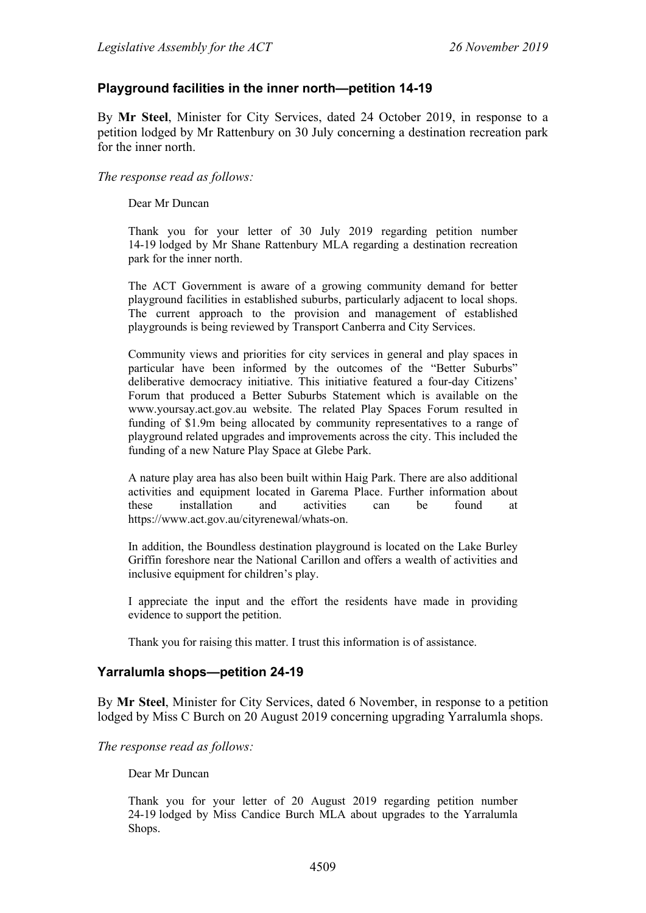### Playground facilities in the inner north—petition 14-19

By **Mr Steel**, Minister for City Services, dated 24 October 2019, in response to a petition lodged by Mr Rattenbury on 30 July concerning a destination recreation park for the inner north.

*The response read as follows:*

> Dear Mr Duncan
>
> Thank you for your letter of 30 July 2019 regarding petition number 14-19 lodged by Mr Shane Rattenbury MLA regarding a destination recreation park for the inner north.
>
> The ACT Government is aware of a growing community demand for better playground facilities in established suburbs, particularly adjacent to local shops. The current approach to the provision and management of established playgrounds is being reviewed by Transport Canberra and City Services.
>
> Community views and priorities for city services in general and play spaces in particular have been informed by the outcomes of the "Better Suburbs" deliberative democracy initiative. This initiative featured a four-day Citizens' Forum that produced a Better Suburbs Statement which is available on the www.yoursay.act.gov.au website. The related Play Spaces Forum resulted in funding of $1.9m being allocated by community representatives to a range of playground related upgrades and improvements across the city. This included the funding of a new Nature Play Space at Glebe Park.
>
> A nature play area has also been built within Haig Park. There are also additional activities and equipment located in Garema Place. Further information about these installation and activities can be found at https://www.act.gov.au/cityrenewal/whats-on.
>
> In addition, the Boundless destination playground is located on the Lake Burley Griffin foreshore near the National Carillon and offers a wealth of activities and inclusive equipment for children's play.
>
> I appreciate the input and the effort the residents have made in providing evidence to support the petition.
>
> Thank you for raising this matter. I trust this information is of assistance.

### Yarralumla shops—petition 24-19

By **Mr Steel**, Minister for City Services, dated 6 November, in response to a petition lodged by Miss C Burch on 20 August 2019 concerning upgrading Yarralumla shops.

*The response read as follows:*

> Dear Mr Duncan
>
> Thank you for your letter of 20 August 2019 regarding petition number 24-19 lodged by Miss Candice Burch MLA about upgrades to the Yarralumla Shops.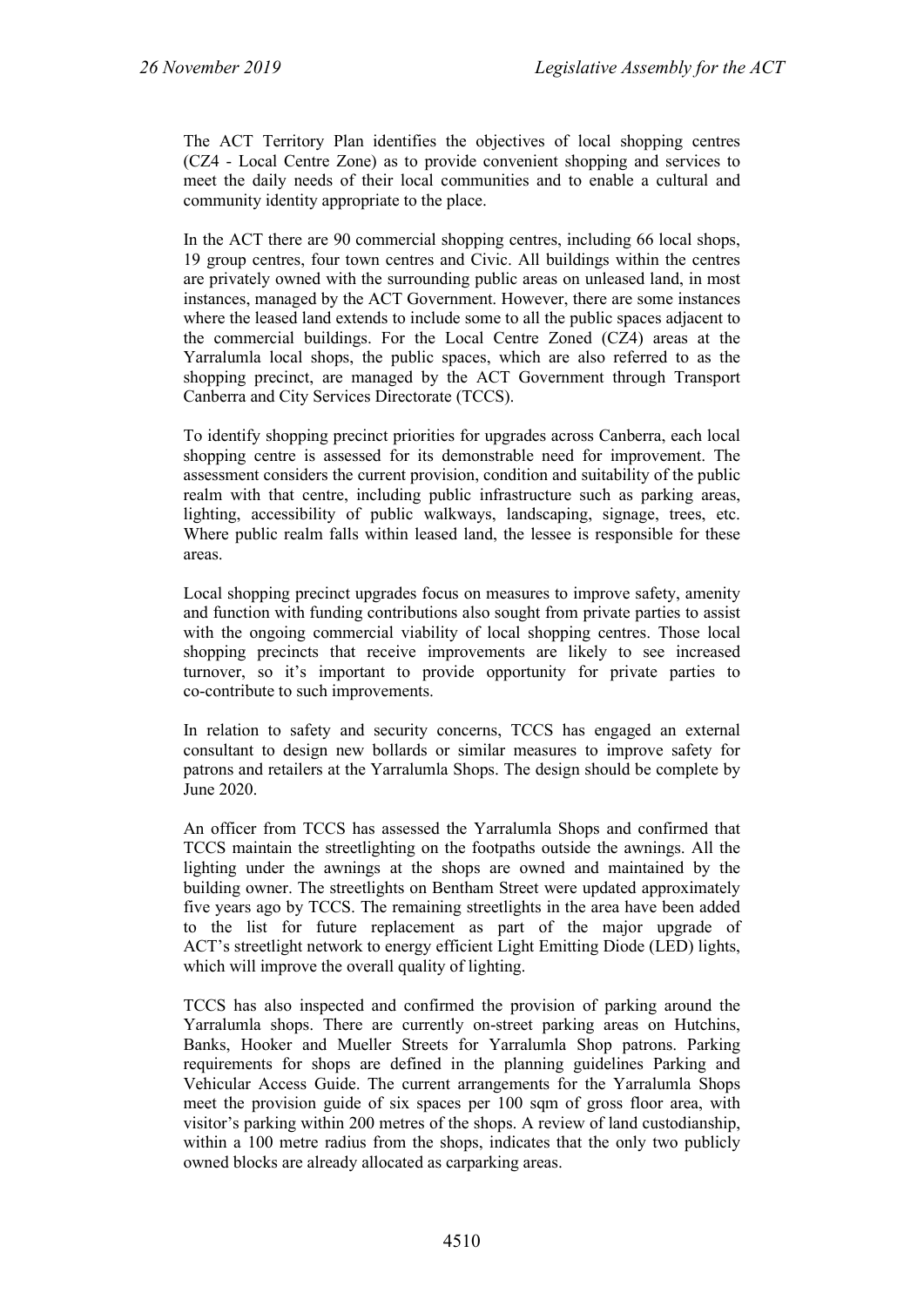The ACT Territory Plan identifies the objectives of local shopping centres (CZ4 - Local Centre Zone) as to provide convenient shopping and services to meet the daily needs of their local communities and to enable a cultural and community identity appropriate to the place.

In the ACT there are 90 commercial shopping centres, including 66 local shops, 19 group centres, four town centres and Civic. All buildings within the centres are privately owned with the surrounding public areas on unleased land, in most instances, managed by the ACT Government. However, there are some instances where the leased land extends to include some to all the public spaces adjacent to the commercial buildings. For the Local Centre Zoned (CZ4) areas at the Yarralumla local shops, the public spaces, which are also referred to as the shopping precinct, are managed by the ACT Government through Transport Canberra and City Services Directorate (TCCS).

To identify shopping precinct priorities for upgrades across Canberra, each local shopping centre is assessed for its demonstrable need for improvement. The assessment considers the current provision, condition and suitability of the public realm with that centre, including public infrastructure such as parking areas, lighting, accessibility of public walkways, landscaping, signage, trees, etc. Where public realm falls within leased land, the lessee is responsible for these areas.

Local shopping precinct upgrades focus on measures to improve safety, amenity and function with funding contributions also sought from private parties to assist with the ongoing commercial viability of local shopping centres. Those local shopping precincts that receive improvements are likely to see increased turnover, so it's important to provide opportunity for private parties to co-contribute to such improvements.

In relation to safety and security concerns, TCCS has engaged an external consultant to design new bollards or similar measures to improve safety for patrons and retailers at the Yarralumla Shops. The design should be complete by June 2020.

An officer from TCCS has assessed the Yarralumla Shops and confirmed that TCCS maintain the streetlighting on the footpaths outside the awnings. All the lighting under the awnings at the shops are owned and maintained by the building owner. The streetlights on Bentham Street were updated approximately five years ago by TCCS. The remaining streetlights in the area have been added to the list for future replacement as part of the major upgrade of ACT's streetlight network to energy efficient Light Emitting Diode (LED) lights, which will improve the overall quality of lighting.

TCCS has also inspected and confirmed the provision of parking around the Yarralumla shops. There are currently on-street parking areas on Hutchins, Banks, Hooker and Mueller Streets for Yarralumla Shop patrons. Parking requirements for shops are defined in the planning guidelines Parking and Vehicular Access Guide. The current arrangements for the Yarralumla Shops meet the provision guide of six spaces per 100 sqm of gross floor area, with visitor's parking within 200 metres of the shops. A review of land custodianship, within a 100 metre radius from the shops, indicates that the only two publicly owned blocks are already allocated as carparking areas.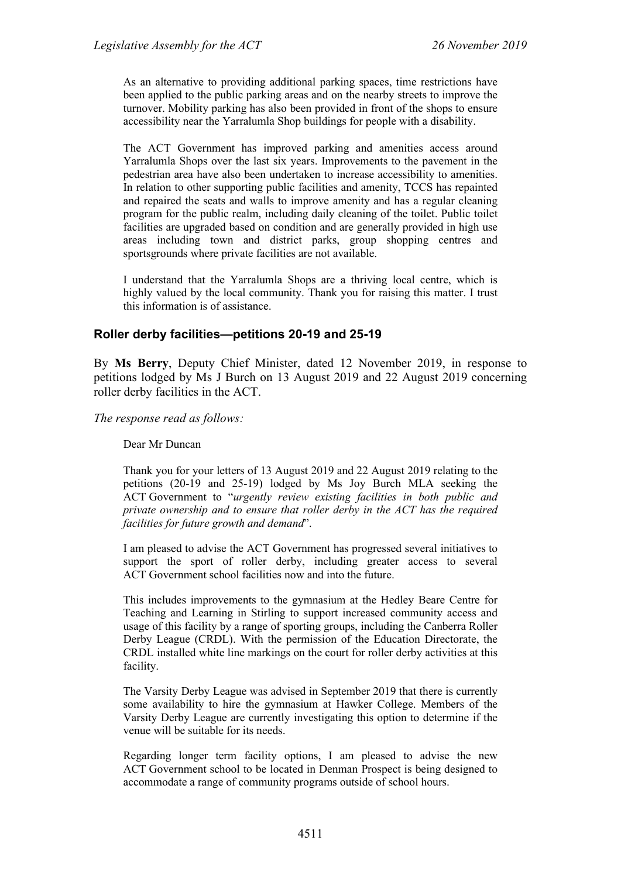As an alternative to providing additional parking spaces, time restrictions have been applied to the public parking areas and on the nearby streets to improve the turnover. Mobility parking has also been provided in front of the shops to ensure accessibility near the Yarralumla Shop buildings for people with a disability.

The ACT Government has improved parking and amenities access around Yarralumla Shops over the last six years. Improvements to the pavement in the pedestrian area have also been undertaken to increase accessibility to amenities. In relation to other supporting public facilities and amenity, TCCS has repainted and repaired the seats and walls to improve amenity and has a regular cleaning program for the public realm, including daily cleaning of the toilet. Public toilet facilities are upgraded based on condition and are generally provided in high use areas including town and district parks, group shopping centres and sportsgrounds where private facilities are not available.

I understand that the Yarralumla Shops are a thriving local centre, which is highly valued by the local community. Thank you for raising this matter. I trust this information is of assistance.

## Roller derby facilities—petitions 20-19 and 25-19

By **Ms Berry**, Deputy Chief Minister, dated 12 November 2019, in response to petitions lodged by Ms J Burch on 13 August 2019 and 22 August 2019 concerning roller derby facilities in the ACT.

*The response read as follows:*

Dear Mr Duncan

Thank you for your letters of 13 August 2019 and 22 August 2019 relating to the petitions (20-19 and 25-19) lodged by Ms Joy Burch MLA seeking the ACT Government to "*urgently review existing facilities in both public and private ownership and to ensure that roller derby in the ACT has the required facilities for future growth and demand*".

I am pleased to advise the ACT Government has progressed several initiatives to support the sport of roller derby, including greater access to several ACT Government school facilities now and into the future.

This includes improvements to the gymnasium at the Hedley Beare Centre for Teaching and Learning in Stirling to support increased community access and usage of this facility by a range of sporting groups, including the Canberra Roller Derby League (CRDL). With the permission of the Education Directorate, the CRDL installed white line markings on the court for roller derby activities at this facility.

The Varsity Derby League was advised in September 2019 that there is currently some availability to hire the gymnasium at Hawker College. Members of the Varsity Derby League are currently investigating this option to determine if the venue will be suitable for its needs.

Regarding longer term facility options, I am pleased to advise the new ACT Government school to be located in Denman Prospect is being designed to accommodate a range of community programs outside of school hours.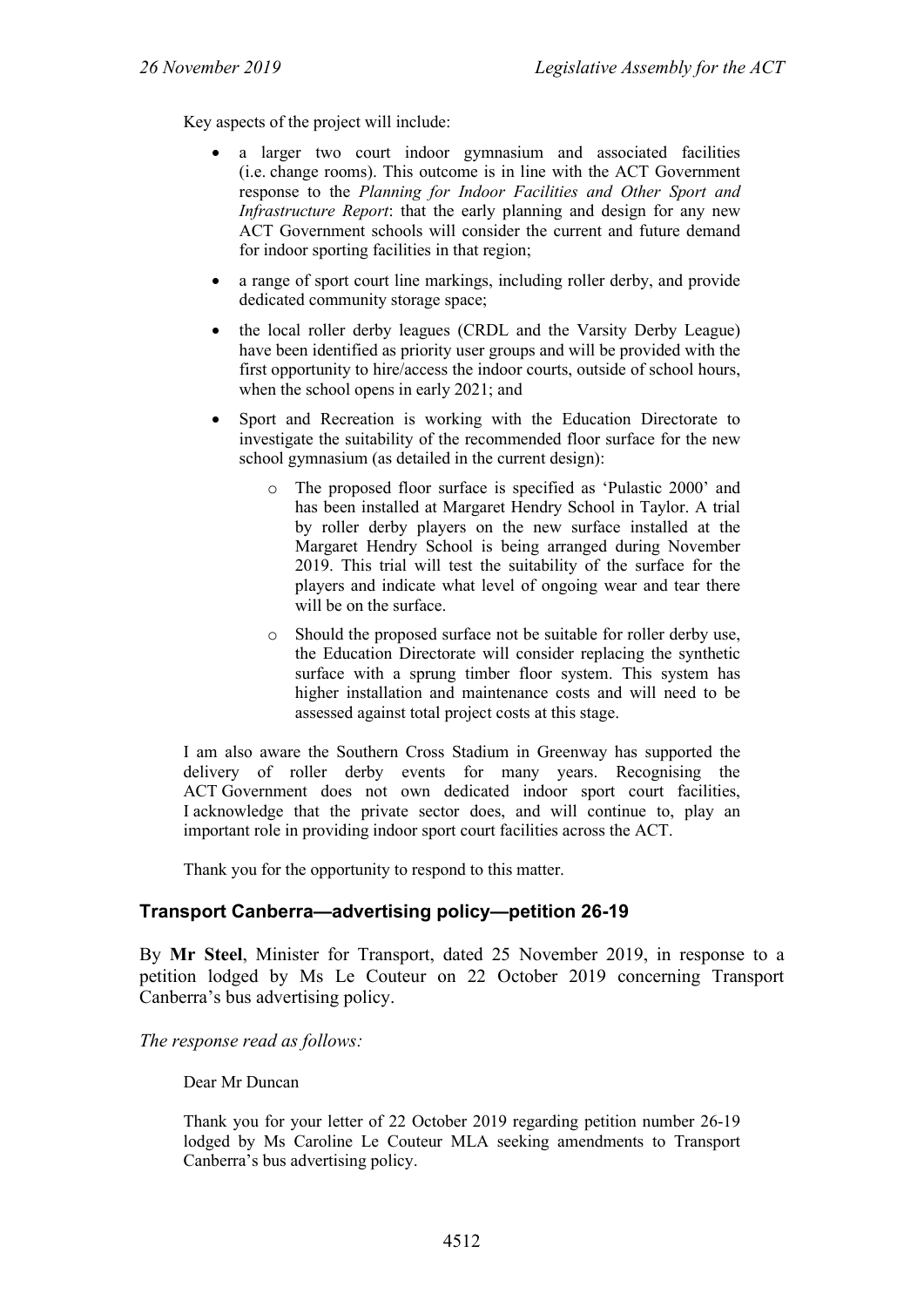Key aspects of the project will include:

- a larger two court indoor gymnasium and associated facilities (i.e. change rooms). This outcome is in line with the ACT Government response to the *Planning for Indoor Facilities and Other Sport and Infrastructure Report*: that the early planning and design for any new ACT Government schools will consider the current and future demand for indoor sporting facilities in that region;
- a range of sport court line markings, including roller derby, and provide dedicated community storage space;
- the local roller derby leagues (CRDL and the Varsity Derby League) have been identified as priority user groups and will be provided with the first opportunity to hire/access the indoor courts, outside of school hours, when the school opens in early 2021; and
- Sport and Recreation is working with the Education Directorate to investigate the suitability of the recommended floor surface for the new school gymnasium (as detailed in the current design):
    - The proposed floor surface is specified as 'Pulastic 2000' and has been installed at Margaret Hendry School in Taylor. A trial by roller derby players on the new surface installed at the Margaret Hendry School is being arranged during November 2019. This trial will test the suitability of the surface for the players and indicate what level of ongoing wear and tear there will be on the surface.
    - Should the proposed surface not be suitable for roller derby use, the Education Directorate will consider replacing the synthetic surface with a sprung timber floor system. This system has higher installation and maintenance costs and will need to be assessed against total project costs at this stage.

I am also aware the Southern Cross Stadium in Greenway has supported the delivery of roller derby events for many years. Recognising the ACT Government does not own dedicated indoor sport court facilities, I acknowledge that the private sector does, and will continue to, play an important role in providing indoor sport court facilities across the ACT.

Thank you for the opportunity to respond to this matter.

### Transport Canberra—advertising policy—petition 26-19

By **Mr Steel**, Minister for Transport, dated 25 November 2019, in response to a petition lodged by Ms Le Couteur on 22 October 2019 concerning Transport Canberra's bus advertising policy.

*The response read as follows:*

Dear Mr Duncan

Thank you for your letter of 22 October 2019 regarding petition number 26-19 lodged by Ms Caroline Le Couteur MLA seeking amendments to Transport Canberra's bus advertising policy.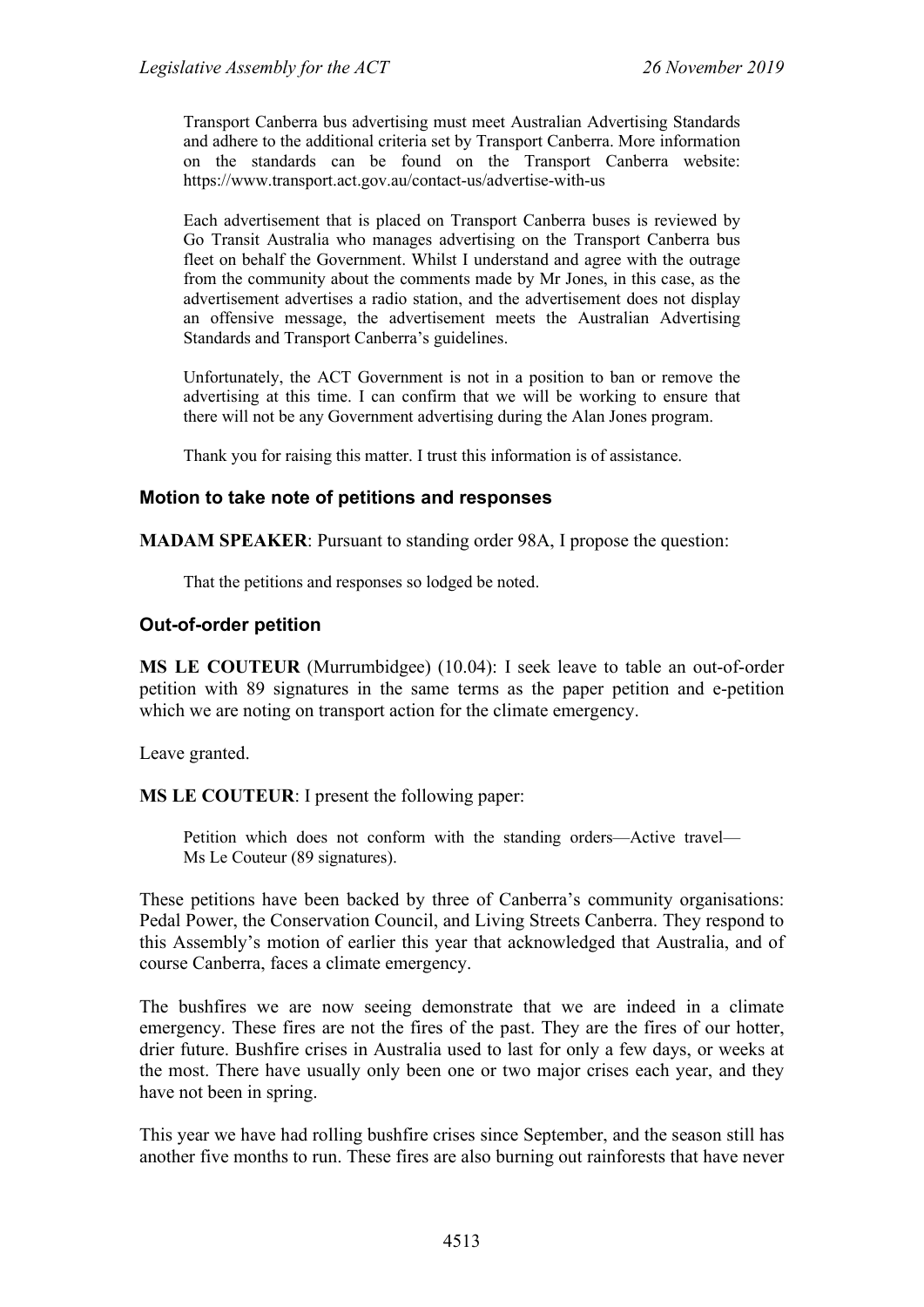Transport Canberra bus advertising must meet Australian Advertising Standards and adhere to the additional criteria set by Transport Canberra. More information on the standards can be found on the Transport Canberra website: https://www.transport.act.gov.au/contact-us/advertise-with-us

Each advertisement that is placed on Transport Canberra buses is reviewed by Go Transit Australia who manages advertising on the Transport Canberra bus fleet on behalf the Government. Whilst I understand and agree with the outrage from the community about the comments made by Mr Jones, in this case, as the advertisement advertises a radio station, and the advertisement does not display an offensive message, the advertisement meets the Australian Advertising Standards and Transport Canberra's guidelines.

Unfortunately, the ACT Government is not in a position to ban or remove the advertising at this time. I can confirm that we will be working to ensure that there will not be any Government advertising during the Alan Jones program.

Thank you for raising this matter. I trust this information is of assistance.

### Motion to take note of petitions and responses

**MADAM SPEAKER**: Pursuant to standing order 98A, I propose the question:

> That the petitions and responses so lodged be noted.

### Out-of-order petition

**MS LE COUTEUR** (Murrumbidgee) (10.04): I seek leave to table an out-of-order petition with 89 signatures in the same terms as the paper petition and e-petition which we are noting on transport action for the climate emergency.

Leave granted.

**MS LE COUTEUR**: I present the following paper:

> Petition which does not conform with the standing orders—Active travel—Ms Le Couteur (89 signatures).

These petitions have been backed by three of Canberra's community organisations: Pedal Power, the Conservation Council, and Living Streets Canberra. They respond to this Assembly's motion of earlier this year that acknowledged that Australia, and of course Canberra, faces a climate emergency.

The bushfires we are now seeing demonstrate that we are indeed in a climate emergency. These fires are not the fires of the past. They are the fires of our hotter, drier future. Bushfire crises in Australia used to last for only a few days, or weeks at the most. There have usually only been one or two major crises each year, and they have not been in spring.

This year we have had rolling bushfire crises since September, and the season still has another five months to run. These fires are also burning out rainforests that have never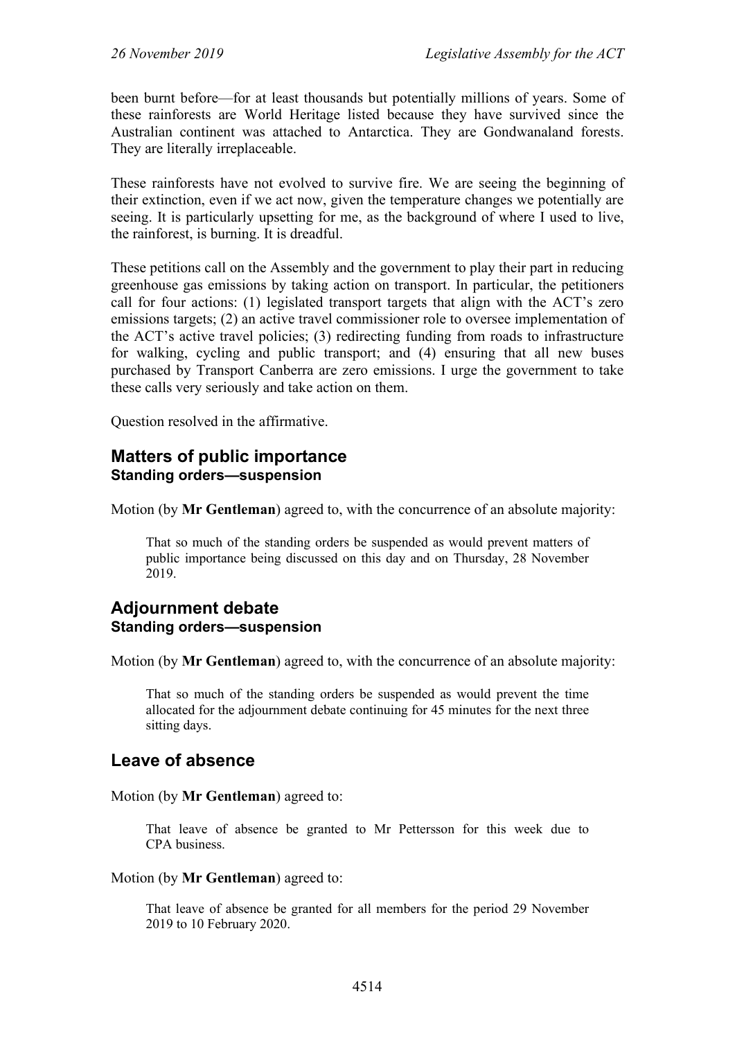been burnt before—for at least thousands but potentially millions of years. Some of these rainforests are World Heritage listed because they have survived since the Australian continent was attached to Antarctica. They are Gondwanaland forests. They are literally irreplaceable.

These rainforests have not evolved to survive fire. We are seeing the beginning of their extinction, even if we act now, given the temperature changes we potentially are seeing. It is particularly upsetting for me, as the background of where I used to live, the rainforest, is burning. It is dreadful.

These petitions call on the Assembly and the government to play their part in reducing greenhouse gas emissions by taking action on transport. In particular, the petitioners call for four actions: (1) legislated transport targets that align with the ACT's zero emissions targets; (2) an active travel commissioner role to oversee implementation of the ACT's active travel policies; (3) redirecting funding from roads to infrastructure for walking, cycling and public transport; and (4) ensuring that all new buses purchased by Transport Canberra are zero emissions. I urge the government to take these calls very seriously and take action on them.

Question resolved in the affirmative.

## Matters of public importance
### Standing orders—suspension

Motion (by **Mr Gentleman**) agreed to, with the concurrence of an absolute majority:

> That so much of the standing orders be suspended as would prevent matters of public importance being discussed on this day and on Thursday, 28 November 2019.

## Adjournment debate
### Standing orders—suspension

Motion (by **Mr Gentleman**) agreed to, with the concurrence of an absolute majority:

> That so much of the standing orders be suspended as would prevent the time allocated for the adjournment debate continuing for 45 minutes for the next three sitting days.

## Leave of absence

Motion (by **Mr Gentleman**) agreed to:

> That leave of absence be granted to Mr Pettersson for this week due to CPA business.

Motion (by **Mr Gentleman**) agreed to:

> That leave of absence be granted for all members for the period 29 November 2019 to 10 February 2020.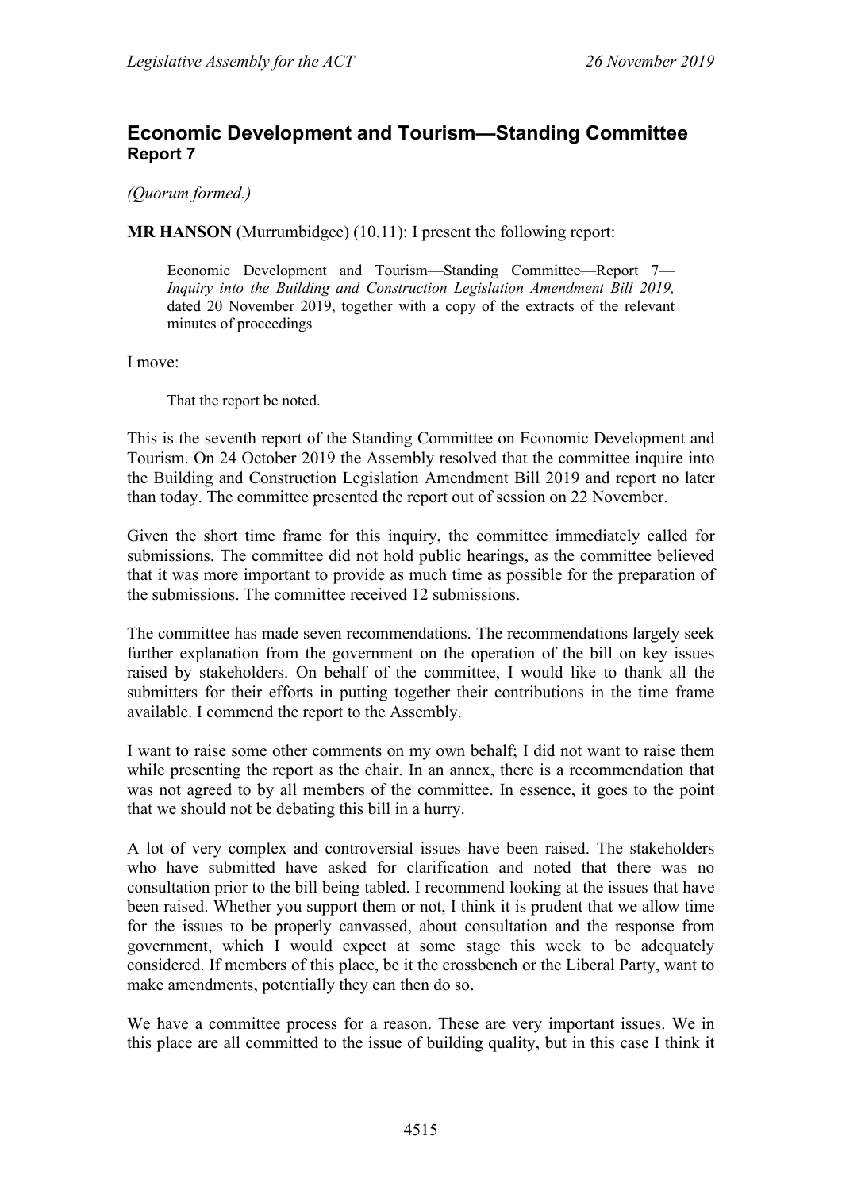## Economic Development and Tourism—Standing Committee
**Report 7**

*(Quorum formed.)*

**MR HANSON** (Murrumbidgee) (10.11): I present the following report:

> Economic Development and Tourism—Standing Committee—Report 7—*Inquiry into the Building and Construction Legislation Amendment Bill 2019,* dated 20 November 2019, together with a copy of the extracts of the relevant minutes of proceedings

I move:

> That the report be noted.

This is the seventh report of the Standing Committee on Economic Development and Tourism. On 24 October 2019 the Assembly resolved that the committee inquire into the Building and Construction Legislation Amendment Bill 2019 and report no later than today. The committee presented the report out of session on 22 November.

Given the short time frame for this inquiry, the committee immediately called for submissions. The committee did not hold public hearings, as the committee believed that it was more important to provide as much time as possible for the preparation of the submissions. The committee received 12 submissions.

The committee has made seven recommendations. The recommendations largely seek further explanation from the government on the operation of the bill on key issues raised by stakeholders. On behalf of the committee, I would like to thank all the submitters for their efforts in putting together their contributions in the time frame available. I commend the report to the Assembly.

I want to raise some other comments on my own behalf; I did not want to raise them while presenting the report as the chair. In an annex, there is a recommendation that was not agreed to by all members of the committee. In essence, it goes to the point that we should not be debating this bill in a hurry.

A lot of very complex and controversial issues have been raised. The stakeholders who have submitted have asked for clarification and noted that there was no consultation prior to the bill being tabled. I recommend looking at the issues that have been raised. Whether you support them or not, I think it is prudent that we allow time for the issues to be properly canvassed, about consultation and the response from government, which I would expect at some stage this week to be adequately considered. If members of this place, be it the crossbench or the Liberal Party, want to make amendments, potentially they can then do so.

We have a committee process for a reason. These are very important issues. We in this place are all committed to the issue of building quality, but in this case I think it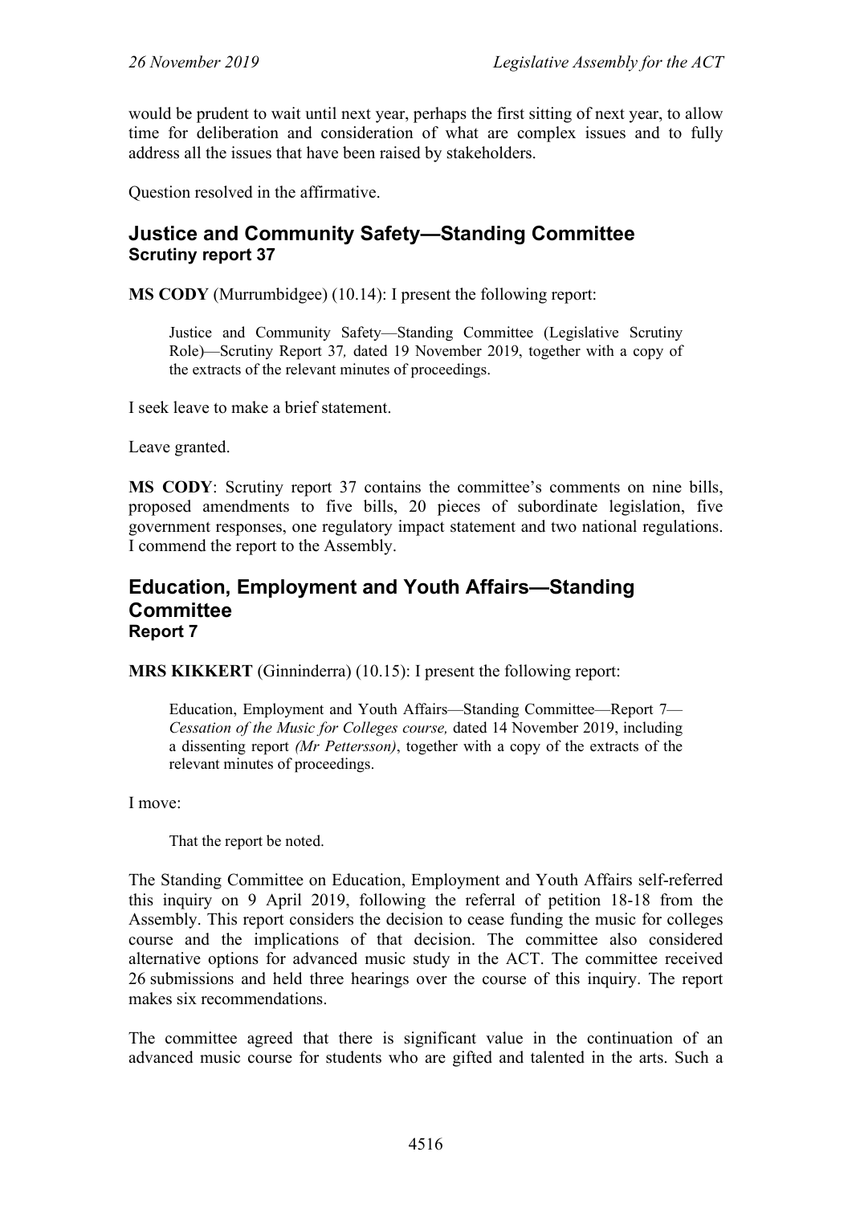would be prudent to wait until next year, perhaps the first sitting of next year, to allow time for deliberation and consideration of what are complex issues and to fully address all the issues that have been raised by stakeholders.

Question resolved in the affirmative.

## Justice and Community Safety—Standing Committee
### Scrutiny report 37

**MS CODY** (Murrumbidgee) (10.14): I present the following report:

> Justice and Community Safety—Standing Committee (Legislative Scrutiny Role)—Scrutiny Report 37*,* dated 19 November 2019, together with a copy of the extracts of the relevant minutes of proceedings.

I seek leave to make a brief statement.

Leave granted.

**MS CODY**: Scrutiny report 37 contains the committee's comments on nine bills, proposed amendments to five bills, 20 pieces of subordinate legislation, five government responses, one regulatory impact statement and two national regulations. I commend the report to the Assembly.

## Education, Employment and Youth Affairs—Standing Committee
### Report 7

**MRS KIKKERT** (Ginninderra) (10.15): I present the following report:

> Education, Employment and Youth Affairs—Standing Committee—Report 7—*Cessation of the Music for Colleges course,* dated 14 November 2019, including a dissenting report *(Mr Pettersson)*, together with a copy of the extracts of the relevant minutes of proceedings.

I move:

> That the report be noted.

The Standing Committee on Education, Employment and Youth Affairs self-referred this inquiry on 9 April 2019, following the referral of petition 18-18 from the Assembly. This report considers the decision to cease funding the music for colleges course and the implications of that decision. The committee also considered alternative options for advanced music study in the ACT. The committee received 26 submissions and held three hearings over the course of this inquiry. The report makes six recommendations.

The committee agreed that there is significant value in the continuation of an advanced music course for students who are gifted and talented in the arts. Such a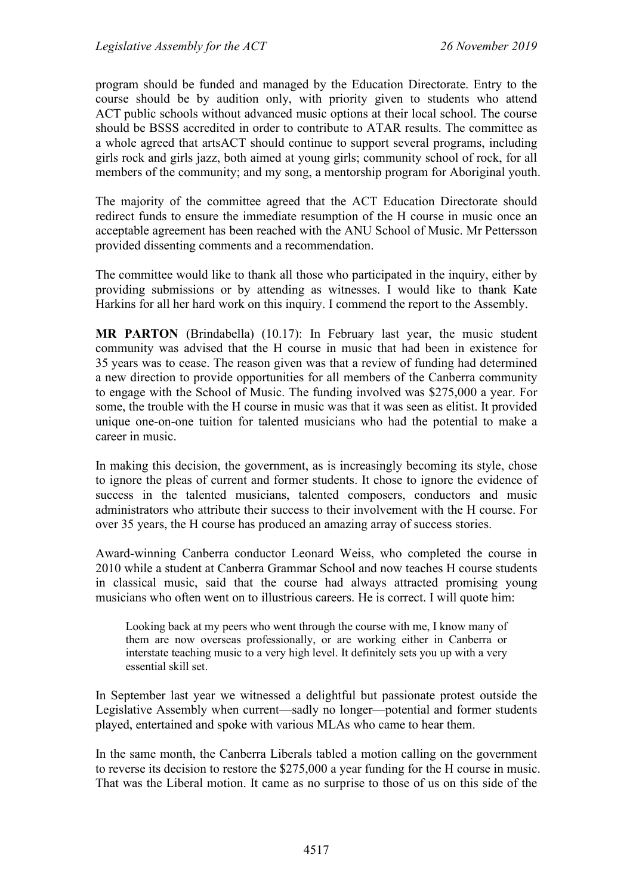program should be funded and managed by the Education Directorate. Entry to the course should be by audition only, with priority given to students who attend ACT public schools without advanced music options at their local school. The course should be BSSS accredited in order to contribute to ATAR results. The committee as a whole agreed that artsACT should continue to support several programs, including girls rock and girls jazz, both aimed at young girls; community school of rock, for all members of the community; and my song, a mentorship program for Aboriginal youth.

The majority of the committee agreed that the ACT Education Directorate should redirect funds to ensure the immediate resumption of the H course in music once an acceptable agreement has been reached with the ANU School of Music. Mr Pettersson provided dissenting comments and a recommendation.

The committee would like to thank all those who participated in the inquiry, either by providing submissions or by attending as witnesses. I would like to thank Kate Harkins for all her hard work on this inquiry. I commend the report to the Assembly.

**MR PARTON** (Brindabella) (10.17): In February last year, the music student community was advised that the H course in music that had been in existence for 35 years was to cease. The reason given was that a review of funding had determined a new direction to provide opportunities for all members of the Canberra community to engage with the School of Music. The funding involved was $275,000 a year. For some, the trouble with the H course in music was that it was seen as elitist. It provided unique one-on-one tuition for talented musicians who had the potential to make a career in music.

In making this decision, the government, as is increasingly becoming its style, chose to ignore the pleas of current and former students. It chose to ignore the evidence of success in the talented musicians, talented composers, conductors and music administrators who attribute their success to their involvement with the H course. For over 35 years, the H course has produced an amazing array of success stories.

Award-winning Canberra conductor Leonard Weiss, who completed the course in 2010 while a student at Canberra Grammar School and now teaches H course students in classical music, said that the course had always attracted promising young musicians who often went on to illustrious careers. He is correct. I will quote him:

> Looking back at my peers who went through the course with me, I know many of them are now overseas professionally, or are working either in Canberra or interstate teaching music to a very high level. It definitely sets you up with a very essential skill set.

In September last year we witnessed a delightful but passionate protest outside the Legislative Assembly when current—sadly no longer—potential and former students played, entertained and spoke with various MLAs who came to hear them.

In the same month, the Canberra Liberals tabled a motion calling on the government to reverse its decision to restore the $275,000 a year funding for the H course in music. That was the Liberal motion. It came as no surprise to those of us on this side of the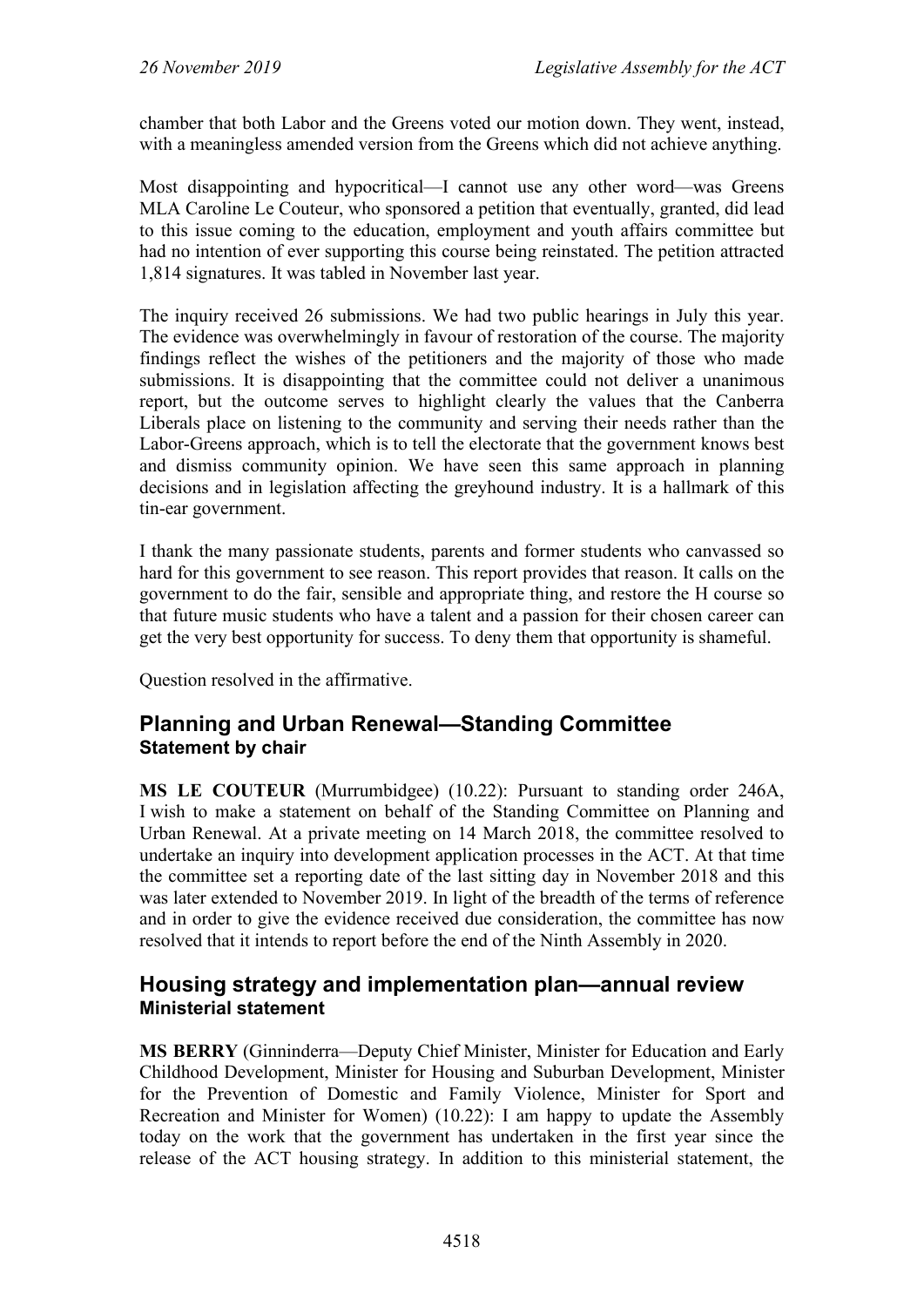chamber that both Labor and the Greens voted our motion down. They went, instead, with a meaningless amended version from the Greens which did not achieve anything.

Most disappointing and hypocritical—I cannot use any other word—was Greens MLA Caroline Le Couteur, who sponsored a petition that eventually, granted, did lead to this issue coming to the education, employment and youth affairs committee but had no intention of ever supporting this course being reinstated. The petition attracted 1,814 signatures. It was tabled in November last year.

The inquiry received 26 submissions. We had two public hearings in July this year. The evidence was overwhelmingly in favour of restoration of the course. The majority findings reflect the wishes of the petitioners and the majority of those who made submissions. It is disappointing that the committee could not deliver a unanimous report, but the outcome serves to highlight clearly the values that the Canberra Liberals place on listening to the community and serving their needs rather than the Labor-Greens approach, which is to tell the electorate that the government knows best and dismiss community opinion. We have seen this same approach in planning decisions and in legislation affecting the greyhound industry. It is a hallmark of this tin-ear government.

I thank the many passionate students, parents and former students who canvassed so hard for this government to see reason. This report provides that reason. It calls on the government to do the fair, sensible and appropriate thing, and restore the H course so that future music students who have a talent and a passion for their chosen career can get the very best opportunity for success. To deny them that opportunity is shameful.

Question resolved in the affirmative.

## Planning and Urban Renewal—Standing Committee
### Statement by chair

**MS LE COUTEUR** (Murrumbidgee) (10.22): Pursuant to standing order 246A, I wish to make a statement on behalf of the Standing Committee on Planning and Urban Renewal. At a private meeting on 14 March 2018, the committee resolved to undertake an inquiry into development application processes in the ACT. At that time the committee set a reporting date of the last sitting day in November 2018 and this was later extended to November 2019. In light of the breadth of the terms of reference and in order to give the evidence received due consideration, the committee has now resolved that it intends to report before the end of the Ninth Assembly in 2020.

## Housing strategy and implementation plan—annual review
### Ministerial statement

**MS BERRY** (Ginninderra—Deputy Chief Minister, Minister for Education and Early Childhood Development, Minister for Housing and Suburban Development, Minister for the Prevention of Domestic and Family Violence, Minister for Sport and Recreation and Minister for Women) (10.22): I am happy to update the Assembly today on the work that the government has undertaken in the first year since the release of the ACT housing strategy. In addition to this ministerial statement, the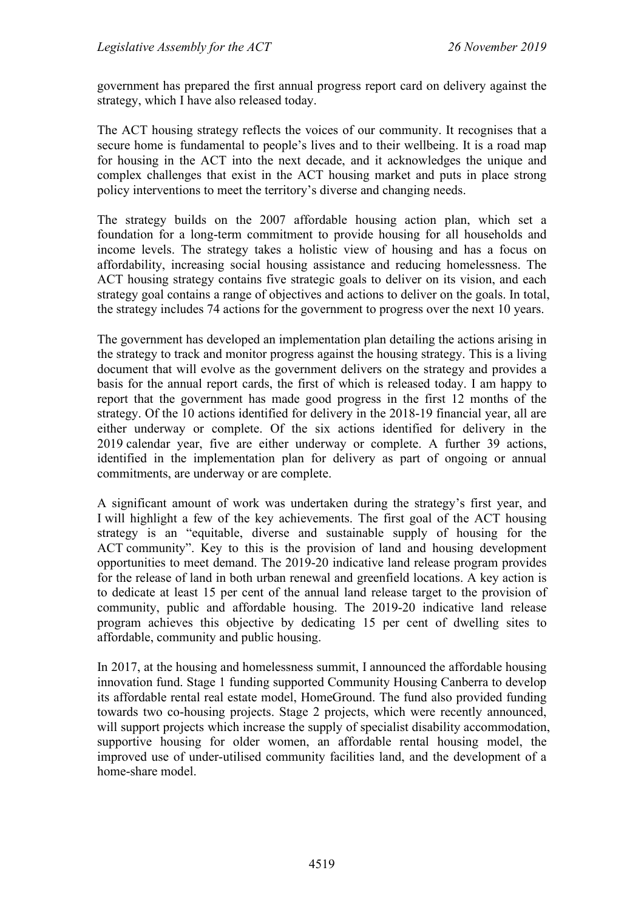government has prepared the first annual progress report card on delivery against the strategy, which I have also released today.

The ACT housing strategy reflects the voices of our community. It recognises that a secure home is fundamental to people's lives and to their wellbeing. It is a road map for housing in the ACT into the next decade, and it acknowledges the unique and complex challenges that exist in the ACT housing market and puts in place strong policy interventions to meet the territory's diverse and changing needs.

The strategy builds on the 2007 affordable housing action plan, which set a foundation for a long-term commitment to provide housing for all households and income levels. The strategy takes a holistic view of housing and has a focus on affordability, increasing social housing assistance and reducing homelessness. The ACT housing strategy contains five strategic goals to deliver on its vision, and each strategy goal contains a range of objectives and actions to deliver on the goals. In total, the strategy includes 74 actions for the government to progress over the next 10 years.

The government has developed an implementation plan detailing the actions arising in the strategy to track and monitor progress against the housing strategy. This is a living document that will evolve as the government delivers on the strategy and provides a basis for the annual report cards, the first of which is released today. I am happy to report that the government has made good progress in the first 12 months of the strategy. Of the 10 actions identified for delivery in the 2018-19 financial year, all are either underway or complete. Of the six actions identified for delivery in the 2019 calendar year, five are either underway or complete. A further 39 actions, identified in the implementation plan for delivery as part of ongoing or annual commitments, are underway or are complete.

A significant amount of work was undertaken during the strategy's first year, and I will highlight a few of the key achievements. The first goal of the ACT housing strategy is an "equitable, diverse and sustainable supply of housing for the ACT community". Key to this is the provision of land and housing development opportunities to meet demand. The 2019-20 indicative land release program provides for the release of land in both urban renewal and greenfield locations. A key action is to dedicate at least 15 per cent of the annual land release target to the provision of community, public and affordable housing. The 2019-20 indicative land release program achieves this objective by dedicating 15 per cent of dwelling sites to affordable, community and public housing.

In 2017, at the housing and homelessness summit, I announced the affordable housing innovation fund. Stage 1 funding supported Community Housing Canberra to develop its affordable rental real estate model, HomeGround. The fund also provided funding towards two co-housing projects. Stage 2 projects, which were recently announced, will support projects which increase the supply of specialist disability accommodation, supportive housing for older women, an affordable rental housing model, the improved use of under-utilised community facilities land, and the development of a home-share model.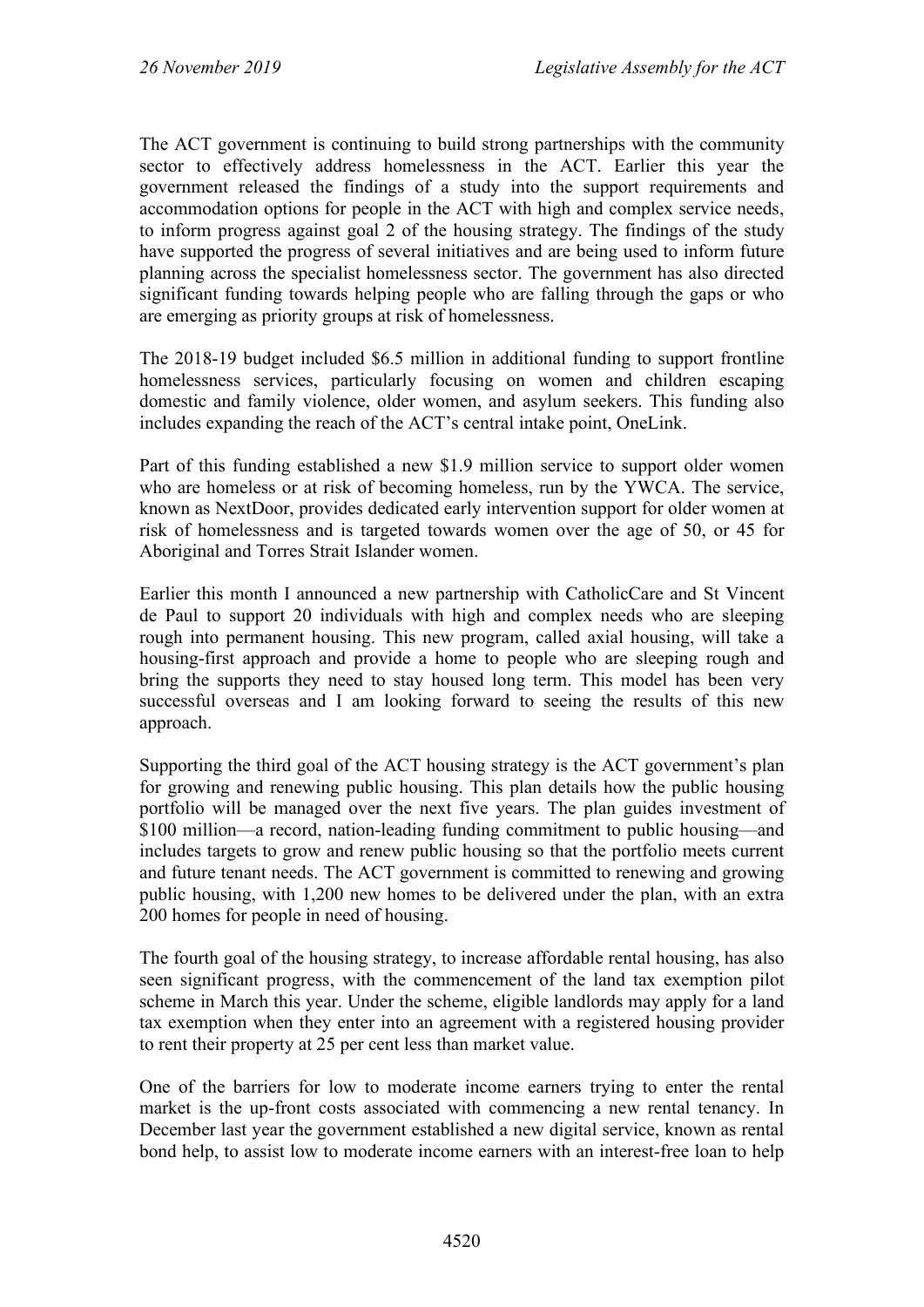The ACT government is continuing to build strong partnerships with the community sector to effectively address homelessness in the ACT. Earlier this year the government released the findings of a study into the support requirements and accommodation options for people in the ACT with high and complex service needs, to inform progress against goal 2 of the housing strategy. The findings of the study have supported the progress of several initiatives and are being used to inform future planning across the specialist homelessness sector. The government has also directed significant funding towards helping people who are falling through the gaps or who are emerging as priority groups at risk of homelessness.

The 2018-19 budget included $6.5 million in additional funding to support frontline homelessness services, particularly focusing on women and children escaping domestic and family violence, older women, and asylum seekers. This funding also includes expanding the reach of the ACT's central intake point, OneLink.

Part of this funding established a new $1.9 million service to support older women who are homeless or at risk of becoming homeless, run by the YWCA. The service, known as NextDoor, provides dedicated early intervention support for older women at risk of homelessness and is targeted towards women over the age of 50, or 45 for Aboriginal and Torres Strait Islander women.

Earlier this month I announced a new partnership with CatholicCare and St Vincent de Paul to support 20 individuals with high and complex needs who are sleeping rough into permanent housing. This new program, called axial housing, will take a housing-first approach and provide a home to people who are sleeping rough and bring the supports they need to stay housed long term. This model has been very successful overseas and I am looking forward to seeing the results of this new approach.

Supporting the third goal of the ACT housing strategy is the ACT government's plan for growing and renewing public housing. This plan details how the public housing portfolio will be managed over the next five years. The plan guides investment of $100 million—a record, nation-leading funding commitment to public housing—and includes targets to grow and renew public housing so that the portfolio meets current and future tenant needs. The ACT government is committed to renewing and growing public housing, with 1,200 new homes to be delivered under the plan, with an extra 200 homes for people in need of housing.

The fourth goal of the housing strategy, to increase affordable rental housing, has also seen significant progress, with the commencement of the land tax exemption pilot scheme in March this year. Under the scheme, eligible landlords may apply for a land tax exemption when they enter into an agreement with a registered housing provider to rent their property at 25 per cent less than market value.

One of the barriers for low to moderate income earners trying to enter the rental market is the up-front costs associated with commencing a new rental tenancy. In December last year the government established a new digital service, known as rental bond help, to assist low to moderate income earners with an interest-free loan to help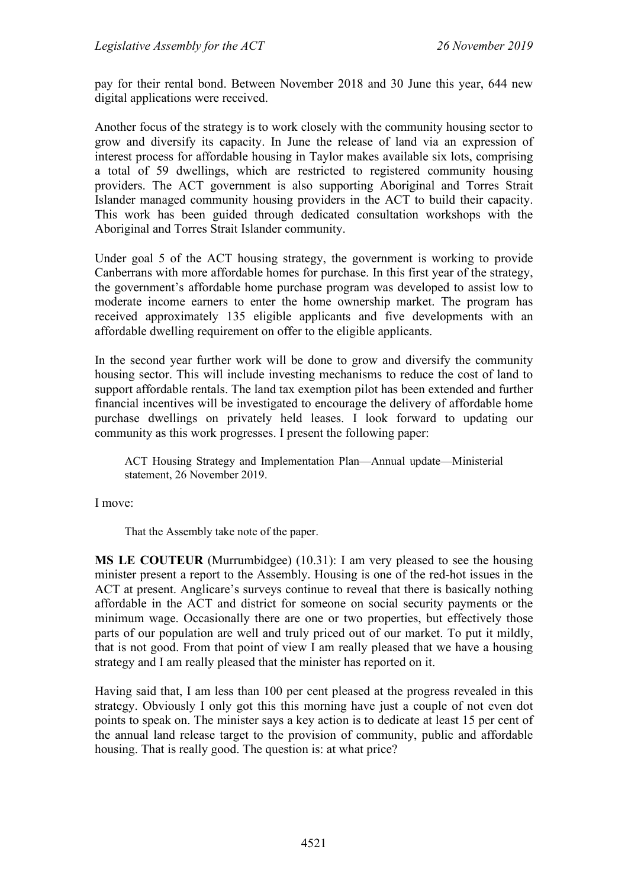pay for their rental bond. Between November 2018 and 30 June this year, 644 new digital applications were received.

Another focus of the strategy is to work closely with the community housing sector to grow and diversify its capacity. In June the release of land via an expression of interest process for affordable housing in Taylor makes available six lots, comprising a total of 59 dwellings, which are restricted to registered community housing providers. The ACT government is also supporting Aboriginal and Torres Strait Islander managed community housing providers in the ACT to build their capacity. This work has been guided through dedicated consultation workshops with the Aboriginal and Torres Strait Islander community.

Under goal 5 of the ACT housing strategy, the government is working to provide Canberrans with more affordable homes for purchase. In this first year of the strategy, the government's affordable home purchase program was developed to assist low to moderate income earners to enter the home ownership market. The program has received approximately 135 eligible applicants and five developments with an affordable dwelling requirement on offer to the eligible applicants.

In the second year further work will be done to grow and diversify the community housing sector. This will include investing mechanisms to reduce the cost of land to support affordable rentals. The land tax exemption pilot has been extended and further financial incentives will be investigated to encourage the delivery of affordable home purchase dwellings on privately held leases. I look forward to updating our community as this work progresses. I present the following paper:

> ACT Housing Strategy and Implementation Plan—Annual update—Ministerial statement, 26 November 2019.

I move:

> That the Assembly take note of the paper.

**MS LE COUTEUR** (Murrumbidgee) (10.31): I am very pleased to see the housing minister present a report to the Assembly. Housing is one of the red-hot issues in the ACT at present. Anglicare's surveys continue to reveal that there is basically nothing affordable in the ACT and district for someone on social security payments or the minimum wage. Occasionally there are one or two properties, but effectively those parts of our population are well and truly priced out of our market. To put it mildly, that is not good. From that point of view I am really pleased that we have a housing strategy and I am really pleased that the minister has reported on it.

Having said that, I am less than 100 per cent pleased at the progress revealed in this strategy. Obviously I only got this this morning have just a couple of not even dot points to speak on. The minister says a key action is to dedicate at least 15 per cent of the annual land release target to the provision of community, public and affordable housing. That is really good. The question is: at what price?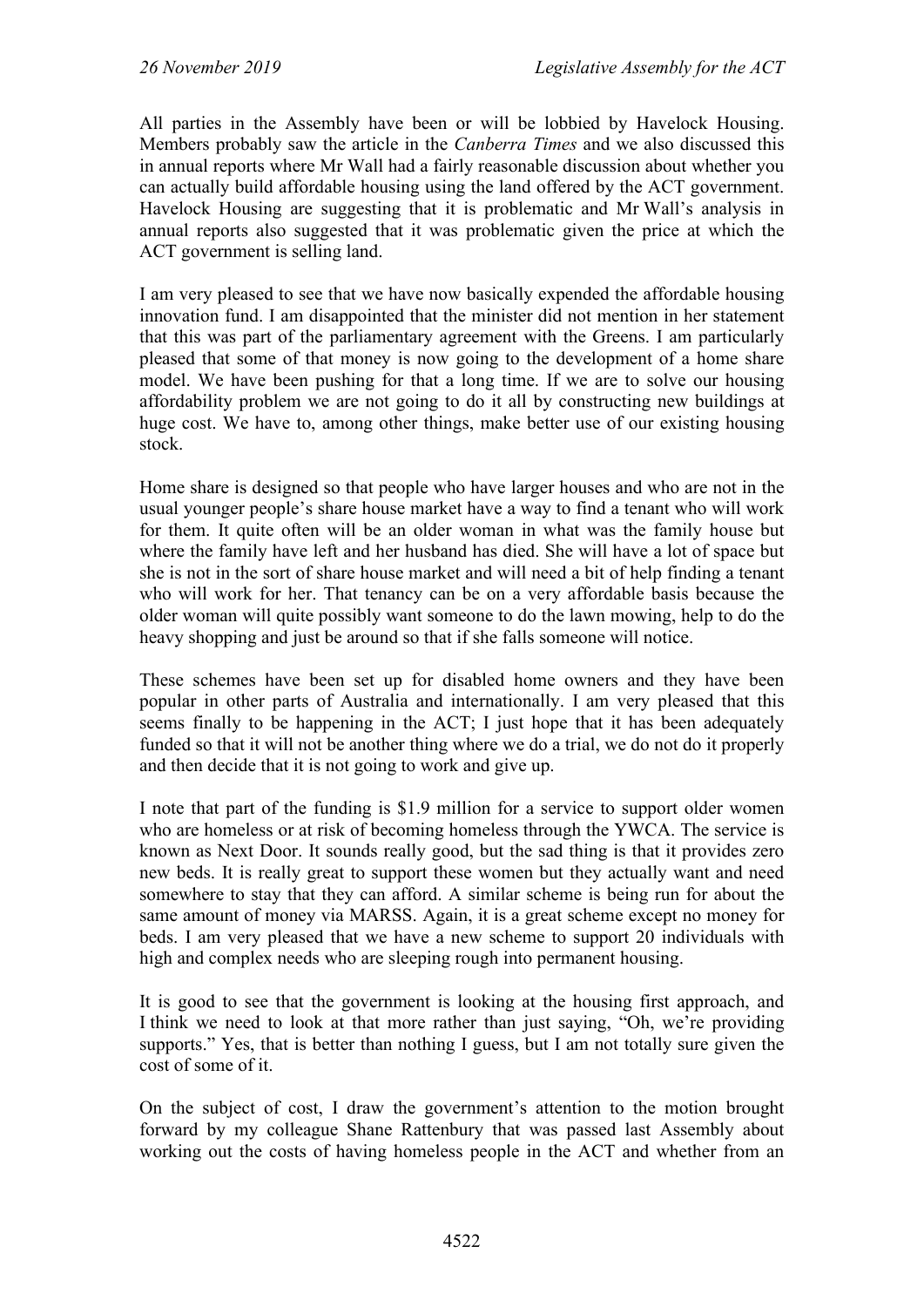All parties in the Assembly have been or will be lobbied by Havelock Housing. Members probably saw the article in the *Canberra Times* and we also discussed this in annual reports where Mr Wall had a fairly reasonable discussion about whether you can actually build affordable housing using the land offered by the ACT government. Havelock Housing are suggesting that it is problematic and Mr Wall's analysis in annual reports also suggested that it was problematic given the price at which the ACT government is selling land.

I am very pleased to see that we have now basically expended the affordable housing innovation fund. I am disappointed that the minister did not mention in her statement that this was part of the parliamentary agreement with the Greens. I am particularly pleased that some of that money is now going to the development of a home share model. We have been pushing for that a long time. If we are to solve our housing affordability problem we are not going to do it all by constructing new buildings at huge cost. We have to, among other things, make better use of our existing housing stock.

Home share is designed so that people who have larger houses and who are not in the usual younger people's share house market have a way to find a tenant who will work for them. It quite often will be an older woman in what was the family house but where the family have left and her husband has died. She will have a lot of space but she is not in the sort of share house market and will need a bit of help finding a tenant who will work for her. That tenancy can be on a very affordable basis because the older woman will quite possibly want someone to do the lawn mowing, help to do the heavy shopping and just be around so that if she falls someone will notice.

These schemes have been set up for disabled home owners and they have been popular in other parts of Australia and internationally. I am very pleased that this seems finally to be happening in the ACT; I just hope that it has been adequately funded so that it will not be another thing where we do a trial, we do not do it properly and then decide that it is not going to work and give up.

I note that part of the funding is $1.9 million for a service to support older women who are homeless or at risk of becoming homeless through the YWCA. The service is known as Next Door. It sounds really good, but the sad thing is that it provides zero new beds. It is really great to support these women but they actually want and need somewhere to stay that they can afford. A similar scheme is being run for about the same amount of money via MARSS. Again, it is a great scheme except no money for beds. I am very pleased that we have a new scheme to support 20 individuals with high and complex needs who are sleeping rough into permanent housing.

It is good to see that the government is looking at the housing first approach, and I think we need to look at that more rather than just saying, "Oh, we're providing supports." Yes, that is better than nothing I guess, but I am not totally sure given the cost of some of it.

On the subject of cost, I draw the government's attention to the motion brought forward by my colleague Shane Rattenbury that was passed last Assembly about working out the costs of having homeless people in the ACT and whether from an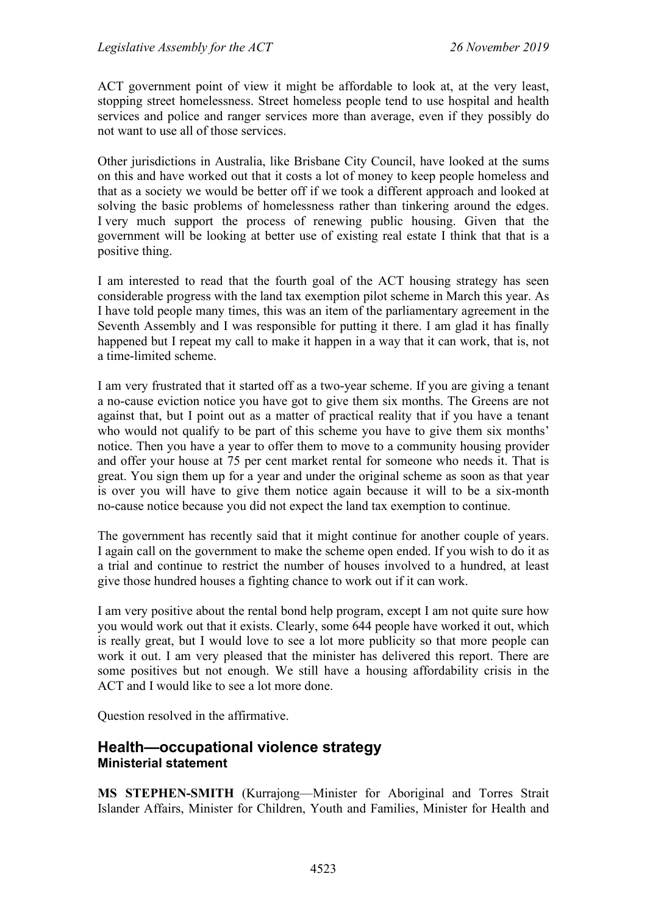ACT government point of view it might be affordable to look at, at the very least, stopping street homelessness. Street homeless people tend to use hospital and health services and police and ranger services more than average, even if they possibly do not want to use all of those services.

Other jurisdictions in Australia, like Brisbane City Council, have looked at the sums on this and have worked out that it costs a lot of money to keep people homeless and that as a society we would be better off if we took a different approach and looked at solving the basic problems of homelessness rather than tinkering around the edges. I very much support the process of renewing public housing. Given that the government will be looking at better use of existing real estate I think that that is a positive thing.

I am interested to read that the fourth goal of the ACT housing strategy has seen considerable progress with the land tax exemption pilot scheme in March this year. As I have told people many times, this was an item of the parliamentary agreement in the Seventh Assembly and I was responsible for putting it there. I am glad it has finally happened but I repeat my call to make it happen in a way that it can work, that is, not a time-limited scheme.

I am very frustrated that it started off as a two-year scheme. If you are giving a tenant a no-cause eviction notice you have got to give them six months. The Greens are not against that, but I point out as a matter of practical reality that if you have a tenant who would not qualify to be part of this scheme you have to give them six months' notice. Then you have a year to offer them to move to a community housing provider and offer your house at 75 per cent market rental for someone who needs it. That is great. You sign them up for a year and under the original scheme as soon as that year is over you will have to give them notice again because it will to be a six-month no-cause notice because you did not expect the land tax exemption to continue.

The government has recently said that it might continue for another couple of years. I again call on the government to make the scheme open ended. If you wish to do it as a trial and continue to restrict the number of houses involved to a hundred, at least give those hundred houses a fighting chance to work out if it can work.

I am very positive about the rental bond help program, except I am not quite sure how you would work out that it exists. Clearly, some 644 people have worked it out, which is really great, but I would love to see a lot more publicity so that more people can work it out. I am very pleased that the minister has delivered this report. There are some positives but not enough. We still have a housing affordability crisis in the ACT and I would like to see a lot more done.

Question resolved in the affirmative.

## Health—occupational violence strategy
### Ministerial statement

**MS STEPHEN-SMITH** (Kurrajong—Minister for Aboriginal and Torres Strait Islander Affairs, Minister for Children, Youth and Families, Minister for Health and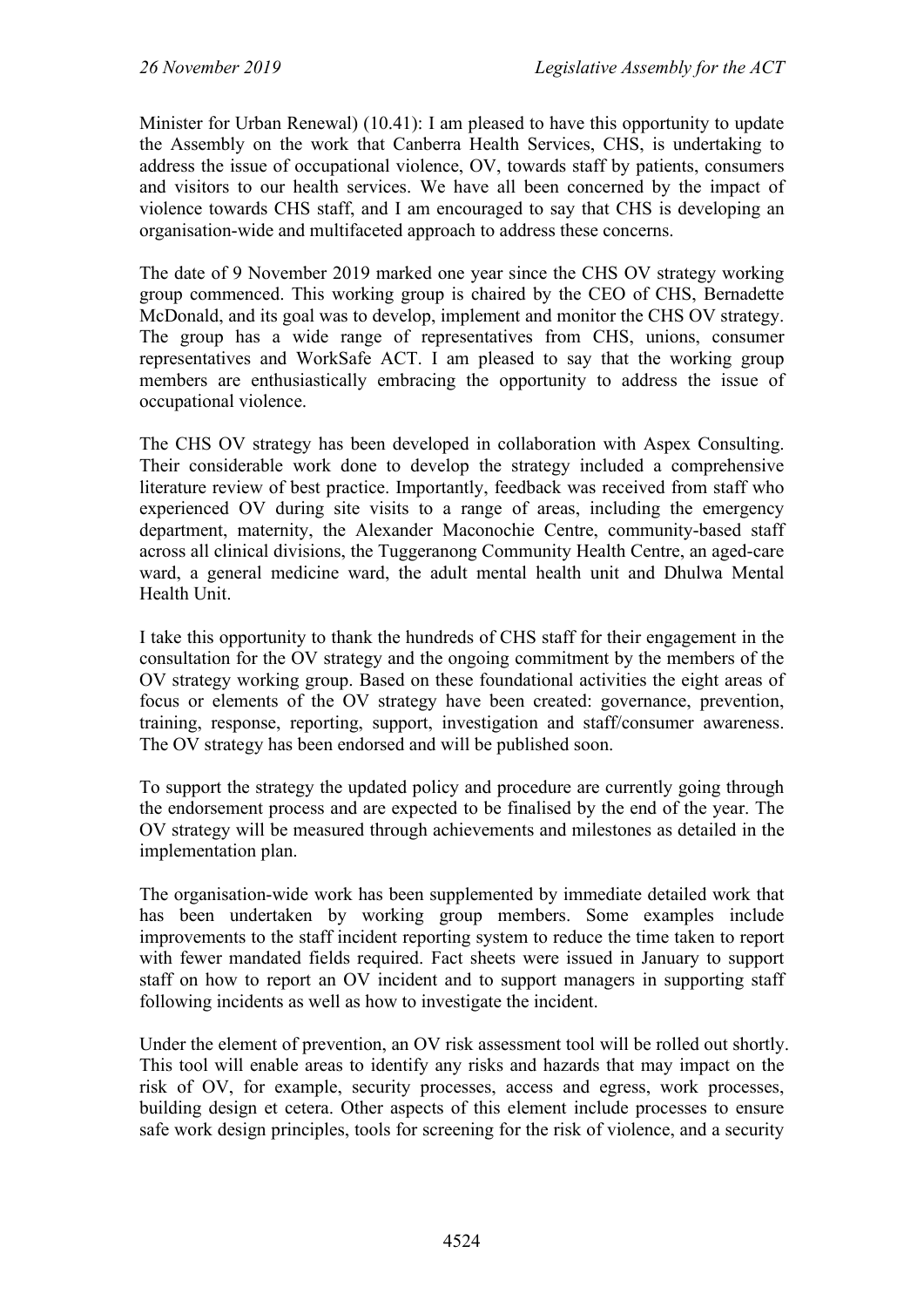Minister for Urban Renewal) (10.41): I am pleased to have this opportunity to update the Assembly on the work that Canberra Health Services, CHS, is undertaking to address the issue of occupational violence, OV, towards staff by patients, consumers and visitors to our health services. We have all been concerned by the impact of violence towards CHS staff, and I am encouraged to say that CHS is developing an organisation-wide and multifaceted approach to address these concerns.

The date of 9 November 2019 marked one year since the CHS OV strategy working group commenced. This working group is chaired by the CEO of CHS, Bernadette McDonald, and its goal was to develop, implement and monitor the CHS OV strategy. The group has a wide range of representatives from CHS, unions, consumer representatives and WorkSafe ACT. I am pleased to say that the working group members are enthusiastically embracing the opportunity to address the issue of occupational violence.

The CHS OV strategy has been developed in collaboration with Aspex Consulting. Their considerable work done to develop the strategy included a comprehensive literature review of best practice. Importantly, feedback was received from staff who experienced OV during site visits to a range of areas, including the emergency department, maternity, the Alexander Maconochie Centre, community-based staff across all clinical divisions, the Tuggeranong Community Health Centre, an aged-care ward, a general medicine ward, the adult mental health unit and Dhulwa Mental Health Unit.

I take this opportunity to thank the hundreds of CHS staff for their engagement in the consultation for the OV strategy and the ongoing commitment by the members of the OV strategy working group. Based on these foundational activities the eight areas of focus or elements of the OV strategy have been created: governance, prevention, training, response, reporting, support, investigation and staff/consumer awareness. The OV strategy has been endorsed and will be published soon.

To support the strategy the updated policy and procedure are currently going through the endorsement process and are expected to be finalised by the end of the year. The OV strategy will be measured through achievements and milestones as detailed in the implementation plan.

The organisation-wide work has been supplemented by immediate detailed work that has been undertaken by working group members. Some examples include improvements to the staff incident reporting system to reduce the time taken to report with fewer mandated fields required. Fact sheets were issued in January to support staff on how to report an OV incident and to support managers in supporting staff following incidents as well as how to investigate the incident.

Under the element of prevention, an OV risk assessment tool will be rolled out shortly. This tool will enable areas to identify any risks and hazards that may impact on the risk of OV, for example, security processes, access and egress, work processes, building design et cetera. Other aspects of this element include processes to ensure safe work design principles, tools for screening for the risk of violence, and a security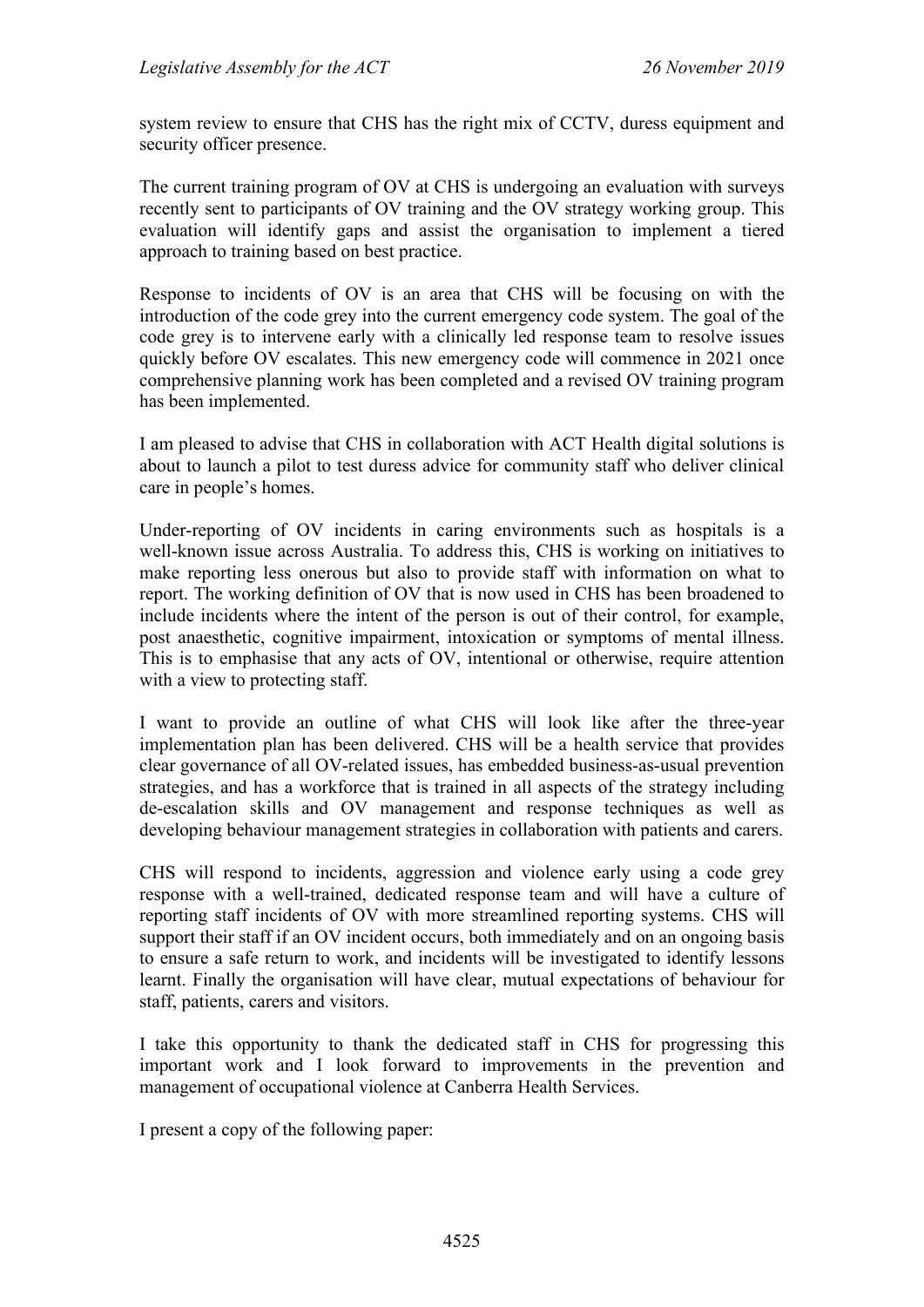system review to ensure that CHS has the right mix of CCTV, duress equipment and security officer presence.

The current training program of OV at CHS is undergoing an evaluation with surveys recently sent to participants of OV training and the OV strategy working group. This evaluation will identify gaps and assist the organisation to implement a tiered approach to training based on best practice.

Response to incidents of OV is an area that CHS will be focusing on with the introduction of the code grey into the current emergency code system. The goal of the code grey is to intervene early with a clinically led response team to resolve issues quickly before OV escalates. This new emergency code will commence in 2021 once comprehensive planning work has been completed and a revised OV training program has been implemented.

I am pleased to advise that CHS in collaboration with ACT Health digital solutions is about to launch a pilot to test duress advice for community staff who deliver clinical care in people's homes.

Under-reporting of OV incidents in caring environments such as hospitals is a well-known issue across Australia. To address this, CHS is working on initiatives to make reporting less onerous but also to provide staff with information on what to report. The working definition of OV that is now used in CHS has been broadened to include incidents where the intent of the person is out of their control, for example, post anaesthetic, cognitive impairment, intoxication or symptoms of mental illness. This is to emphasise that any acts of OV, intentional or otherwise, require attention with a view to protecting staff.

I want to provide an outline of what CHS will look like after the three-year implementation plan has been delivered. CHS will be a health service that provides clear governance of all OV-related issues, has embedded business-as-usual prevention strategies, and has a workforce that is trained in all aspects of the strategy including de-escalation skills and OV management and response techniques as well as developing behaviour management strategies in collaboration with patients and carers.

CHS will respond to incidents, aggression and violence early using a code grey response with a well-trained, dedicated response team and will have a culture of reporting staff incidents of OV with more streamlined reporting systems. CHS will support their staff if an OV incident occurs, both immediately and on an ongoing basis to ensure a safe return to work, and incidents will be investigated to identify lessons learnt. Finally the organisation will have clear, mutual expectations of behaviour for staff, patients, carers and visitors.

I take this opportunity to thank the dedicated staff in CHS for progressing this important work and I look forward to improvements in the prevention and management of occupational violence at Canberra Health Services.

I present a copy of the following paper: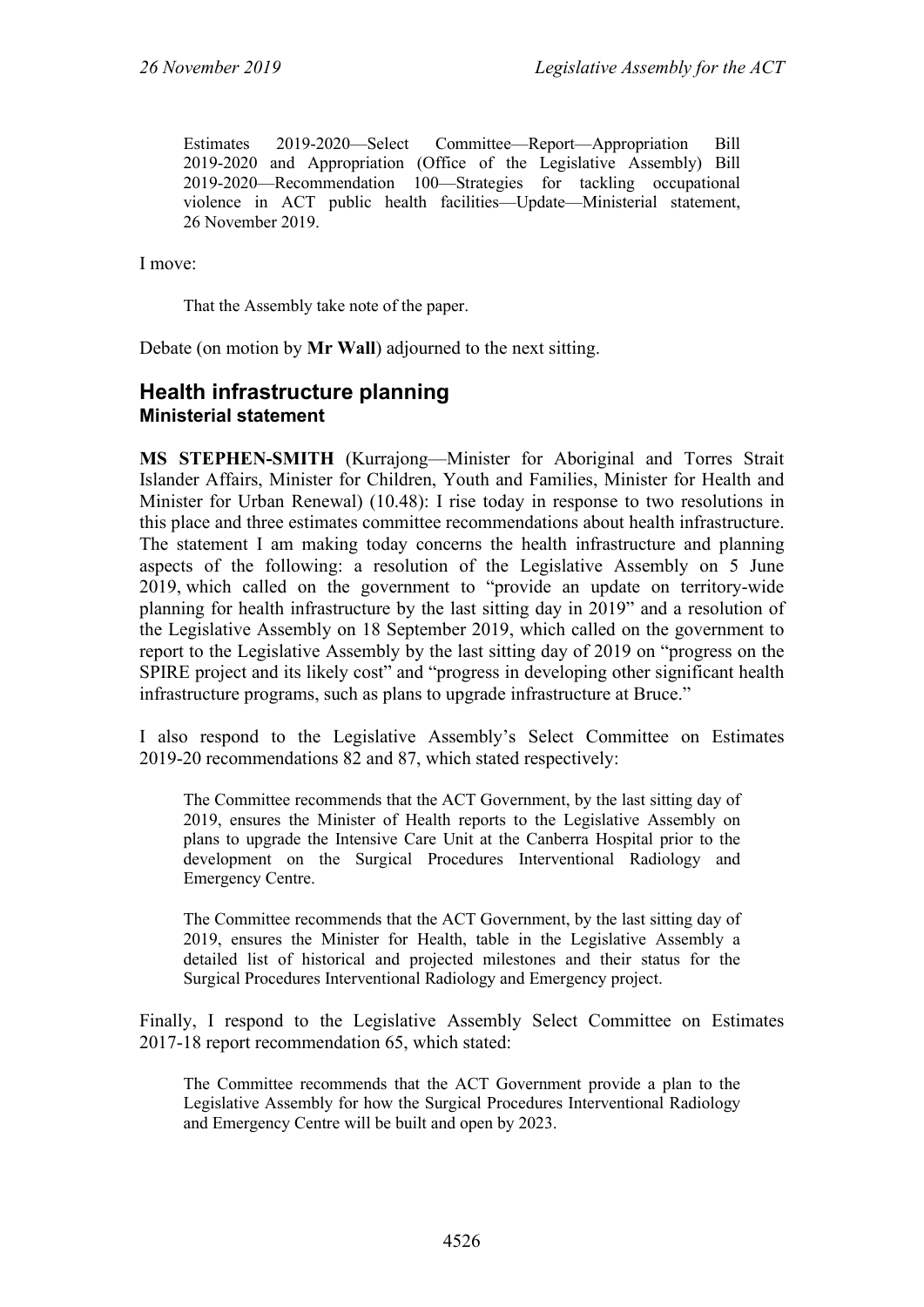> Estimates 2019-2020—Select Committee—Report—Appropriation Bill 2019-2020 and Appropriation (Office of the Legislative Assembly) Bill 2019-2020—Recommendation 100—Strategies for tackling occupational violence in ACT public health facilities—Update—Ministerial statement, 26 November 2019.

I move:

> That the Assembly take note of the paper.

Debate (on motion by **Mr Wall**) adjourned to the next sitting.

## Health infrastructure planning

### Ministerial statement

**MS STEPHEN-SMITH** (Kurrajong—Minister for Aboriginal and Torres Strait Islander Affairs, Minister for Children, Youth and Families, Minister for Health and Minister for Urban Renewal) (10.48): I rise today in response to two resolutions in this place and three estimates committee recommendations about health infrastructure. The statement I am making today concerns the health infrastructure and planning aspects of the following: a resolution of the Legislative Assembly on 5 June 2019, which called on the government to "provide an update on territory-wide planning for health infrastructure by the last sitting day in 2019" and a resolution of the Legislative Assembly on 18 September 2019, which called on the government to report to the Legislative Assembly by the last sitting day of 2019 on "progress on the SPIRE project and its likely cost" and "progress in developing other significant health infrastructure programs, such as plans to upgrade infrastructure at Bruce."

I also respond to the Legislative Assembly's Select Committee on Estimates 2019-20 recommendations 82 and 87, which stated respectively:

> The Committee recommends that the ACT Government, by the last sitting day of 2019, ensures the Minister of Health reports to the Legislative Assembly on plans to upgrade the Intensive Care Unit at the Canberra Hospital prior to the development on the Surgical Procedures Interventional Radiology and Emergency Centre.

> The Committee recommends that the ACT Government, by the last sitting day of 2019, ensures the Minister for Health, table in the Legislative Assembly a detailed list of historical and projected milestones and their status for the Surgical Procedures Interventional Radiology and Emergency project.

Finally, I respond to the Legislative Assembly Select Committee on Estimates 2017-18 report recommendation 65, which stated:

> The Committee recommends that the ACT Government provide a plan to the Legislative Assembly for how the Surgical Procedures Interventional Radiology and Emergency Centre will be built and open by 2023.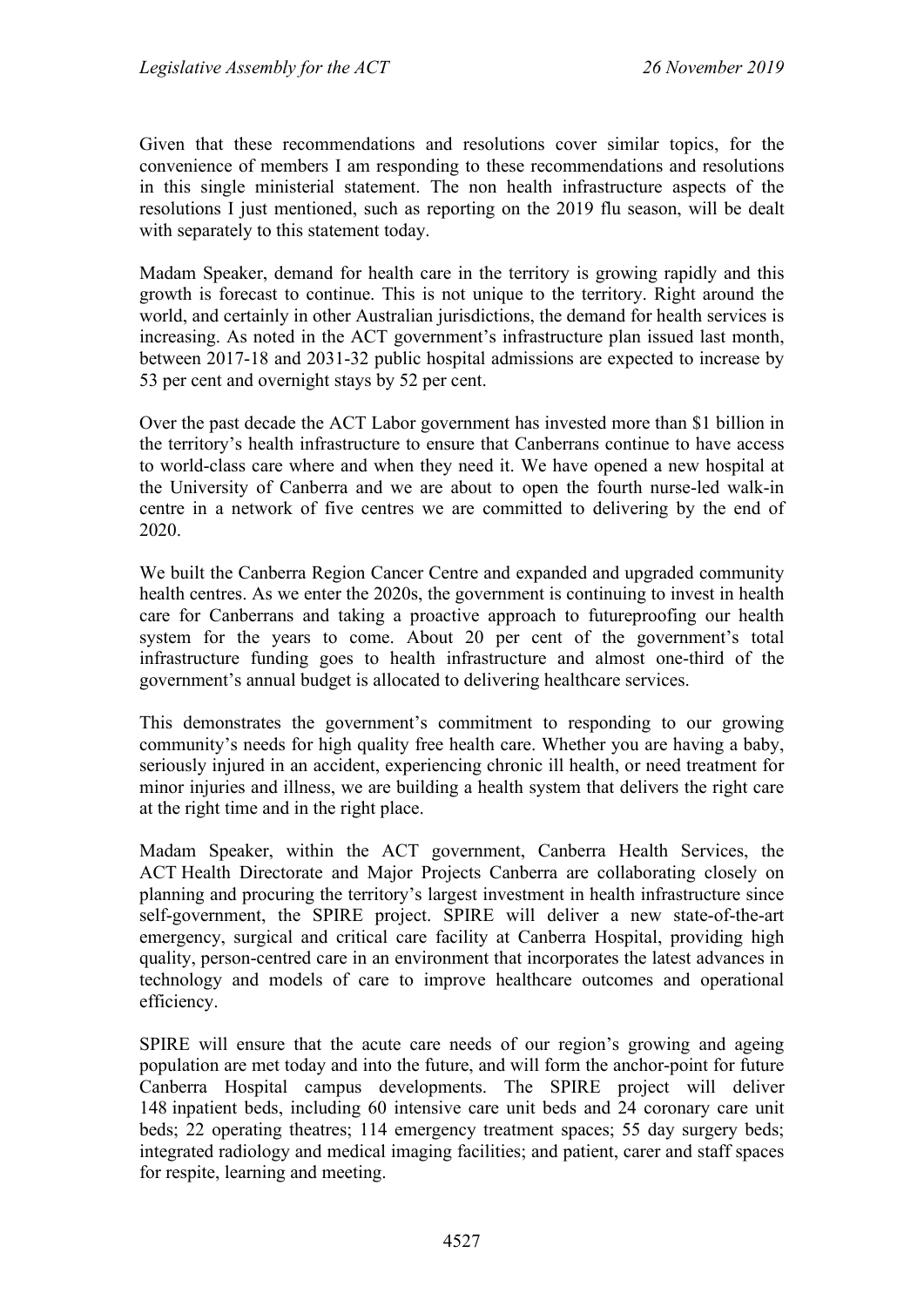Given that these recommendations and resolutions cover similar topics, for the convenience of members I am responding to these recommendations and resolutions in this single ministerial statement. The non health infrastructure aspects of the resolutions I just mentioned, such as reporting on the 2019 flu season, will be dealt with separately to this statement today.

Madam Speaker, demand for health care in the territory is growing rapidly and this growth is forecast to continue. This is not unique to the territory. Right around the world, and certainly in other Australian jurisdictions, the demand for health services is increasing. As noted in the ACT government's infrastructure plan issued last month, between 2017-18 and 2031-32 public hospital admissions are expected to increase by 53 per cent and overnight stays by 52 per cent.

Over the past decade the ACT Labor government has invested more than $1 billion in the territory's health infrastructure to ensure that Canberrans continue to have access to world-class care where and when they need it. We have opened a new hospital at the University of Canberra and we are about to open the fourth nurse-led walk-in centre in a network of five centres we are committed to delivering by the end of 2020.

We built the Canberra Region Cancer Centre and expanded and upgraded community health centres. As we enter the 2020s, the government is continuing to invest in health care for Canberrans and taking a proactive approach to futureproofing our health system for the years to come. About 20 per cent of the government's total infrastructure funding goes to health infrastructure and almost one-third of the government's annual budget is allocated to delivering healthcare services.

This demonstrates the government's commitment to responding to our growing community's needs for high quality free health care. Whether you are having a baby, seriously injured in an accident, experiencing chronic ill health, or need treatment for minor injuries and illness, we are building a health system that delivers the right care at the right time and in the right place.

Madam Speaker, within the ACT government, Canberra Health Services, the ACT Health Directorate and Major Projects Canberra are collaborating closely on planning and procuring the territory's largest investment in health infrastructure since self-government, the SPIRE project. SPIRE will deliver a new state-of-the-art emergency, surgical and critical care facility at Canberra Hospital, providing high quality, person-centred care in an environment that incorporates the latest advances in technology and models of care to improve healthcare outcomes and operational efficiency.

SPIRE will ensure that the acute care needs of our region's growing and ageing population are met today and into the future, and will form the anchor-point for future Canberra Hospital campus developments. The SPIRE project will deliver 148 inpatient beds, including 60 intensive care unit beds and 24 coronary care unit beds; 22 operating theatres; 114 emergency treatment spaces; 55 day surgery beds; integrated radiology and medical imaging facilities; and patient, carer and staff spaces for respite, learning and meeting.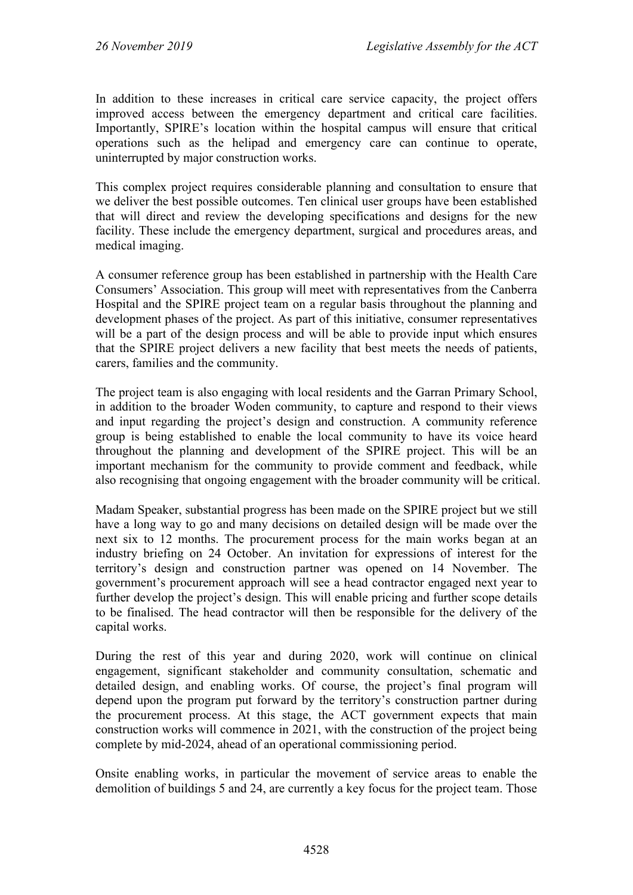In addition to these increases in critical care service capacity, the project offers improved access between the emergency department and critical care facilities. Importantly, SPIRE's location within the hospital campus will ensure that critical operations such as the helipad and emergency care can continue to operate, uninterrupted by major construction works.

This complex project requires considerable planning and consultation to ensure that we deliver the best possible outcomes. Ten clinical user groups have been established that will direct and review the developing specifications and designs for the new facility. These include the emergency department, surgical and procedures areas, and medical imaging.

A consumer reference group has been established in partnership with the Health Care Consumers' Association. This group will meet with representatives from the Canberra Hospital and the SPIRE project team on a regular basis throughout the planning and development phases of the project. As part of this initiative, consumer representatives will be a part of the design process and will be able to provide input which ensures that the SPIRE project delivers a new facility that best meets the needs of patients, carers, families and the community.

The project team is also engaging with local residents and the Garran Primary School, in addition to the broader Woden community, to capture and respond to their views and input regarding the project's design and construction. A community reference group is being established to enable the local community to have its voice heard throughout the planning and development of the SPIRE project. This will be an important mechanism for the community to provide comment and feedback, while also recognising that ongoing engagement with the broader community will be critical.

Madam Speaker, substantial progress has been made on the SPIRE project but we still have a long way to go and many decisions on detailed design will be made over the next six to 12 months. The procurement process for the main works began at an industry briefing on 24 October. An invitation for expressions of interest for the territory's design and construction partner was opened on 14 November. The government's procurement approach will see a head contractor engaged next year to further develop the project's design. This will enable pricing and further scope details to be finalised. The head contractor will then be responsible for the delivery of the capital works.

During the rest of this year and during 2020, work will continue on clinical engagement, significant stakeholder and community consultation, schematic and detailed design, and enabling works. Of course, the project's final program will depend upon the program put forward by the territory's construction partner during the procurement process. At this stage, the ACT government expects that main construction works will commence in 2021, with the construction of the project being complete by mid-2024, ahead of an operational commissioning period.

Onsite enabling works, in particular the movement of service areas to enable the demolition of buildings 5 and 24, are currently a key focus for the project team. Those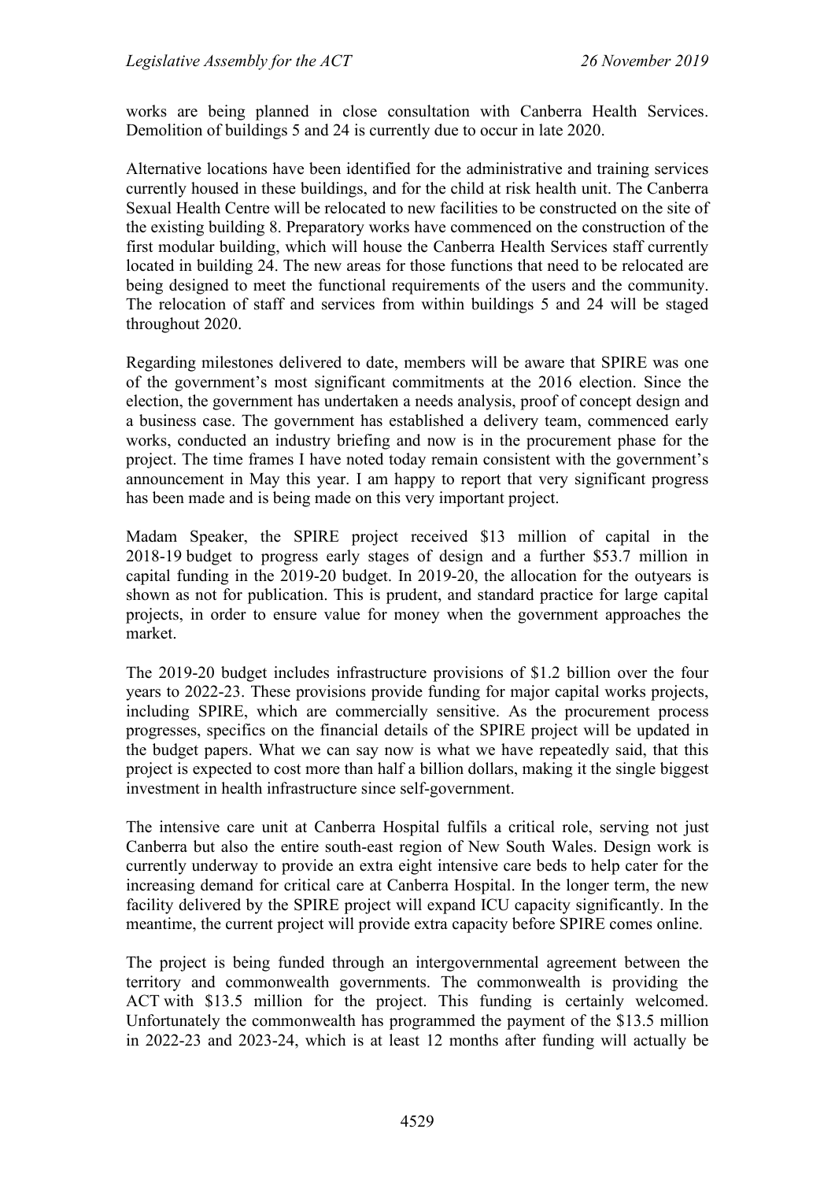works are being planned in close consultation with Canberra Health Services. Demolition of buildings 5 and 24 is currently due to occur in late 2020.

Alternative locations have been identified for the administrative and training services currently housed in these buildings, and for the child at risk health unit. The Canberra Sexual Health Centre will be relocated to new facilities to be constructed on the site of the existing building 8. Preparatory works have commenced on the construction of the first modular building, which will house the Canberra Health Services staff currently located in building 24. The new areas for those functions that need to be relocated are being designed to meet the functional requirements of the users and the community. The relocation of staff and services from within buildings 5 and 24 will be staged throughout 2020.

Regarding milestones delivered to date, members will be aware that SPIRE was one of the government's most significant commitments at the 2016 election. Since the election, the government has undertaken a needs analysis, proof of concept design and a business case. The government has established a delivery team, commenced early works, conducted an industry briefing and now is in the procurement phase for the project. The time frames I have noted today remain consistent with the government's announcement in May this year. I am happy to report that very significant progress has been made and is being made on this very important project.

Madam Speaker, the SPIRE project received $13 million of capital in the 2018-19 budget to progress early stages of design and a further $53.7 million in capital funding in the 2019-20 budget. In 2019-20, the allocation for the outyears is shown as not for publication. This is prudent, and standard practice for large capital projects, in order to ensure value for money when the government approaches the market.

The 2019-20 budget includes infrastructure provisions of $1.2 billion over the four years to 2022-23. These provisions provide funding for major capital works projects, including SPIRE, which are commercially sensitive. As the procurement process progresses, specifics on the financial details of the SPIRE project will be updated in the budget papers. What we can say now is what we have repeatedly said, that this project is expected to cost more than half a billion dollars, making it the single biggest investment in health infrastructure since self-government.

The intensive care unit at Canberra Hospital fulfils a critical role, serving not just Canberra but also the entire south-east region of New South Wales. Design work is currently underway to provide an extra eight intensive care beds to help cater for the increasing demand for critical care at Canberra Hospital. In the longer term, the new facility delivered by the SPIRE project will expand ICU capacity significantly. In the meantime, the current project will provide extra capacity before SPIRE comes online.

The project is being funded through an intergovernmental agreement between the territory and commonwealth governments. The commonwealth is providing the ACT with $13.5 million for the project. This funding is certainly welcomed. Unfortunately the commonwealth has programmed the payment of the $13.5 million in 2022-23 and 2023-24, which is at least 12 months after funding will actually be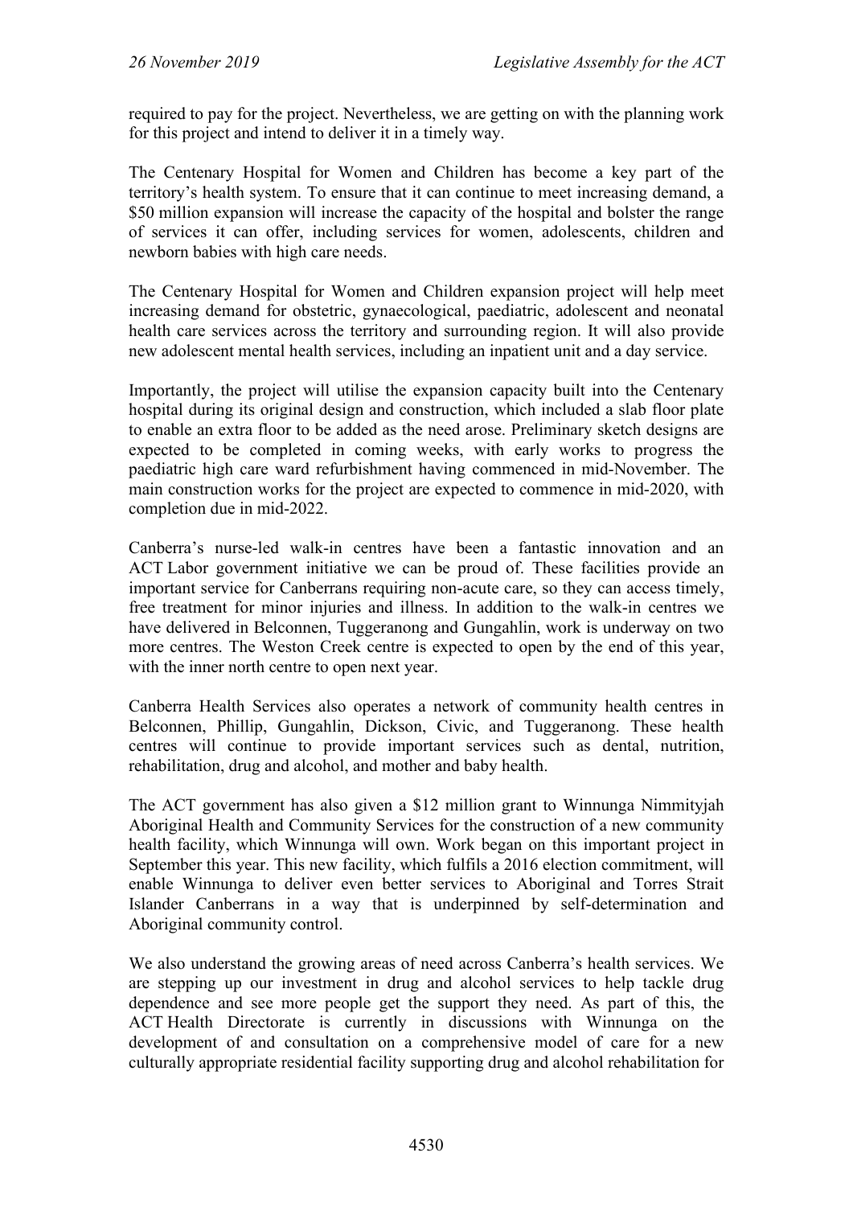required to pay for the project. Nevertheless, we are getting on with the planning work for this project and intend to deliver it in a timely way.

The Centenary Hospital for Women and Children has become a key part of the territory's health system. To ensure that it can continue to meet increasing demand, a $50 million expansion will increase the capacity of the hospital and bolster the range of services it can offer, including services for women, adolescents, children and newborn babies with high care needs.

The Centenary Hospital for Women and Children expansion project will help meet increasing demand for obstetric, gynaecological, paediatric, adolescent and neonatal health care services across the territory and surrounding region. It will also provide new adolescent mental health services, including an inpatient unit and a day service.

Importantly, the project will utilise the expansion capacity built into the Centenary hospital during its original design and construction, which included a slab floor plate to enable an extra floor to be added as the need arose. Preliminary sketch designs are expected to be completed in coming weeks, with early works to progress the paediatric high care ward refurbishment having commenced in mid-November. The main construction works for the project are expected to commence in mid-2020, with completion due in mid-2022.

Canberra's nurse-led walk-in centres have been a fantastic innovation and an ACT Labor government initiative we can be proud of. These facilities provide an important service for Canberrans requiring non-acute care, so they can access timely, free treatment for minor injuries and illness. In addition to the walk-in centres we have delivered in Belconnen, Tuggeranong and Gungahlin, work is underway on two more centres. The Weston Creek centre is expected to open by the end of this year, with the inner north centre to open next year.

Canberra Health Services also operates a network of community health centres in Belconnen, Phillip, Gungahlin, Dickson, Civic, and Tuggeranong. These health centres will continue to provide important services such as dental, nutrition, rehabilitation, drug and alcohol, and mother and baby health.

The ACT government has also given a $12 million grant to Winnunga Nimmityjah Aboriginal Health and Community Services for the construction of a new community health facility, which Winnunga will own. Work began on this important project in September this year. This new facility, which fulfils a 2016 election commitment, will enable Winnunga to deliver even better services to Aboriginal and Torres Strait Islander Canberrans in a way that is underpinned by self-determination and Aboriginal community control.

We also understand the growing areas of need across Canberra's health services. We are stepping up our investment in drug and alcohol services to help tackle drug dependence and see more people get the support they need. As part of this, the ACT Health Directorate is currently in discussions with Winnunga on the development of and consultation on a comprehensive model of care for a new culturally appropriate residential facility supporting drug and alcohol rehabilitation for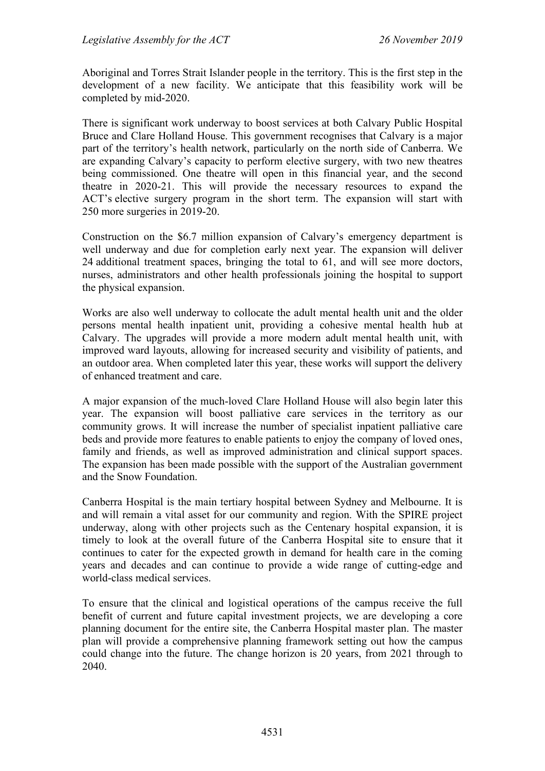Aboriginal and Torres Strait Islander people in the territory. This is the first step in the development of a new facility. We anticipate that this feasibility work will be completed by mid-2020.

There is significant work underway to boost services at both Calvary Public Hospital Bruce and Clare Holland House. This government recognises that Calvary is a major part of the territory's health network, particularly on the north side of Canberra. We are expanding Calvary's capacity to perform elective surgery, with two new theatres being commissioned. One theatre will open in this financial year, and the second theatre in 2020-21. This will provide the necessary resources to expand the ACT's elective surgery program in the short term. The expansion will start with 250 more surgeries in 2019-20.

Construction on the $6.7 million expansion of Calvary's emergency department is well underway and due for completion early next year. The expansion will deliver 24 additional treatment spaces, bringing the total to 61, and will see more doctors, nurses, administrators and other health professionals joining the hospital to support the physical expansion.

Works are also well underway to collocate the adult mental health unit and the older persons mental health inpatient unit, providing a cohesive mental health hub at Calvary. The upgrades will provide a more modern adult mental health unit, with improved ward layouts, allowing for increased security and visibility of patients, and an outdoor area. When completed later this year, these works will support the delivery of enhanced treatment and care.

A major expansion of the much-loved Clare Holland House will also begin later this year. The expansion will boost palliative care services in the territory as our community grows. It will increase the number of specialist inpatient palliative care beds and provide more features to enable patients to enjoy the company of loved ones, family and friends, as well as improved administration and clinical support spaces. The expansion has been made possible with the support of the Australian government and the Snow Foundation.

Canberra Hospital is the main tertiary hospital between Sydney and Melbourne. It is and will remain a vital asset for our community and region. With the SPIRE project underway, along with other projects such as the Centenary hospital expansion, it is timely to look at the overall future of the Canberra Hospital site to ensure that it continues to cater for the expected growth in demand for health care in the coming years and decades and can continue to provide a wide range of cutting-edge and world-class medical services.

To ensure that the clinical and logistical operations of the campus receive the full benefit of current and future capital investment projects, we are developing a core planning document for the entire site, the Canberra Hospital master plan. The master plan will provide a comprehensive planning framework setting out how the campus could change into the future. The change horizon is 20 years, from 2021 through to 2040.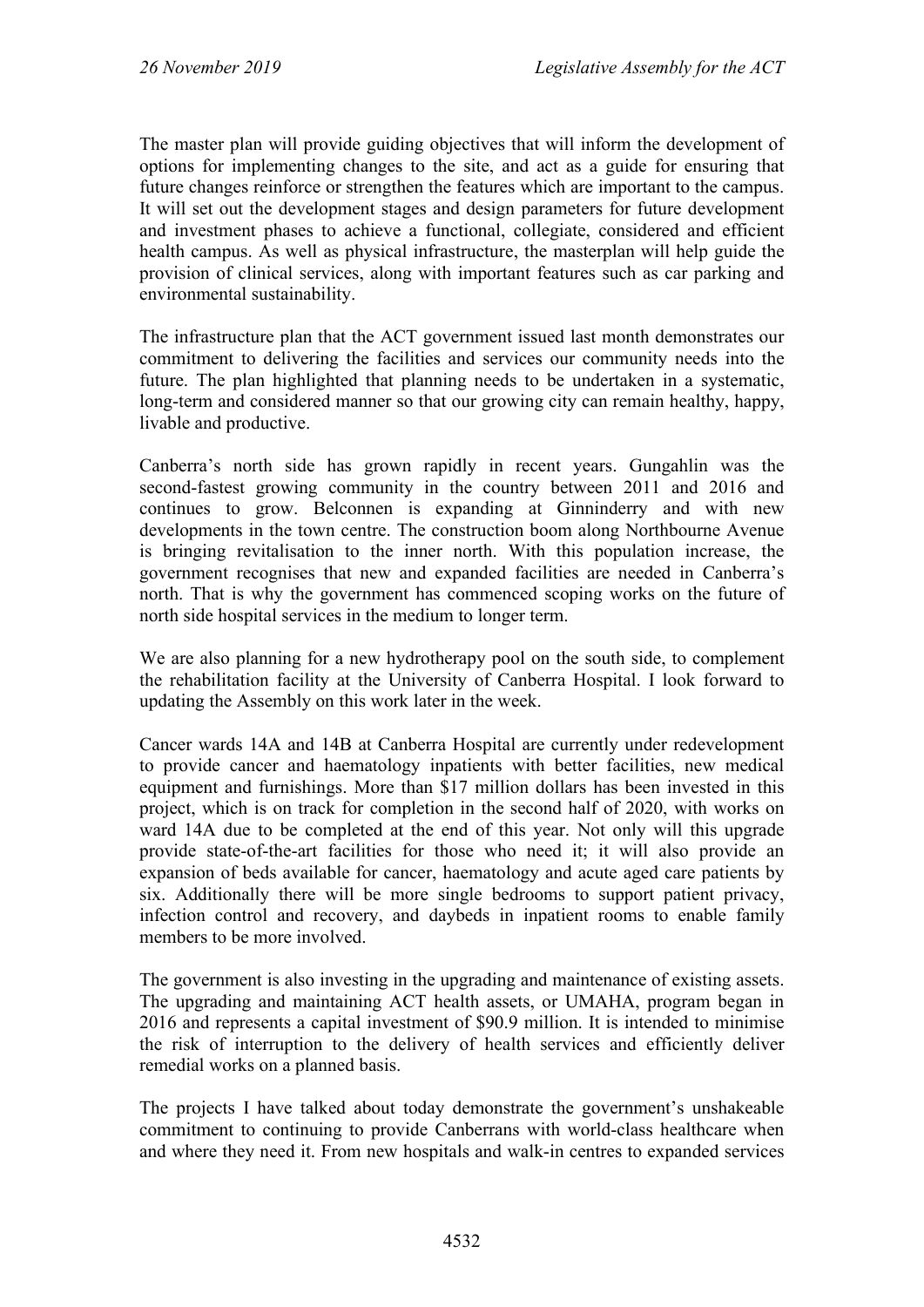The master plan will provide guiding objectives that will inform the development of options for implementing changes to the site, and act as a guide for ensuring that future changes reinforce or strengthen the features which are important to the campus. It will set out the development stages and design parameters for future development and investment phases to achieve a functional, collegiate, considered and efficient health campus. As well as physical infrastructure, the masterplan will help guide the provision of clinical services, along with important features such as car parking and environmental sustainability.

The infrastructure plan that the ACT government issued last month demonstrates our commitment to delivering the facilities and services our community needs into the future. The plan highlighted that planning needs to be undertaken in a systematic, long-term and considered manner so that our growing city can remain healthy, happy, livable and productive.

Canberra's north side has grown rapidly in recent years. Gungahlin was the second-fastest growing community in the country between 2011 and 2016 and continues to grow. Belconnen is expanding at Ginninderry and with new developments in the town centre. The construction boom along Northbourne Avenue is bringing revitalisation to the inner north. With this population increase, the government recognises that new and expanded facilities are needed in Canberra's north. That is why the government has commenced scoping works on the future of north side hospital services in the medium to longer term.

We are also planning for a new hydrotherapy pool on the south side, to complement the rehabilitation facility at the University of Canberra Hospital. I look forward to updating the Assembly on this work later in the week.

Cancer wards 14A and 14B at Canberra Hospital are currently under redevelopment to provide cancer and haematology inpatients with better facilities, new medical equipment and furnishings. More than $17 million dollars has been invested in this project, which is on track for completion in the second half of 2020, with works on ward 14A due to be completed at the end of this year. Not only will this upgrade provide state-of-the-art facilities for those who need it; it will also provide an expansion of beds available for cancer, haematology and acute aged care patients by six. Additionally there will be more single bedrooms to support patient privacy, infection control and recovery, and daybeds in inpatient rooms to enable family members to be more involved.

The government is also investing in the upgrading and maintenance of existing assets. The upgrading and maintaining ACT health assets, or UMAHA, program began in 2016 and represents a capital investment of $90.9 million. It is intended to minimise the risk of interruption to the delivery of health services and efficiently deliver remedial works on a planned basis.

The projects I have talked about today demonstrate the government's unshakeable commitment to continuing to provide Canberrans with world-class healthcare when and where they need it. From new hospitals and walk-in centres to expanded services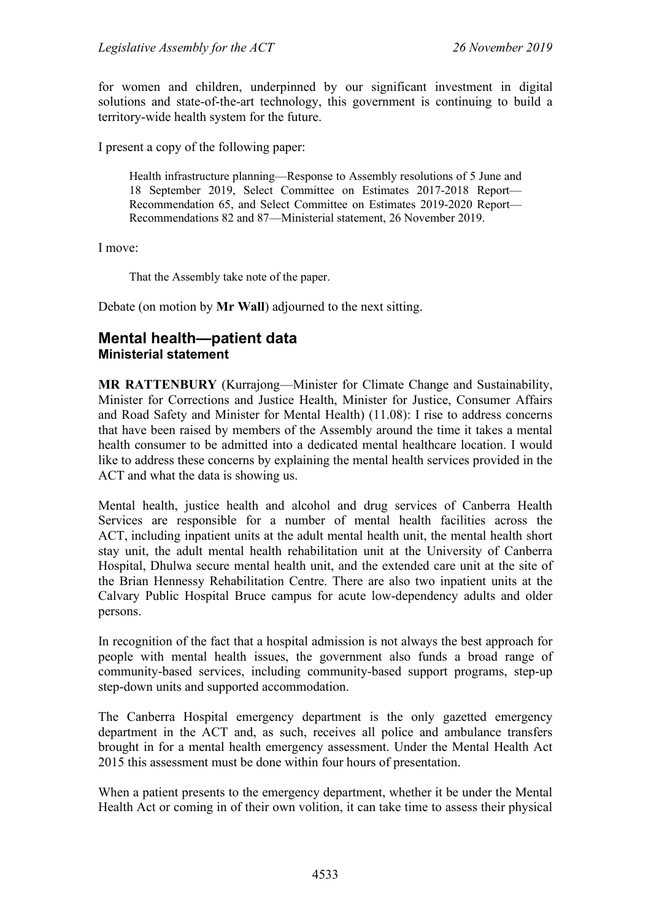for women and children, underpinned by our significant investment in digital solutions and state-of-the-art technology, this government is continuing to build a territory-wide health system for the future.

I present a copy of the following paper:

> Health infrastructure planning—Response to Assembly resolutions of 5 June and 18 September 2019, Select Committee on Estimates 2017-2018 Report—Recommendation 65, and Select Committee on Estimates 2019-2020 Report—Recommendations 82 and 87—Ministerial statement, 26 November 2019.

I move:

> That the Assembly take note of the paper.

Debate (on motion by **Mr Wall**) adjourned to the next sitting.

## Mental health—patient data

### Ministerial statement

**MR RATTENBURY** (Kurrajong—Minister for Climate Change and Sustainability, Minister for Corrections and Justice Health, Minister for Justice, Consumer Affairs and Road Safety and Minister for Mental Health) (11.08): I rise to address concerns that have been raised by members of the Assembly around the time it takes a mental health consumer to be admitted into a dedicated mental healthcare location. I would like to address these concerns by explaining the mental health services provided in the ACT and what the data is showing us.

Mental health, justice health and alcohol and drug services of Canberra Health Services are responsible for a number of mental health facilities across the ACT, including inpatient units at the adult mental health unit, the mental health short stay unit, the adult mental health rehabilitation unit at the University of Canberra Hospital, Dhulwa secure mental health unit, and the extended care unit at the site of the Brian Hennessy Rehabilitation Centre. There are also two inpatient units at the Calvary Public Hospital Bruce campus for acute low-dependency adults and older persons.

In recognition of the fact that a hospital admission is not always the best approach for people with mental health issues, the government also funds a broad range of community-based services, including community-based support programs, step-up step-down units and supported accommodation.

The Canberra Hospital emergency department is the only gazetted emergency department in the ACT and, as such, receives all police and ambulance transfers brought in for a mental health emergency assessment. Under the Mental Health Act 2015 this assessment must be done within four hours of presentation.

When a patient presents to the emergency department, whether it be under the Mental Health Act or coming in of their own volition, it can take time to assess their physical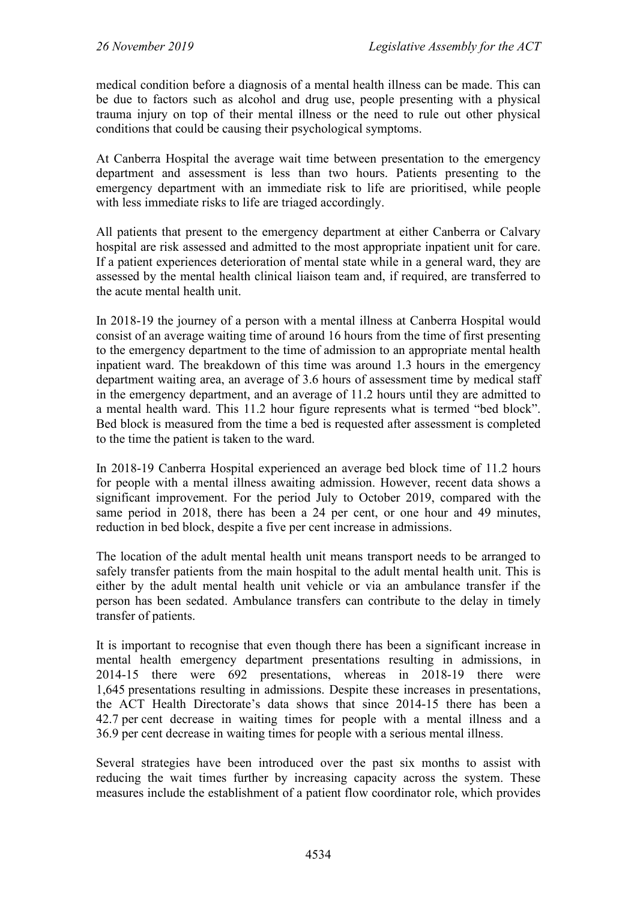medical condition before a diagnosis of a mental health illness can be made. This can be due to factors such as alcohol and drug use, people presenting with a physical trauma injury on top of their mental illness or the need to rule out other physical conditions that could be causing their psychological symptoms.

At Canberra Hospital the average wait time between presentation to the emergency department and assessment is less than two hours. Patients presenting to the emergency department with an immediate risk to life are prioritised, while people with less immediate risks to life are triaged accordingly.

All patients that present to the emergency department at either Canberra or Calvary hospital are risk assessed and admitted to the most appropriate inpatient unit for care. If a patient experiences deterioration of mental state while in a general ward, they are assessed by the mental health clinical liaison team and, if required, are transferred to the acute mental health unit.

In 2018-19 the journey of a person with a mental illness at Canberra Hospital would consist of an average waiting time of around 16 hours from the time of first presenting to the emergency department to the time of admission to an appropriate mental health inpatient ward. The breakdown of this time was around 1.3 hours in the emergency department waiting area, an average of 3.6 hours of assessment time by medical staff in the emergency department, and an average of 11.2 hours until they are admitted to a mental health ward. This 11.2 hour figure represents what is termed "bed block". Bed block is measured from the time a bed is requested after assessment is completed to the time the patient is taken to the ward.

In 2018-19 Canberra Hospital experienced an average bed block time of 11.2 hours for people with a mental illness awaiting admission. However, recent data shows a significant improvement. For the period July to October 2019, compared with the same period in 2018, there has been a 24 per cent, or one hour and 49 minutes, reduction in bed block, despite a five per cent increase in admissions.

The location of the adult mental health unit means transport needs to be arranged to safely transfer patients from the main hospital to the adult mental health unit. This is either by the adult mental health unit vehicle or via an ambulance transfer if the person has been sedated. Ambulance transfers can contribute to the delay in timely transfer of patients.

It is important to recognise that even though there has been a significant increase in mental health emergency department presentations resulting in admissions, in 2014-15 there were 692 presentations, whereas in 2018-19 there were 1,645 presentations resulting in admissions. Despite these increases in presentations, the ACT Health Directorate's data shows that since 2014-15 there has been a 42.7 per cent decrease in waiting times for people with a mental illness and a 36.9 per cent decrease in waiting times for people with a serious mental illness.

Several strategies have been introduced over the past six months to assist with reducing the wait times further by increasing capacity across the system. These measures include the establishment of a patient flow coordinator role, which provides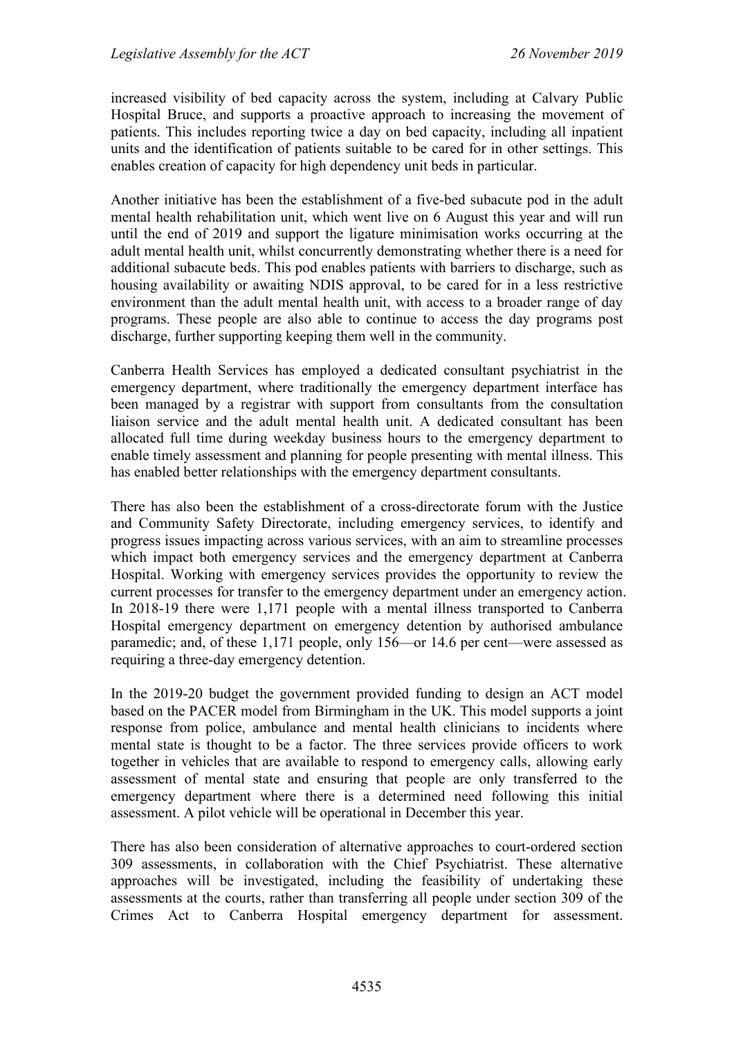increased visibility of bed capacity across the system, including at Calvary Public Hospital Bruce, and supports a proactive approach to increasing the movement of patients. This includes reporting twice a day on bed capacity, including all inpatient units and the identification of patients suitable to be cared for in other settings. This enables creation of capacity for high dependency unit beds in particular.

Another initiative has been the establishment of a five-bed subacute pod in the adult mental health rehabilitation unit, which went live on 6 August this year and will run until the end of 2019 and support the ligature minimisation works occurring at the adult mental health unit, whilst concurrently demonstrating whether there is a need for additional subacute beds. This pod enables patients with barriers to discharge, such as housing availability or awaiting NDIS approval, to be cared for in a less restrictive environment than the adult mental health unit, with access to a broader range of day programs. These people are also able to continue to access the day programs post discharge, further supporting keeping them well in the community.

Canberra Health Services has employed a dedicated consultant psychiatrist in the emergency department, where traditionally the emergency department interface has been managed by a registrar with support from consultants from the consultation liaison service and the adult mental health unit. A dedicated consultant has been allocated full time during weekday business hours to the emergency department to enable timely assessment and planning for people presenting with mental illness. This has enabled better relationships with the emergency department consultants.

There has also been the establishment of a cross-directorate forum with the Justice and Community Safety Directorate, including emergency services, to identify and progress issues impacting across various services, with an aim to streamline processes which impact both emergency services and the emergency department at Canberra Hospital. Working with emergency services provides the opportunity to review the current processes for transfer to the emergency department under an emergency action. In 2018-19 there were 1,171 people with a mental illness transported to Canberra Hospital emergency department on emergency detention by authorised ambulance paramedic; and, of these 1,171 people, only 156—or 14.6 per cent—were assessed as requiring a three-day emergency detention.

In the 2019-20 budget the government provided funding to design an ACT model based on the PACER model from Birmingham in the UK. This model supports a joint response from police, ambulance and mental health clinicians to incidents where mental state is thought to be a factor. The three services provide officers to work together in vehicles that are available to respond to emergency calls, allowing early assessment of mental state and ensuring that people are only transferred to the emergency department where there is a determined need following this initial assessment. A pilot vehicle will be operational in December this year.

There has also been consideration of alternative approaches to court-ordered section 309 assessments, in collaboration with the Chief Psychiatrist. These alternative approaches will be investigated, including the feasibility of undertaking these assessments at the courts, rather than transferring all people under section 309 of the Crimes Act to Canberra Hospital emergency department for assessment.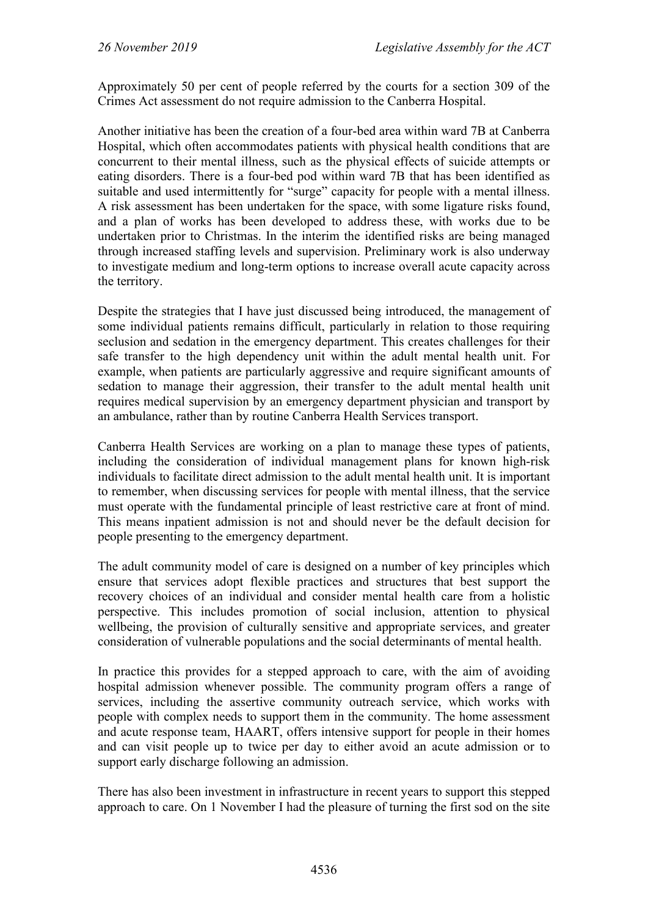Approximately 50 per cent of people referred by the courts for a section 309 of the Crimes Act assessment do not require admission to the Canberra Hospital.

Another initiative has been the creation of a four-bed area within ward 7B at Canberra Hospital, which often accommodates patients with physical health conditions that are concurrent to their mental illness, such as the physical effects of suicide attempts or eating disorders. There is a four-bed pod within ward 7B that has been identified as suitable and used intermittently for "surge" capacity for people with a mental illness. A risk assessment has been undertaken for the space, with some ligature risks found, and a plan of works has been developed to address these, with works due to be undertaken prior to Christmas. In the interim the identified risks are being managed through increased staffing levels and supervision. Preliminary work is also underway to investigate medium and long-term options to increase overall acute capacity across the territory.

Despite the strategies that I have just discussed being introduced, the management of some individual patients remains difficult, particularly in relation to those requiring seclusion and sedation in the emergency department. This creates challenges for their safe transfer to the high dependency unit within the adult mental health unit. For example, when patients are particularly aggressive and require significant amounts of sedation to manage their aggression, their transfer to the adult mental health unit requires medical supervision by an emergency department physician and transport by an ambulance, rather than by routine Canberra Health Services transport.

Canberra Health Services are working on a plan to manage these types of patients, including the consideration of individual management plans for known high-risk individuals to facilitate direct admission to the adult mental health unit. It is important to remember, when discussing services for people with mental illness, that the service must operate with the fundamental principle of least restrictive care at front of mind. This means inpatient admission is not and should never be the default decision for people presenting to the emergency department.

The adult community model of care is designed on a number of key principles which ensure that services adopt flexible practices and structures that best support the recovery choices of an individual and consider mental health care from a holistic perspective. This includes promotion of social inclusion, attention to physical wellbeing, the provision of culturally sensitive and appropriate services, and greater consideration of vulnerable populations and the social determinants of mental health.

In practice this provides for a stepped approach to care, with the aim of avoiding hospital admission whenever possible. The community program offers a range of services, including the assertive community outreach service, which works with people with complex needs to support them in the community. The home assessment and acute response team, HAART, offers intensive support for people in their homes and can visit people up to twice per day to either avoid an acute admission or to support early discharge following an admission.

There has also been investment in infrastructure in recent years to support this stepped approach to care. On 1 November I had the pleasure of turning the first sod on the site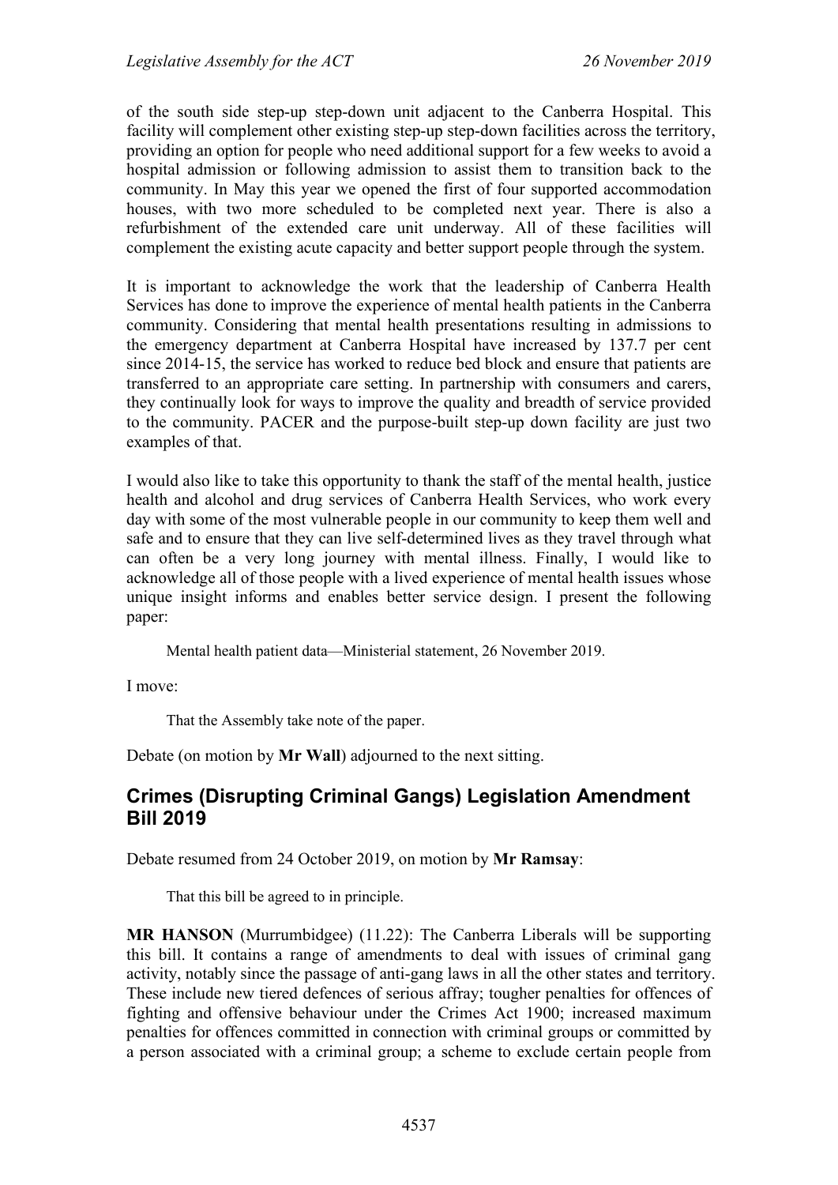of the south side step-up step-down unit adjacent to the Canberra Hospital. This facility will complement other existing step-up step-down facilities across the territory, providing an option for people who need additional support for a few weeks to avoid a hospital admission or following admission to assist them to transition back to the community. In May this year we opened the first of four supported accommodation houses, with two more scheduled to be completed next year. There is also a refurbishment of the extended care unit underway. All of these facilities will complement the existing acute capacity and better support people through the system.

It is important to acknowledge the work that the leadership of Canberra Health Services has done to improve the experience of mental health patients in the Canberra community. Considering that mental health presentations resulting in admissions to the emergency department at Canberra Hospital have increased by 137.7 per cent since 2014-15, the service has worked to reduce bed block and ensure that patients are transferred to an appropriate care setting. In partnership with consumers and carers, they continually look for ways to improve the quality and breadth of service provided to the community. PACER and the purpose-built step-up down facility are just two examples of that.

I would also like to take this opportunity to thank the staff of the mental health, justice health and alcohol and drug services of Canberra Health Services, who work every day with some of the most vulnerable people in our community to keep them well and safe and to ensure that they can live self-determined lives as they travel through what can often be a very long journey with mental illness. Finally, I would like to acknowledge all of those people with a lived experience of mental health issues whose unique insight informs and enables better service design. I present the following paper:

> Mental health patient data—Ministerial statement, 26 November 2019.

I move:

> That the Assembly take note of the paper.

Debate (on motion by **Mr Wall**) adjourned to the next sitting.

## Crimes (Disrupting Criminal Gangs) Legislation Amendment Bill 2019

Debate resumed from 24 October 2019, on motion by **Mr Ramsay**:

> That this bill be agreed to in principle.

**MR HANSON** (Murrumbidgee) (11.22): The Canberra Liberals will be supporting this bill. It contains a range of amendments to deal with issues of criminal gang activity, notably since the passage of anti-gang laws in all the other states and territory. These include new tiered defences of serious affray; tougher penalties for offences of fighting and offensive behaviour under the Crimes Act 1900; increased maximum penalties for offences committed in connection with criminal groups or committed by a person associated with a criminal group; a scheme to exclude certain people from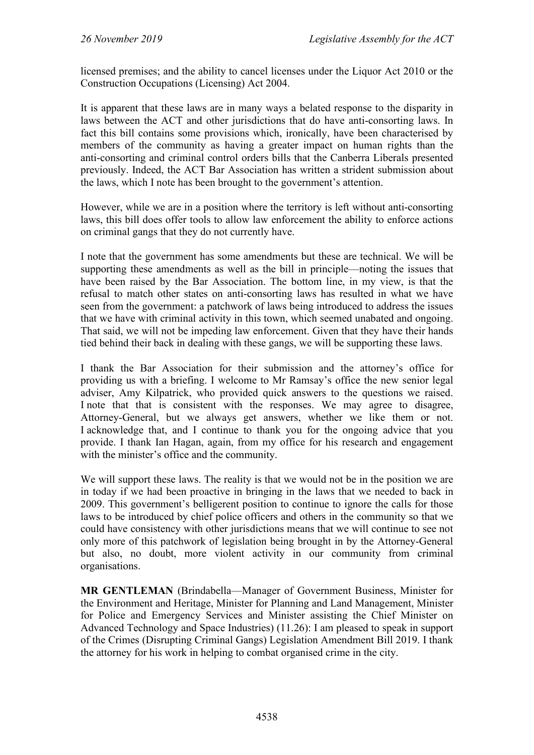licensed premises; and the ability to cancel licenses under the Liquor Act 2010 or the Construction Occupations (Licensing) Act 2004.

It is apparent that these laws are in many ways a belated response to the disparity in laws between the ACT and other jurisdictions that do have anti-consorting laws. In fact this bill contains some provisions which, ironically, have been characterised by members of the community as having a greater impact on human rights than the anti-consorting and criminal control orders bills that the Canberra Liberals presented previously. Indeed, the ACT Bar Association has written a strident submission about the laws, which I note has been brought to the government's attention.

However, while we are in a position where the territory is left without anti-consorting laws, this bill does offer tools to allow law enforcement the ability to enforce actions on criminal gangs that they do not currently have.

I note that the government has some amendments but these are technical. We will be supporting these amendments as well as the bill in principle—noting the issues that have been raised by the Bar Association. The bottom line, in my view, is that the refusal to match other states on anti-consorting laws has resulted in what we have seen from the government: a patchwork of laws being introduced to address the issues that we have with criminal activity in this town, which seemed unabated and ongoing. That said, we will not be impeding law enforcement. Given that they have their hands tied behind their back in dealing with these gangs, we will be supporting these laws.

I thank the Bar Association for their submission and the attorney's office for providing us with a briefing. I welcome to Mr Ramsay's office the new senior legal adviser, Amy Kilpatrick, who provided quick answers to the questions we raised. I note that that is consistent with the responses. We may agree to disagree, Attorney-General, but we always get answers, whether we like them or not. I acknowledge that, and I continue to thank you for the ongoing advice that you provide. I thank Ian Hagan, again, from my office for his research and engagement with the minister's office and the community.

We will support these laws. The reality is that we would not be in the position we are in today if we had been proactive in bringing in the laws that we needed to back in 2009. This government's belligerent position to continue to ignore the calls for those laws to be introduced by chief police officers and others in the community so that we could have consistency with other jurisdictions means that we will continue to see not only more of this patchwork of legislation being brought in by the Attorney-General but also, no doubt, more violent activity in our community from criminal organisations.

**MR GENTLEMAN** (Brindabella—Manager of Government Business, Minister for the Environment and Heritage, Minister for Planning and Land Management, Minister for Police and Emergency Services and Minister assisting the Chief Minister on Advanced Technology and Space Industries) (11.26): I am pleased to speak in support of the Crimes (Disrupting Criminal Gangs) Legislation Amendment Bill 2019. I thank the attorney for his work in helping to combat organised crime in the city.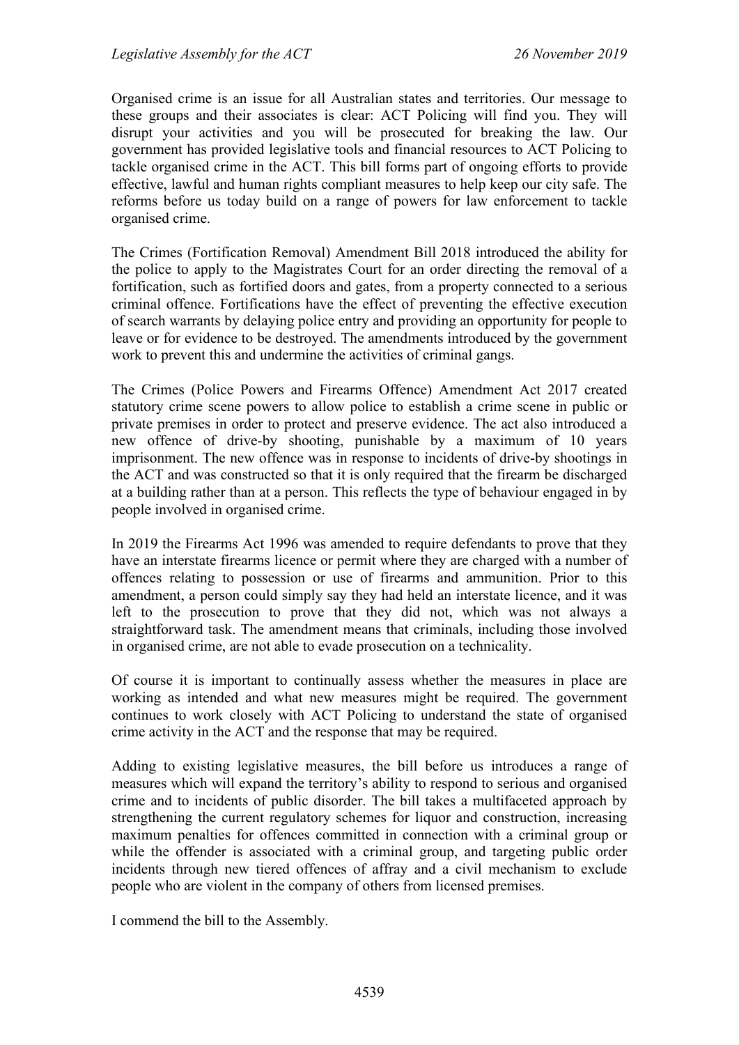Organised crime is an issue for all Australian states and territories. Our message to these groups and their associates is clear: ACT Policing will find you. They will disrupt your activities and you will be prosecuted for breaking the law. Our government has provided legislative tools and financial resources to ACT Policing to tackle organised crime in the ACT. This bill forms part of ongoing efforts to provide effective, lawful and human rights compliant measures to help keep our city safe. The reforms before us today build on a range of powers for law enforcement to tackle organised crime.

The Crimes (Fortification Removal) Amendment Bill 2018 introduced the ability for the police to apply to the Magistrates Court for an order directing the removal of a fortification, such as fortified doors and gates, from a property connected to a serious criminal offence. Fortifications have the effect of preventing the effective execution of search warrants by delaying police entry and providing an opportunity for people to leave or for evidence to be destroyed. The amendments introduced by the government work to prevent this and undermine the activities of criminal gangs.

The Crimes (Police Powers and Firearms Offence) Amendment Act 2017 created statutory crime scene powers to allow police to establish a crime scene in public or private premises in order to protect and preserve evidence. The act also introduced a new offence of drive-by shooting, punishable by a maximum of 10 years imprisonment. The new offence was in response to incidents of drive-by shootings in the ACT and was constructed so that it is only required that the firearm be discharged at a building rather than at a person. This reflects the type of behaviour engaged in by people involved in organised crime.

In 2019 the Firearms Act 1996 was amended to require defendants to prove that they have an interstate firearms licence or permit where they are charged with a number of offences relating to possession or use of firearms and ammunition. Prior to this amendment, a person could simply say they had held an interstate licence, and it was left to the prosecution to prove that they did not, which was not always a straightforward task. The amendment means that criminals, including those involved in organised crime, are not able to evade prosecution on a technicality.

Of course it is important to continually assess whether the measures in place are working as intended and what new measures might be required. The government continues to work closely with ACT Policing to understand the state of organised crime activity in the ACT and the response that may be required.

Adding to existing legislative measures, the bill before us introduces a range of measures which will expand the territory's ability to respond to serious and organised crime and to incidents of public disorder. The bill takes a multifaceted approach by strengthening the current regulatory schemes for liquor and construction, increasing maximum penalties for offences committed in connection with a criminal group or while the offender is associated with a criminal group, and targeting public order incidents through new tiered offences of affray and a civil mechanism to exclude people who are violent in the company of others from licensed premises.

I commend the bill to the Assembly.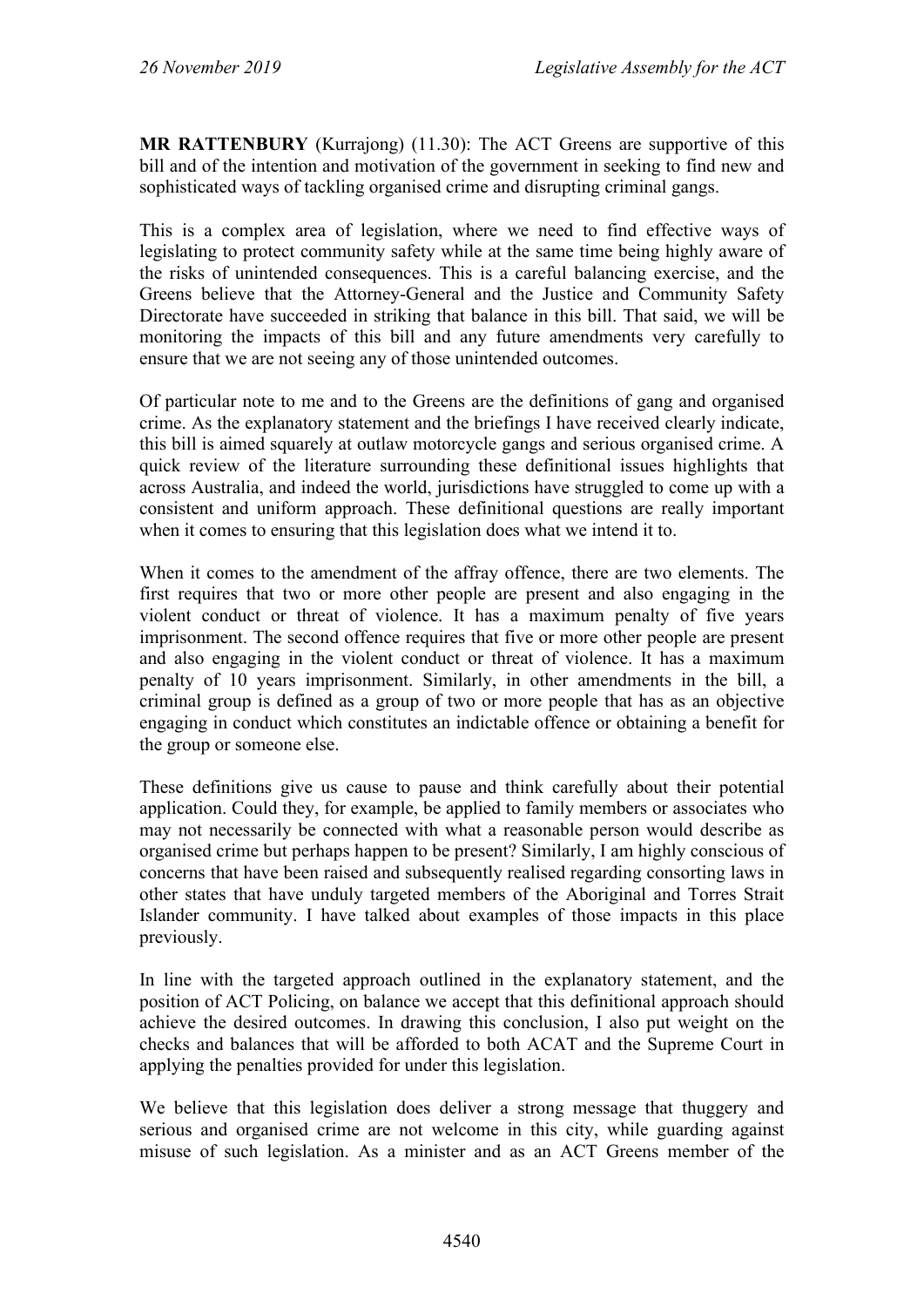**MR RATTENBURY** (Kurrajong) (11.30): The ACT Greens are supportive of this bill and of the intention and motivation of the government in seeking to find new and sophisticated ways of tackling organised crime and disrupting criminal gangs.

This is a complex area of legislation, where we need to find effective ways of legislating to protect community safety while at the same time being highly aware of the risks of unintended consequences. This is a careful balancing exercise, and the Greens believe that the Attorney-General and the Justice and Community Safety Directorate have succeeded in striking that balance in this bill. That said, we will be monitoring the impacts of this bill and any future amendments very carefully to ensure that we are not seeing any of those unintended outcomes.

Of particular note to me and to the Greens are the definitions of gang and organised crime. As the explanatory statement and the briefings I have received clearly indicate, this bill is aimed squarely at outlaw motorcycle gangs and serious organised crime. A quick review of the literature surrounding these definitional issues highlights that across Australia, and indeed the world, jurisdictions have struggled to come up with a consistent and uniform approach. These definitional questions are really important when it comes to ensuring that this legislation does what we intend it to.

When it comes to the amendment of the affray offence, there are two elements. The first requires that two or more other people are present and also engaging in the violent conduct or threat of violence. It has a maximum penalty of five years imprisonment. The second offence requires that five or more other people are present and also engaging in the violent conduct or threat of violence. It has a maximum penalty of 10 years imprisonment. Similarly, in other amendments in the bill, a criminal group is defined as a group of two or more people that has as an objective engaging in conduct which constitutes an indictable offence or obtaining a benefit for the group or someone else.

These definitions give us cause to pause and think carefully about their potential application. Could they, for example, be applied to family members or associates who may not necessarily be connected with what a reasonable person would describe as organised crime but perhaps happen to be present? Similarly, I am highly conscious of concerns that have been raised and subsequently realised regarding consorting laws in other states that have unduly targeted members of the Aboriginal and Torres Strait Islander community. I have talked about examples of those impacts in this place previously.

In line with the targeted approach outlined in the explanatory statement, and the position of ACT Policing, on balance we accept that this definitional approach should achieve the desired outcomes. In drawing this conclusion, I also put weight on the checks and balances that will be afforded to both ACAT and the Supreme Court in applying the penalties provided for under this legislation.

We believe that this legislation does deliver a strong message that thuggery and serious and organised crime are not welcome in this city, while guarding against misuse of such legislation. As a minister and as an ACT Greens member of the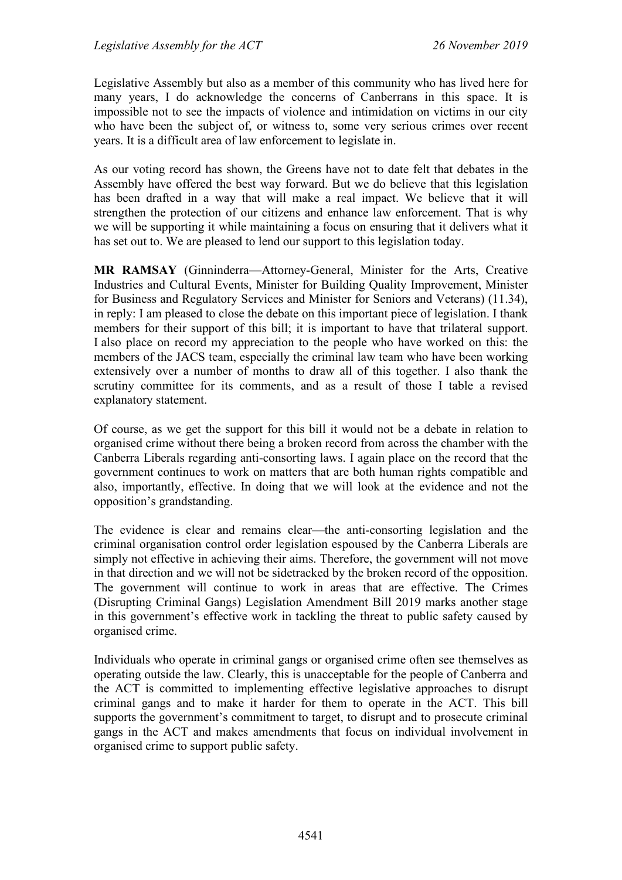Legislative Assembly but also as a member of this community who has lived here for many years, I do acknowledge the concerns of Canberrans in this space. It is impossible not to see the impacts of violence and intimidation on victims in our city who have been the subject of, or witness to, some very serious crimes over recent years. It is a difficult area of law enforcement to legislate in.

As our voting record has shown, the Greens have not to date felt that debates in the Assembly have offered the best way forward. But we do believe that this legislation has been drafted in a way that will make a real impact. We believe that it will strengthen the protection of our citizens and enhance law enforcement. That is why we will be supporting it while maintaining a focus on ensuring that it delivers what it has set out to. We are pleased to lend our support to this legislation today.

**MR RAMSAY** (Ginninderra—Attorney-General, Minister for the Arts, Creative Industries and Cultural Events, Minister for Building Quality Improvement, Minister for Business and Regulatory Services and Minister for Seniors and Veterans) (11.34), in reply: I am pleased to close the debate on this important piece of legislation. I thank members for their support of this bill; it is important to have that trilateral support. I also place on record my appreciation to the people who have worked on this: the members of the JACS team, especially the criminal law team who have been working extensively over a number of months to draw all of this together. I also thank the scrutiny committee for its comments, and as a result of those I table a revised explanatory statement.

Of course, as we get the support for this bill it would not be a debate in relation to organised crime without there being a broken record from across the chamber with the Canberra Liberals regarding anti-consorting laws. I again place on the record that the government continues to work on matters that are both human rights compatible and also, importantly, effective. In doing that we will look at the evidence and not the opposition's grandstanding.

The evidence is clear and remains clear—the anti-consorting legislation and the criminal organisation control order legislation espoused by the Canberra Liberals are simply not effective in achieving their aims. Therefore, the government will not move in that direction and we will not be sidetracked by the broken record of the opposition. The government will continue to work in areas that are effective. The Crimes (Disrupting Criminal Gangs) Legislation Amendment Bill 2019 marks another stage in this government's effective work in tackling the threat to public safety caused by organised crime.

Individuals who operate in criminal gangs or organised crime often see themselves as operating outside the law. Clearly, this is unacceptable for the people of Canberra and the ACT is committed to implementing effective legislative approaches to disrupt criminal gangs and to make it harder for them to operate in the ACT. This bill supports the government's commitment to target, to disrupt and to prosecute criminal gangs in the ACT and makes amendments that focus on individual involvement in organised crime to support public safety.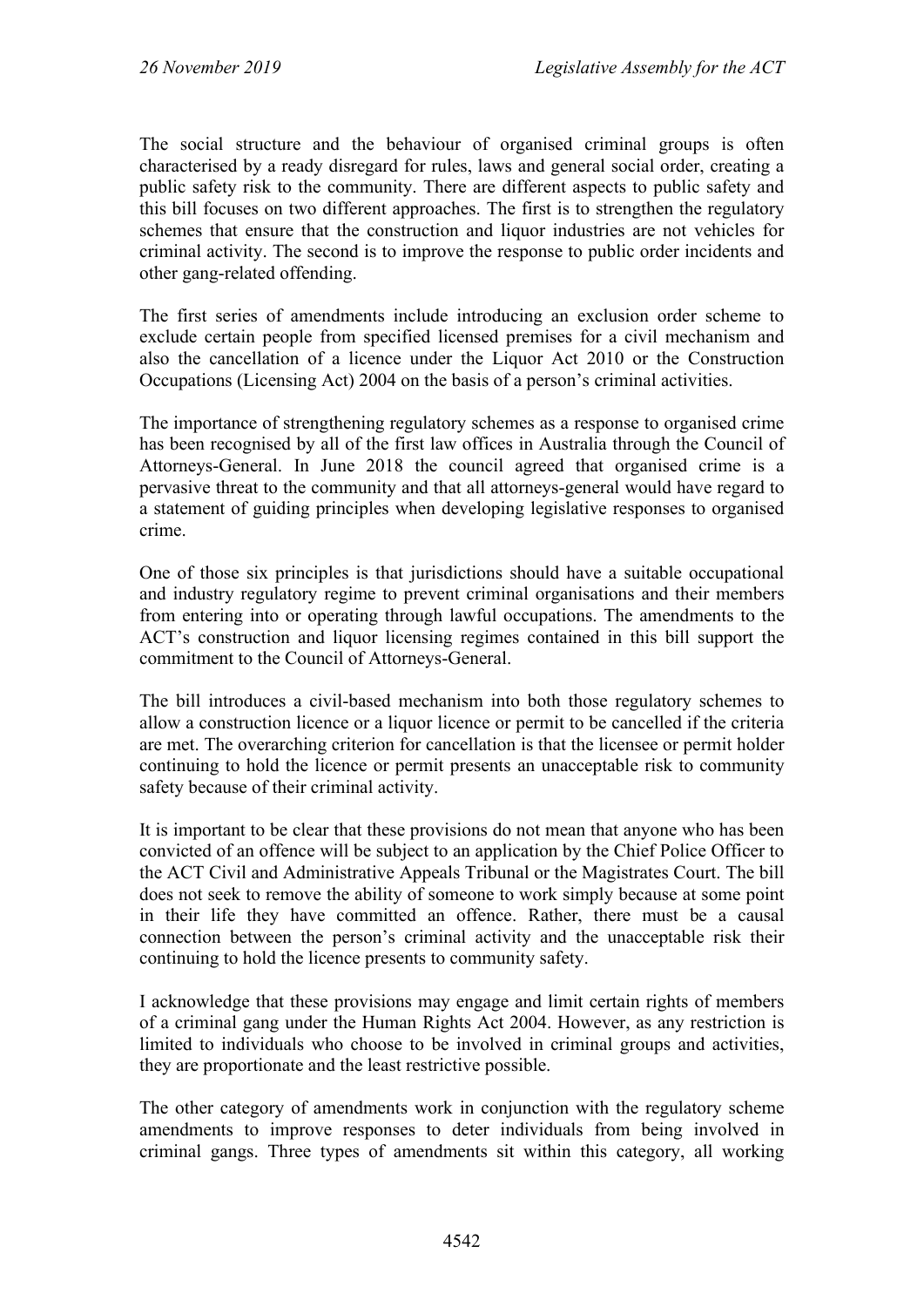The social structure and the behaviour of organised criminal groups is often characterised by a ready disregard for rules, laws and general social order, creating a public safety risk to the community. There are different aspects to public safety and this bill focuses on two different approaches. The first is to strengthen the regulatory schemes that ensure that the construction and liquor industries are not vehicles for criminal activity. The second is to improve the response to public order incidents and other gang-related offending.

The first series of amendments include introducing an exclusion order scheme to exclude certain people from specified licensed premises for a civil mechanism and also the cancellation of a licence under the Liquor Act 2010 or the Construction Occupations (Licensing Act) 2004 on the basis of a person's criminal activities.

The importance of strengthening regulatory schemes as a response to organised crime has been recognised by all of the first law offices in Australia through the Council of Attorneys-General. In June 2018 the council agreed that organised crime is a pervasive threat to the community and that all attorneys-general would have regard to a statement of guiding principles when developing legislative responses to organised crime.

One of those six principles is that jurisdictions should have a suitable occupational and industry regulatory regime to prevent criminal organisations and their members from entering into or operating through lawful occupations. The amendments to the ACT's construction and liquor licensing regimes contained in this bill support the commitment to the Council of Attorneys-General.

The bill introduces a civil-based mechanism into both those regulatory schemes to allow a construction licence or a liquor licence or permit to be cancelled if the criteria are met. The overarching criterion for cancellation is that the licensee or permit holder continuing to hold the licence or permit presents an unacceptable risk to community safety because of their criminal activity.

It is important to be clear that these provisions do not mean that anyone who has been convicted of an offence will be subject to an application by the Chief Police Officer to the ACT Civil and Administrative Appeals Tribunal or the Magistrates Court. The bill does not seek to remove the ability of someone to work simply because at some point in their life they have committed an offence. Rather, there must be a causal connection between the person's criminal activity and the unacceptable risk their continuing to hold the licence presents to community safety.

I acknowledge that these provisions may engage and limit certain rights of members of a criminal gang under the Human Rights Act 2004. However, as any restriction is limited to individuals who choose to be involved in criminal groups and activities, they are proportionate and the least restrictive possible.

The other category of amendments work in conjunction with the regulatory scheme amendments to improve responses to deter individuals from being involved in criminal gangs. Three types of amendments sit within this category, all working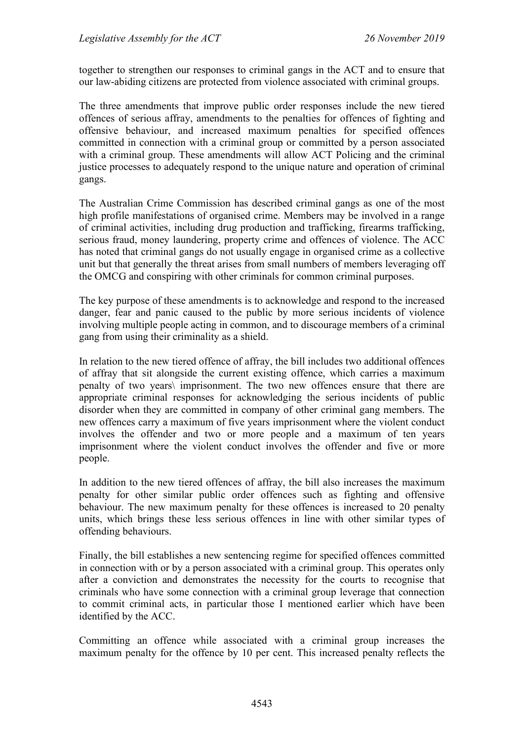together to strengthen our responses to criminal gangs in the ACT and to ensure that our law-abiding citizens are protected from violence associated with criminal groups.

The three amendments that improve public order responses include the new tiered offences of serious affray, amendments to the penalties for offences of fighting and offensive behaviour, and increased maximum penalties for specified offences committed in connection with a criminal group or committed by a person associated with a criminal group. These amendments will allow ACT Policing and the criminal justice processes to adequately respond to the unique nature and operation of criminal gangs.

The Australian Crime Commission has described criminal gangs as one of the most high profile manifestations of organised crime. Members may be involved in a range of criminal activities, including drug production and trafficking, firearms trafficking, serious fraud, money laundering, property crime and offences of violence. The ACC has noted that criminal gangs do not usually engage in organised crime as a collective unit but that generally the threat arises from small numbers of members leveraging off the OMCG and conspiring with other criminals for common criminal purposes.

The key purpose of these amendments is to acknowledge and respond to the increased danger, fear and panic caused to the public by more serious incidents of violence involving multiple people acting in common, and to discourage members of a criminal gang from using their criminality as a shield.

In relation to the new tiered offence of affray, the bill includes two additional offences of affray that sit alongside the current existing offence, which carries a maximum penalty of two years\ imprisonment. The two new offences ensure that there are appropriate criminal responses for acknowledging the serious incidents of public disorder when they are committed in company of other criminal gang members. The new offences carry a maximum of five years imprisonment where the violent conduct involves the offender and two or more people and a maximum of ten years imprisonment where the violent conduct involves the offender and five or more people.

In addition to the new tiered offences of affray, the bill also increases the maximum penalty for other similar public order offences such as fighting and offensive behaviour. The new maximum penalty for these offences is increased to 20 penalty units, which brings these less serious offences in line with other similar types of offending behaviours.

Finally, the bill establishes a new sentencing regime for specified offences committed in connection with or by a person associated with a criminal group. This operates only after a conviction and demonstrates the necessity for the courts to recognise that criminals who have some connection with a criminal group leverage that connection to commit criminal acts, in particular those I mentioned earlier which have been identified by the ACC.

Committing an offence while associated with a criminal group increases the maximum penalty for the offence by 10 per cent. This increased penalty reflects the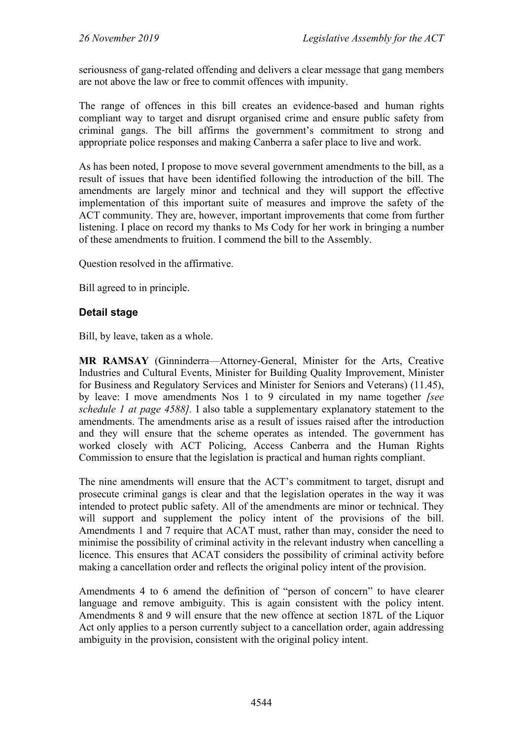seriousness of gang-related offending and delivers a clear message that gang members are not above the law or free to commit offences with impunity.

The range of offences in this bill creates an evidence-based and human rights compliant way to target and disrupt organised crime and ensure public safety from criminal gangs. The bill affirms the government's commitment to strong and appropriate police responses and making Canberra a safer place to live and work.

As has been noted, I propose to move several government amendments to the bill, as a result of issues that have been identified following the introduction of the bill. The amendments are largely minor and technical and they will support the effective implementation of this important suite of measures and improve the safety of the ACT community. They are, however, important improvements that come from further listening. I place on record my thanks to Ms Cody for her work in bringing a number of these amendments to fruition. I commend the bill to the Assembly.

Question resolved in the affirmative.

Bill agreed to in principle.

### Detail stage

Bill, by leave, taken as a whole.

**MR RAMSAY** (Ginninderra—Attorney-General, Minister for the Arts, Creative Industries and Cultural Events, Minister for Building Quality Improvement, Minister for Business and Regulatory Services and Minister for Seniors and Veterans) (11.45), by leave: I move amendments Nos 1 to 9 circulated in my name together *[see schedule 1 at page 4588].* I also table a supplementary explanatory statement to the amendments. The amendments arise as a result of issues raised after the introduction and they will ensure that the scheme operates as intended. The government has worked closely with ACT Policing, Access Canberra and the Human Rights Commission to ensure that the legislation is practical and human rights compliant.

The nine amendments will ensure that the ACT's commitment to target, disrupt and prosecute criminal gangs is clear and that the legislation operates in the way it was intended to protect public safety. All of the amendments are minor or technical. They will support and supplement the policy intent of the provisions of the bill. Amendments 1 and 7 require that ACAT must, rather than may, consider the need to minimise the possibility of criminal activity in the relevant industry when cancelling a licence. This ensures that ACAT considers the possibility of criminal activity before making a cancellation order and reflects the original policy intent of the provision.

Amendments 4 to 6 amend the definition of "person of concern" to have clearer language and remove ambiguity. This is again consistent with the policy intent. Amendments 8 and 9 will ensure that the new offence at section 187L of the Liquor Act only applies to a person currently subject to a cancellation order, again addressing ambiguity in the provision, consistent with the original policy intent.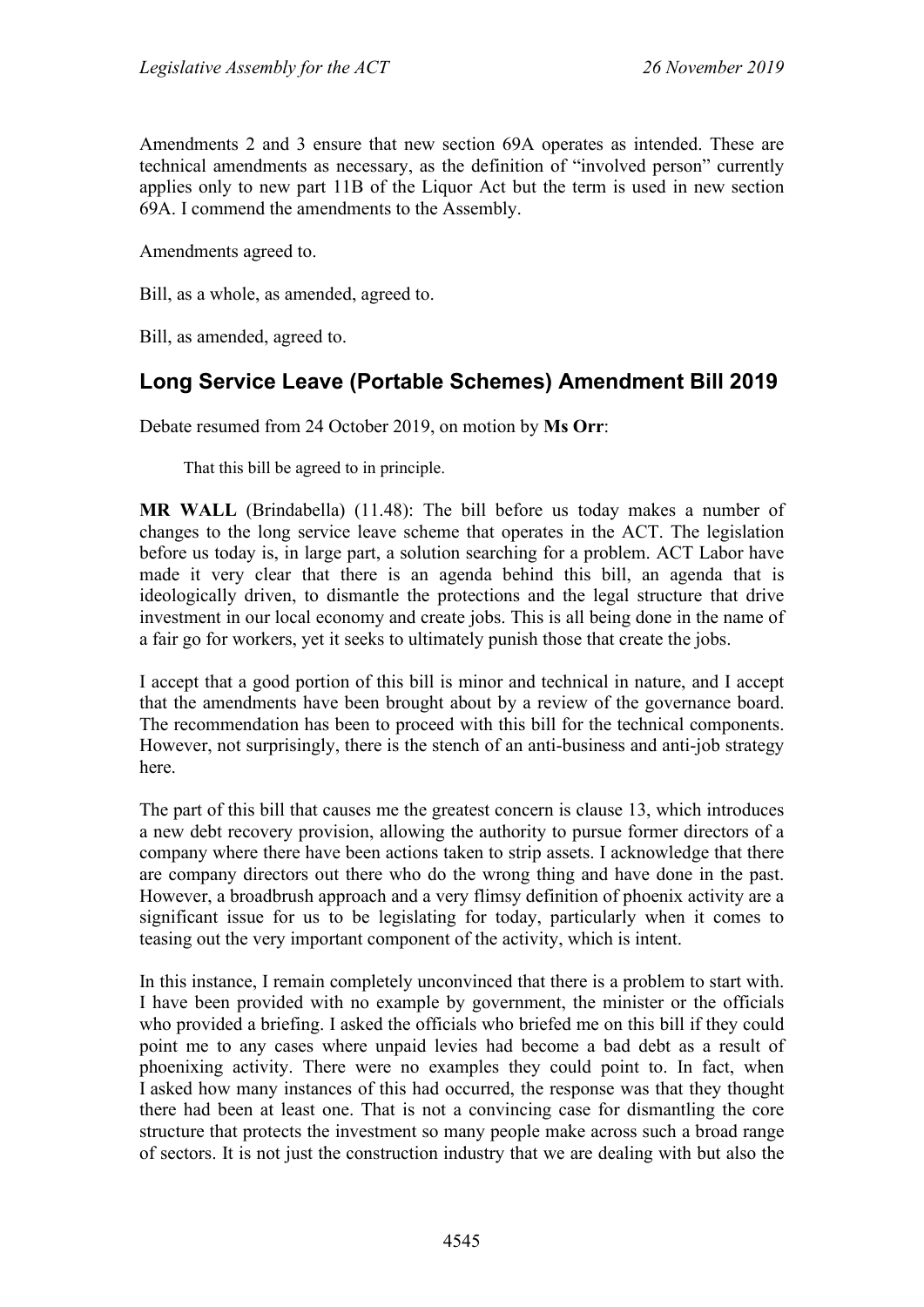Amendments 2 and 3 ensure that new section 69A operates as intended. These are technical amendments as necessary, as the definition of "involved person" currently applies only to new part 11B of the Liquor Act but the term is used in new section 69A. I commend the amendments to the Assembly.

Amendments agreed to.

Bill, as a whole, as amended, agreed to.

Bill, as amended, agreed to.

## Long Service Leave (Portable Schemes) Amendment Bill 2019

Debate resumed from 24 October 2019, on motion by **Ms Orr**:

> That this bill be agreed to in principle.

**MR WALL** (Brindabella) (11.48): The bill before us today makes a number of changes to the long service leave scheme that operates in the ACT. The legislation before us today is, in large part, a solution searching for a problem. ACT Labor have made it very clear that there is an agenda behind this bill, an agenda that is ideologically driven, to dismantle the protections and the legal structure that drive investment in our local economy and create jobs. This is all being done in the name of a fair go for workers, yet it seeks to ultimately punish those that create the jobs.

I accept that a good portion of this bill is minor and technical in nature, and I accept that the amendments have been brought about by a review of the governance board. The recommendation has been to proceed with this bill for the technical components. However, not surprisingly, there is the stench of an anti-business and anti-job strategy here.

The part of this bill that causes me the greatest concern is clause 13, which introduces a new debt recovery provision, allowing the authority to pursue former directors of a company where there have been actions taken to strip assets. I acknowledge that there are company directors out there who do the wrong thing and have done in the past. However, a broadbrush approach and a very flimsy definition of phoenix activity are a significant issue for us to be legislating for today, particularly when it comes to teasing out the very important component of the activity, which is intent.

In this instance, I remain completely unconvinced that there is a problem to start with. I have been provided with no example by government, the minister or the officials who provided a briefing. I asked the officials who briefed me on this bill if they could point me to any cases where unpaid levies had become a bad debt as a result of phoenixing activity. There were no examples they could point to. In fact, when I asked how many instances of this had occurred, the response was that they thought there had been at least one. That is not a convincing case for dismantling the core structure that protects the investment so many people make across such a broad range of sectors. It is not just the construction industry that we are dealing with but also the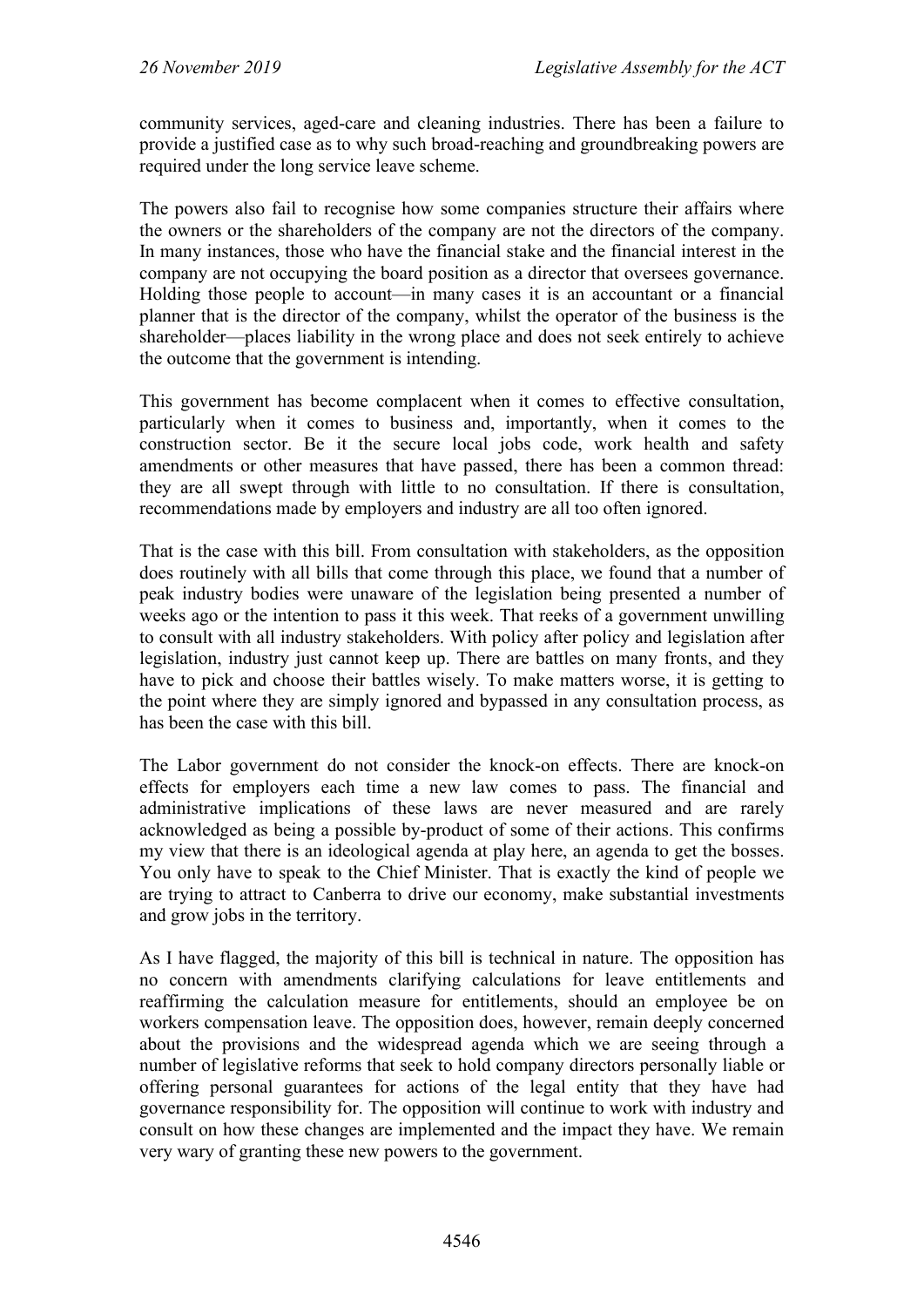community services, aged-care and cleaning industries. There has been a failure to provide a justified case as to why such broad-reaching and groundbreaking powers are required under the long service leave scheme.

The powers also fail to recognise how some companies structure their affairs where the owners or the shareholders of the company are not the directors of the company. In many instances, those who have the financial stake and the financial interest in the company are not occupying the board position as a director that oversees governance. Holding those people to account—in many cases it is an accountant or a financial planner that is the director of the company, whilst the operator of the business is the shareholder—places liability in the wrong place and does not seek entirely to achieve the outcome that the government is intending.

This government has become complacent when it comes to effective consultation, particularly when it comes to business and, importantly, when it comes to the construction sector. Be it the secure local jobs code, work health and safety amendments or other measures that have passed, there has been a common thread: they are all swept through with little to no consultation. If there is consultation, recommendations made by employers and industry are all too often ignored.

That is the case with this bill. From consultation with stakeholders, as the opposition does routinely with all bills that come through this place, we found that a number of peak industry bodies were unaware of the legislation being presented a number of weeks ago or the intention to pass it this week. That reeks of a government unwilling to consult with all industry stakeholders. With policy after policy and legislation after legislation, industry just cannot keep up. There are battles on many fronts, and they have to pick and choose their battles wisely. To make matters worse, it is getting to the point where they are simply ignored and bypassed in any consultation process, as has been the case with this bill.

The Labor government do not consider the knock-on effects. There are knock-on effects for employers each time a new law comes to pass. The financial and administrative implications of these laws are never measured and are rarely acknowledged as being a possible by-product of some of their actions. This confirms my view that there is an ideological agenda at play here, an agenda to get the bosses. You only have to speak to the Chief Minister. That is exactly the kind of people we are trying to attract to Canberra to drive our economy, make substantial investments and grow jobs in the territory.

As I have flagged, the majority of this bill is technical in nature. The opposition has no concern with amendments clarifying calculations for leave entitlements and reaffirming the calculation measure for entitlements, should an employee be on workers compensation leave. The opposition does, however, remain deeply concerned about the provisions and the widespread agenda which we are seeing through a number of legislative reforms that seek to hold company directors personally liable or offering personal guarantees for actions of the legal entity that they have had governance responsibility for. The opposition will continue to work with industry and consult on how these changes are implemented and the impact they have. We remain very wary of granting these new powers to the government.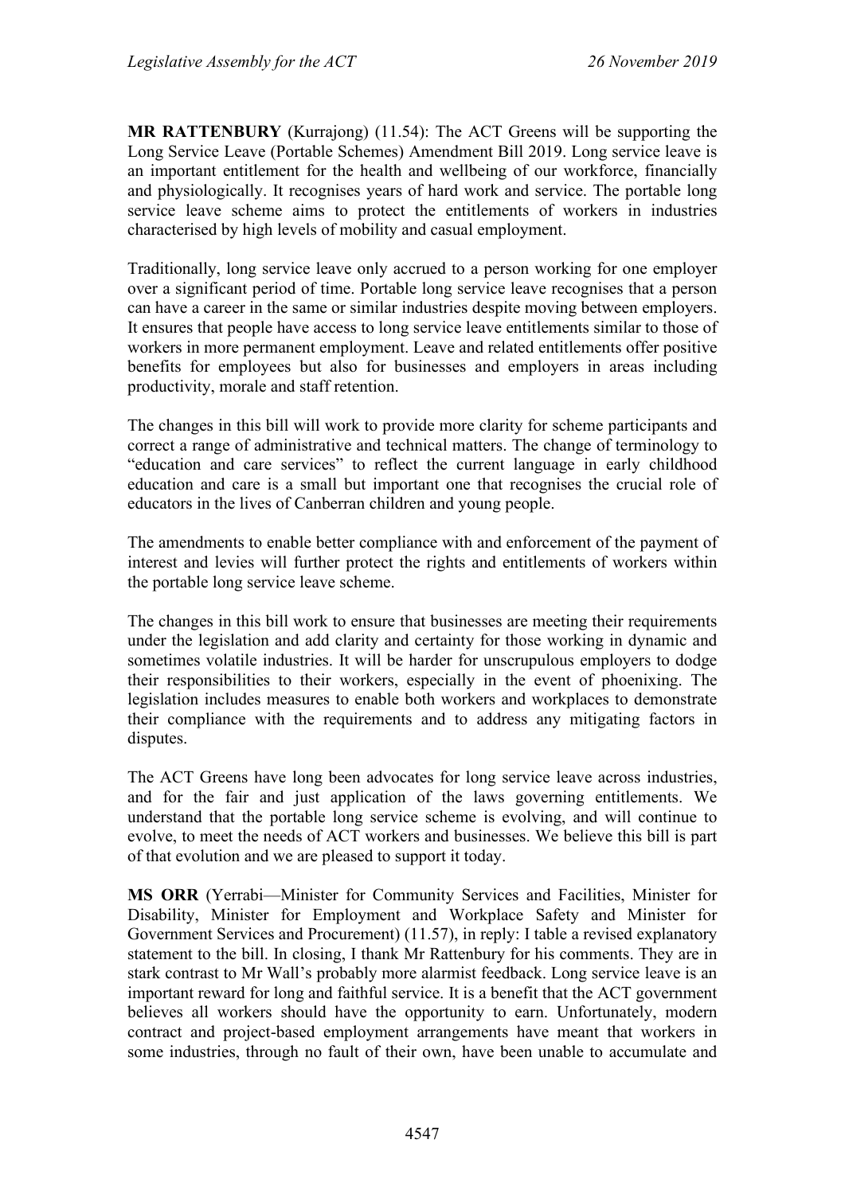**MR RATTENBURY** (Kurrajong) (11.54): The ACT Greens will be supporting the Long Service Leave (Portable Schemes) Amendment Bill 2019. Long service leave is an important entitlement for the health and wellbeing of our workforce, financially and physiologically. It recognises years of hard work and service. The portable long service leave scheme aims to protect the entitlements of workers in industries characterised by high levels of mobility and casual employment.

Traditionally, long service leave only accrued to a person working for one employer over a significant period of time. Portable long service leave recognises that a person can have a career in the same or similar industries despite moving between employers. It ensures that people have access to long service leave entitlements similar to those of workers in more permanent employment. Leave and related entitlements offer positive benefits for employees but also for businesses and employers in areas including productivity, morale and staff retention.

The changes in this bill will work to provide more clarity for scheme participants and correct a range of administrative and technical matters. The change of terminology to "education and care services" to reflect the current language in early childhood education and care is a small but important one that recognises the crucial role of educators in the lives of Canberran children and young people.

The amendments to enable better compliance with and enforcement of the payment of interest and levies will further protect the rights and entitlements of workers within the portable long service leave scheme.

The changes in this bill work to ensure that businesses are meeting their requirements under the legislation and add clarity and certainty for those working in dynamic and sometimes volatile industries. It will be harder for unscrupulous employers to dodge their responsibilities to their workers, especially in the event of phoenixing. The legislation includes measures to enable both workers and workplaces to demonstrate their compliance with the requirements and to address any mitigating factors in disputes.

The ACT Greens have long been advocates for long service leave across industries, and for the fair and just application of the laws governing entitlements. We understand that the portable long service scheme is evolving, and will continue to evolve, to meet the needs of ACT workers and businesses. We believe this bill is part of that evolution and we are pleased to support it today.

**MS ORR** (Yerrabi—Minister for Community Services and Facilities, Minister for Disability, Minister for Employment and Workplace Safety and Minister for Government Services and Procurement) (11.57), in reply: I table a revised explanatory statement to the bill. In closing, I thank Mr Rattenbury for his comments. They are in stark contrast to Mr Wall's probably more alarmist feedback. Long service leave is an important reward for long and faithful service. It is a benefit that the ACT government believes all workers should have the opportunity to earn. Unfortunately, modern contract and project-based employment arrangements have meant that workers in some industries, through no fault of their own, have been unable to accumulate and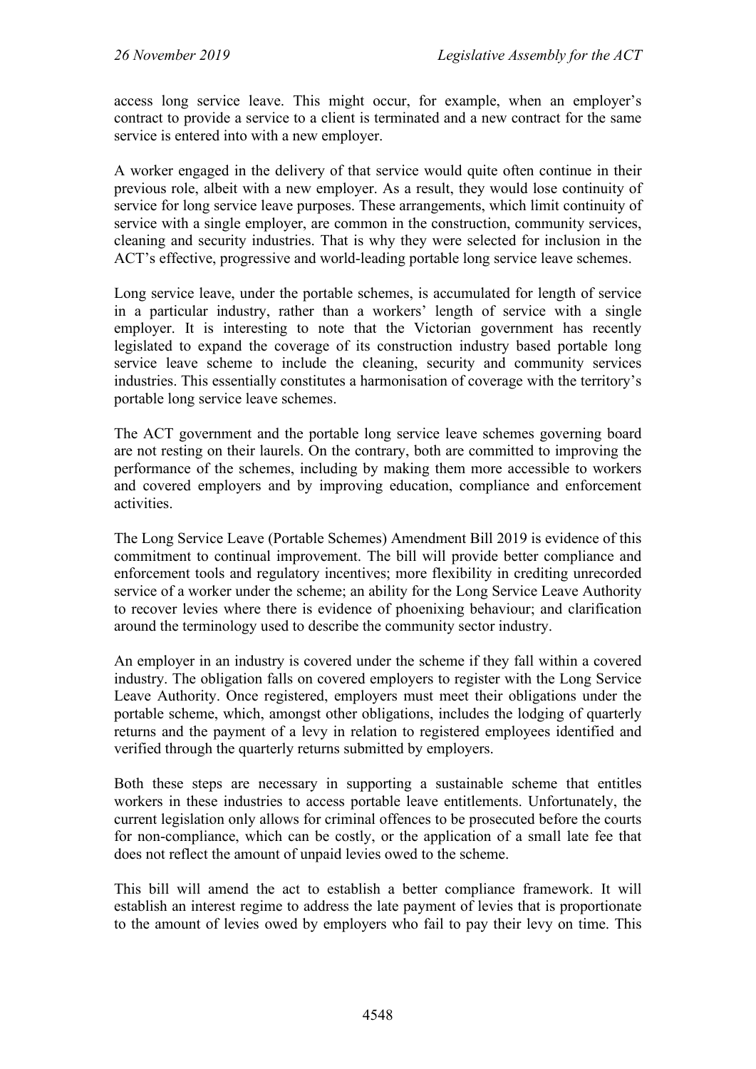access long service leave. This might occur, for example, when an employer's contract to provide a service to a client is terminated and a new contract for the same service is entered into with a new employer.

A worker engaged in the delivery of that service would quite often continue in their previous role, albeit with a new employer. As a result, they would lose continuity of service for long service leave purposes. These arrangements, which limit continuity of service with a single employer, are common in the construction, community services, cleaning and security industries. That is why they were selected for inclusion in the ACT's effective, progressive and world-leading portable long service leave schemes.

Long service leave, under the portable schemes, is accumulated for length of service in a particular industry, rather than a workers' length of service with a single employer. It is interesting to note that the Victorian government has recently legislated to expand the coverage of its construction industry based portable long service leave scheme to include the cleaning, security and community services industries. This essentially constitutes a harmonisation of coverage with the territory's portable long service leave schemes.

The ACT government and the portable long service leave schemes governing board are not resting on their laurels. On the contrary, both are committed to improving the performance of the schemes, including by making them more accessible to workers and covered employers and by improving education, compliance and enforcement activities.

The Long Service Leave (Portable Schemes) Amendment Bill 2019 is evidence of this commitment to continual improvement. The bill will provide better compliance and enforcement tools and regulatory incentives; more flexibility in crediting unrecorded service of a worker under the scheme; an ability for the Long Service Leave Authority to recover levies where there is evidence of phoenixing behaviour; and clarification around the terminology used to describe the community sector industry.

An employer in an industry is covered under the scheme if they fall within a covered industry. The obligation falls on covered employers to register with the Long Service Leave Authority. Once registered, employers must meet their obligations under the portable scheme, which, amongst other obligations, includes the lodging of quarterly returns and the payment of a levy in relation to registered employees identified and verified through the quarterly returns submitted by employers.

Both these steps are necessary in supporting a sustainable scheme that entitles workers in these industries to access portable leave entitlements. Unfortunately, the current legislation only allows for criminal offences to be prosecuted before the courts for non-compliance, which can be costly, or the application of a small late fee that does not reflect the amount of unpaid levies owed to the scheme.

This bill will amend the act to establish a better compliance framework. It will establish an interest regime to address the late payment of levies that is proportionate to the amount of levies owed by employers who fail to pay their levy on time. This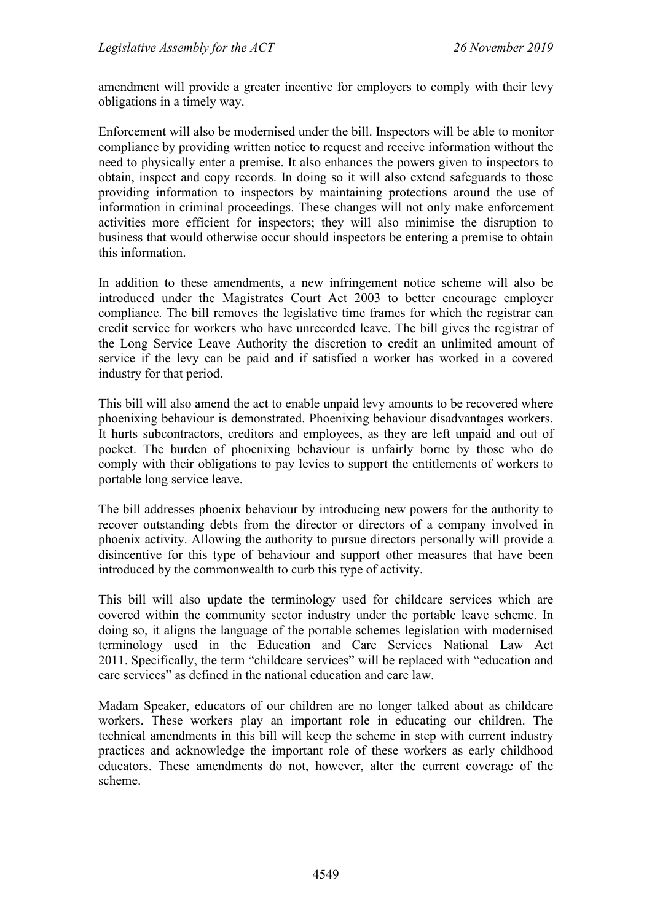amendment will provide a greater incentive for employers to comply with their levy obligations in a timely way.

Enforcement will also be modernised under the bill. Inspectors will be able to monitor compliance by providing written notice to request and receive information without the need to physically enter a premise. It also enhances the powers given to inspectors to obtain, inspect and copy records. In doing so it will also extend safeguards to those providing information to inspectors by maintaining protections around the use of information in criminal proceedings. These changes will not only make enforcement activities more efficient for inspectors; they will also minimise the disruption to business that would otherwise occur should inspectors be entering a premise to obtain this information.

In addition to these amendments, a new infringement notice scheme will also be introduced under the Magistrates Court Act 2003 to better encourage employer compliance. The bill removes the legislative time frames for which the registrar can credit service for workers who have unrecorded leave. The bill gives the registrar of the Long Service Leave Authority the discretion to credit an unlimited amount of service if the levy can be paid and if satisfied a worker has worked in a covered industry for that period.

This bill will also amend the act to enable unpaid levy amounts to be recovered where phoenixing behaviour is demonstrated. Phoenixing behaviour disadvantages workers. It hurts subcontractors, creditors and employees, as they are left unpaid and out of pocket. The burden of phoenixing behaviour is unfairly borne by those who do comply with their obligations to pay levies to support the entitlements of workers to portable long service leave.

The bill addresses phoenix behaviour by introducing new powers for the authority to recover outstanding debts from the director or directors of a company involved in phoenix activity. Allowing the authority to pursue directors personally will provide a disincentive for this type of behaviour and support other measures that have been introduced by the commonwealth to curb this type of activity.

This bill will also update the terminology used for childcare services which are covered within the community sector industry under the portable leave scheme. In doing so, it aligns the language of the portable schemes legislation with modernised terminology used in the Education and Care Services National Law Act 2011. Specifically, the term "childcare services" will be replaced with "education and care services" as defined in the national education and care law.

Madam Speaker, educators of our children are no longer talked about as childcare workers. These workers play an important role in educating our children. The technical amendments in this bill will keep the scheme in step with current industry practices and acknowledge the important role of these workers as early childhood educators. These amendments do not, however, alter the current coverage of the scheme.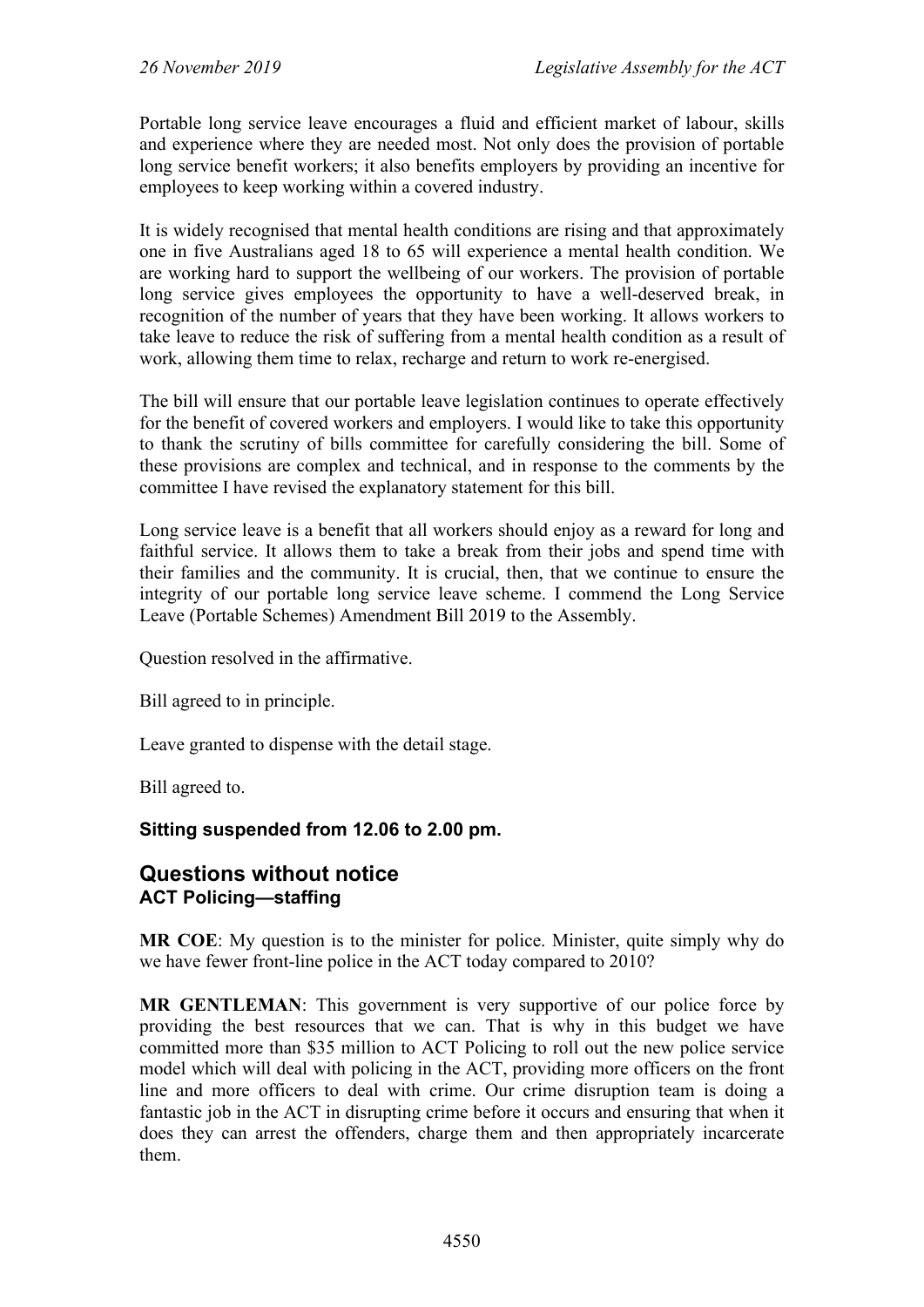Portable long service leave encourages a fluid and efficient market of labour, skills and experience where they are needed most. Not only does the provision of portable long service benefit workers; it also benefits employers by providing an incentive for employees to keep working within a covered industry.

It is widely recognised that mental health conditions are rising and that approximately one in five Australians aged 18 to 65 will experience a mental health condition. We are working hard to support the wellbeing of our workers. The provision of portable long service gives employees the opportunity to have a well-deserved break, in recognition of the number of years that they have been working. It allows workers to take leave to reduce the risk of suffering from a mental health condition as a result of work, allowing them time to relax, recharge and return to work re-energised.

The bill will ensure that our portable leave legislation continues to operate effectively for the benefit of covered workers and employers. I would like to take this opportunity to thank the scrutiny of bills committee for carefully considering the bill. Some of these provisions are complex and technical, and in response to the comments by the committee I have revised the explanatory statement for this bill.

Long service leave is a benefit that all workers should enjoy as a reward for long and faithful service. It allows them to take a break from their jobs and spend time with their families and the community. It is crucial, then, that we continue to ensure the integrity of our portable long service leave scheme. I commend the Long Service Leave (Portable Schemes) Amendment Bill 2019 to the Assembly.

Question resolved in the affirmative.

Bill agreed to in principle.

Leave granted to dispense with the detail stage.

Bill agreed to.

**Sitting suspended from 12.06 to 2.00 pm.**

## Questions without notice

### ACT Policing—staffing

**MR COE**: My question is to the minister for police. Minister, quite simply why do we have fewer front-line police in the ACT today compared to 2010?

**MR GENTLEMAN**: This government is very supportive of our police force by providing the best resources that we can. That is why in this budget we have committed more than $35 million to ACT Policing to roll out the new police service model which will deal with policing in the ACT, providing more officers on the front line and more officers to deal with crime. Our crime disruption team is doing a fantastic job in the ACT in disrupting crime before it occurs and ensuring that when it does they can arrest the offenders, charge them and then appropriately incarcerate them.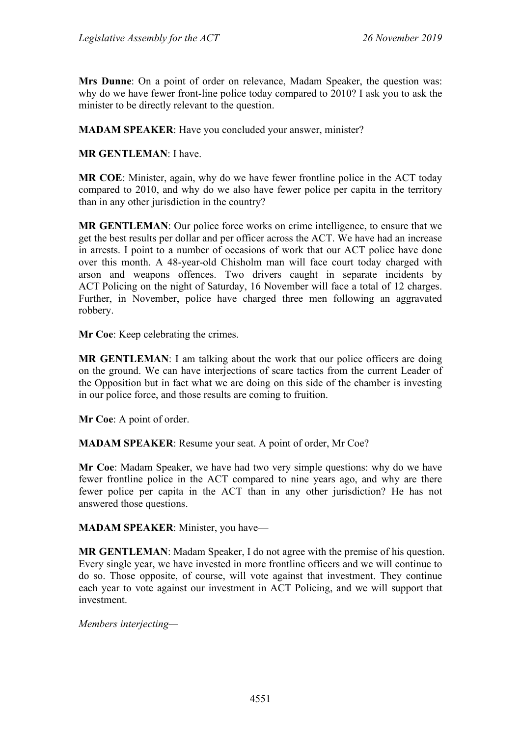**Mrs Dunne**: On a point of order on relevance, Madam Speaker, the question was: why do we have fewer front-line police today compared to 2010? I ask you to ask the minister to be directly relevant to the question.

**MADAM SPEAKER**: Have you concluded your answer, minister?

**MR GENTLEMAN**: I have.

**MR COE**: Minister, again, why do we have fewer frontline police in the ACT today compared to 2010, and why do we also have fewer police per capita in the territory than in any other jurisdiction in the country?

**MR GENTLEMAN**: Our police force works on crime intelligence, to ensure that we get the best results per dollar and per officer across the ACT. We have had an increase in arrests. I point to a number of occasions of work that our ACT police have done over this month. A 48-year-old Chisholm man will face court today charged with arson and weapons offences. Two drivers caught in separate incidents by ACT Policing on the night of Saturday, 16 November will face a total of 12 charges. Further, in November, police have charged three men following an aggravated robbery.

**Mr Coe**: Keep celebrating the crimes.

**MR GENTLEMAN**: I am talking about the work that our police officers are doing on the ground. We can have interjections of scare tactics from the current Leader of the Opposition but in fact what we are doing on this side of the chamber is investing in our police force, and those results are coming to fruition.

**Mr Coe**: A point of order.

**MADAM SPEAKER**: Resume your seat. A point of order, Mr Coe?

**Mr Coe**: Madam Speaker, we have had two very simple questions: why do we have fewer frontline police in the ACT compared to nine years ago, and why are there fewer police per capita in the ACT than in any other jurisdiction? He has not answered those questions.

**MADAM SPEAKER**: Minister, you have—

**MR GENTLEMAN**: Madam Speaker, I do not agree with the premise of his question. Every single year, we have invested in more frontline officers and we will continue to do so. Those opposite, of course, will vote against that investment. They continue each year to vote against our investment in ACT Policing, and we will support that investment.

*Members interjecting*—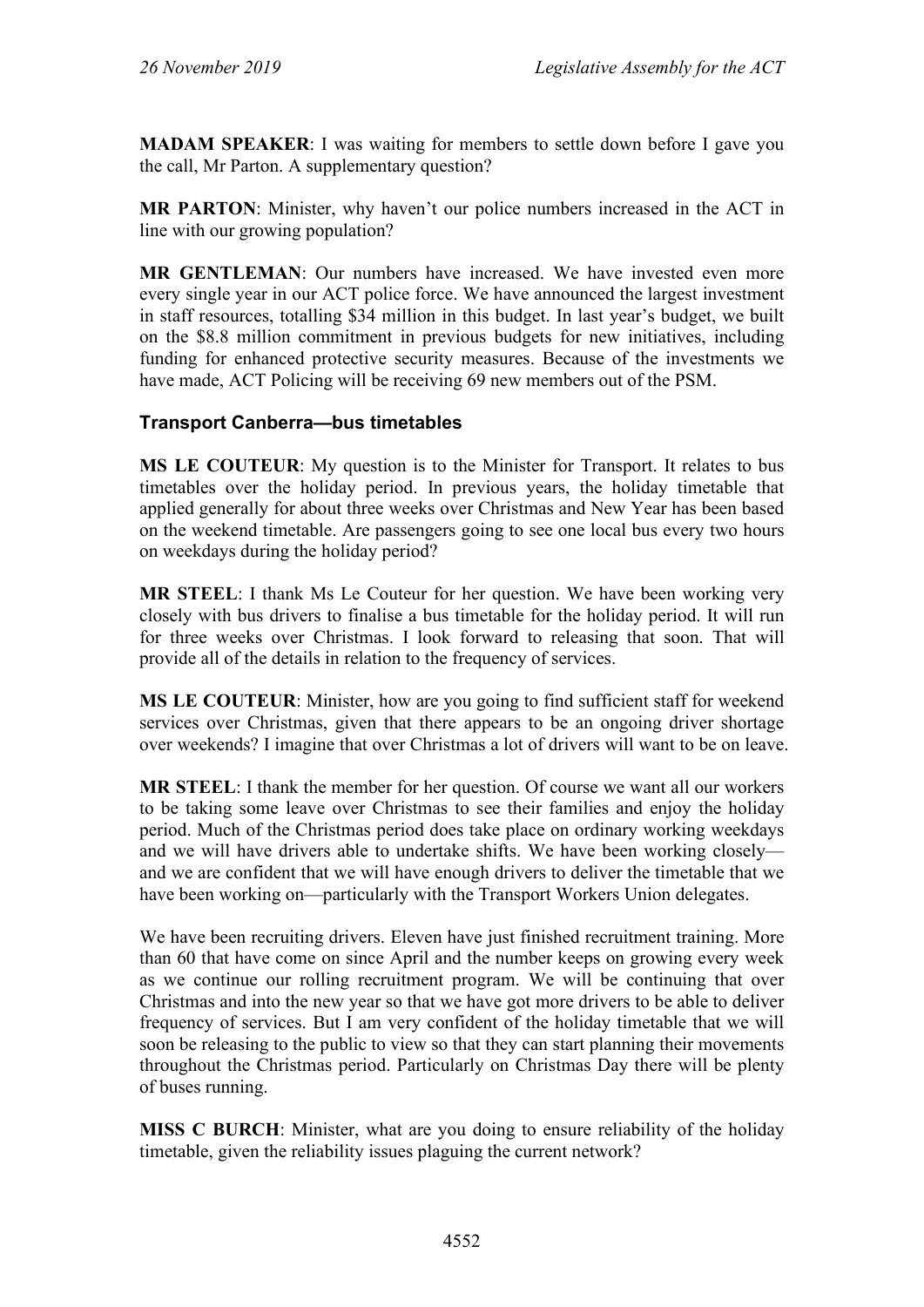**MADAM SPEAKER**: I was waiting for members to settle down before I gave you the call, Mr Parton. A supplementary question?

**MR PARTON**: Minister, why haven't our police numbers increased in the ACT in line with our growing population?

**MR GENTLEMAN**: Our numbers have increased. We have invested even more every single year in our ACT police force. We have announced the largest investment in staff resources, totalling $34 million in this budget. In last year's budget, we built on the $8.8 million commitment in previous budgets for new initiatives, including funding for enhanced protective security measures. Because of the investments we have made, ACT Policing will be receiving 69 new members out of the PSM.

### Transport Canberra—bus timetables

**MS LE COUTEUR**: My question is to the Minister for Transport. It relates to bus timetables over the holiday period. In previous years, the holiday timetable that applied generally for about three weeks over Christmas and New Year has been based on the weekend timetable. Are passengers going to see one local bus every two hours on weekdays during the holiday period?

**MR STEEL**: I thank Ms Le Couteur for her question. We have been working very closely with bus drivers to finalise a bus timetable for the holiday period. It will run for three weeks over Christmas. I look forward to releasing that soon. That will provide all of the details in relation to the frequency of services.

**MS LE COUTEUR**: Minister, how are you going to find sufficient staff for weekend services over Christmas, given that there appears to be an ongoing driver shortage over weekends? I imagine that over Christmas a lot of drivers will want to be on leave.

**MR STEEL**: I thank the member for her question. Of course we want all our workers to be taking some leave over Christmas to see their families and enjoy the holiday period. Much of the Christmas period does take place on ordinary working weekdays and we will have drivers able to undertake shifts. We have been working closely—and we are confident that we will have enough drivers to deliver the timetable that we have been working on—particularly with the Transport Workers Union delegates.

We have been recruiting drivers. Eleven have just finished recruitment training. More than 60 that have come on since April and the number keeps on growing every week as we continue our rolling recruitment program. We will be continuing that over Christmas and into the new year so that we have got more drivers to be able to deliver frequency of services. But I am very confident of the holiday timetable that we will soon be releasing to the public to view so that they can start planning their movements throughout the Christmas period. Particularly on Christmas Day there will be plenty of buses running.

**MISS C BURCH**: Minister, what are you doing to ensure reliability of the holiday timetable, given the reliability issues plaguing the current network?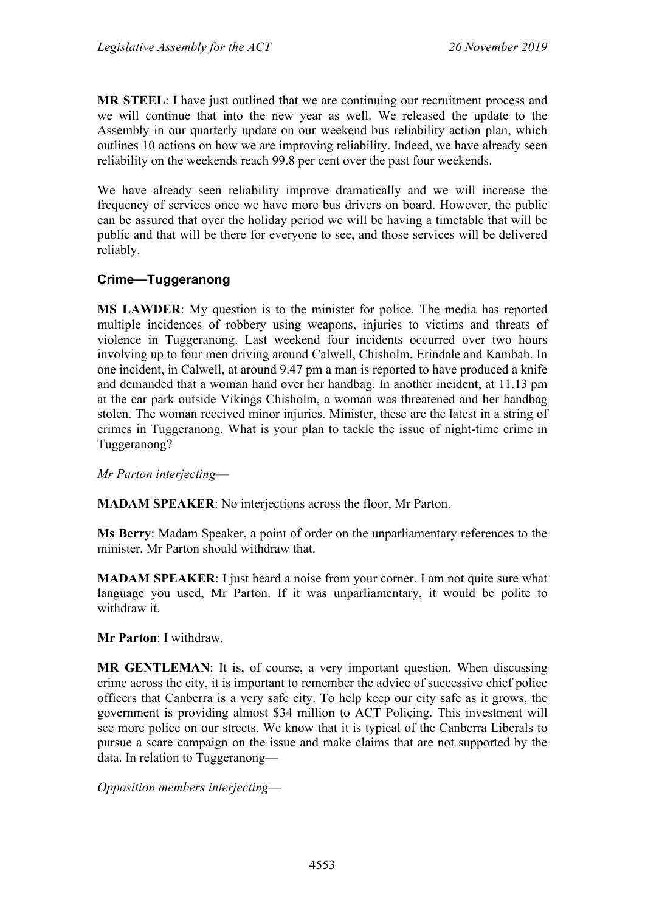**MR STEEL**: I have just outlined that we are continuing our recruitment process and we will continue that into the new year as well. We released the update to the Assembly in our quarterly update on our weekend bus reliability action plan, which outlines 10 actions on how we are improving reliability. Indeed, we have already seen reliability on the weekends reach 99.8 per cent over the past four weekends.

We have already seen reliability improve dramatically and we will increase the frequency of services once we have more bus drivers on board. However, the public can be assured that over the holiday period we will be having a timetable that will be public and that will be there for everyone to see, and those services will be delivered reliably.

### Crime—Tuggeranong

**MS LAWDER**: My question is to the minister for police. The media has reported multiple incidences of robbery using weapons, injuries to victims and threats of violence in Tuggeranong. Last weekend four incidents occurred over two hours involving up to four men driving around Calwell, Chisholm, Erindale and Kambah. In one incident, in Calwell, at around 9.47 pm a man is reported to have produced a knife and demanded that a woman hand over her handbag. In another incident, at 11.13 pm at the car park outside Vikings Chisholm, a woman was threatened and her handbag stolen. The woman received minor injuries. Minister, these are the latest in a string of crimes in Tuggeranong. What is your plan to tackle the issue of night-time crime in Tuggeranong?

*Mr Parton interjecting*—

**MADAM SPEAKER**: No interjections across the floor, Mr Parton.

**Ms Berry**: Madam Speaker, a point of order on the unparliamentary references to the minister. Mr Parton should withdraw that.

**MADAM SPEAKER**: I just heard a noise from your corner. I am not quite sure what language you used, Mr Parton. If it was unparliamentary, it would be polite to withdraw it.

**Mr Parton**: I withdraw.

**MR GENTLEMAN**: It is, of course, a very important question. When discussing crime across the city, it is important to remember the advice of successive chief police officers that Canberra is a very safe city. To help keep our city safe as it grows, the government is providing almost $34 million to ACT Policing. This investment will see more police on our streets. We know that it is typical of the Canberra Liberals to pursue a scare campaign on the issue and make claims that are not supported by the data. In relation to Tuggeranong—

*Opposition members interjecting*—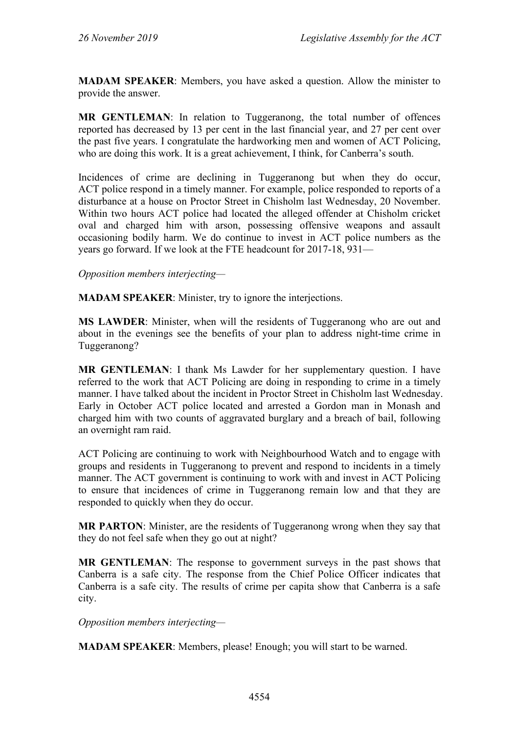**MADAM SPEAKER**: Members, you have asked a question. Allow the minister to provide the answer.

**MR GENTLEMAN**: In relation to Tuggeranong, the total number of offences reported has decreased by 13 per cent in the last financial year, and 27 per cent over the past five years. I congratulate the hardworking men and women of ACT Policing, who are doing this work. It is a great achievement, I think, for Canberra's south.

Incidences of crime are declining in Tuggeranong but when they do occur, ACT police respond in a timely manner. For example, police responded to reports of a disturbance at a house on Proctor Street in Chisholm last Wednesday, 20 November. Within two hours ACT police had located the alleged offender at Chisholm cricket oval and charged him with arson, possessing offensive weapons and assault occasioning bodily harm. We do continue to invest in ACT police numbers as the years go forward. If we look at the FTE headcount for 2017-18, 931—

*Opposition members interjecting*—

**MADAM SPEAKER**: Minister, try to ignore the interjections.

**MS LAWDER**: Minister, when will the residents of Tuggeranong who are out and about in the evenings see the benefits of your plan to address night-time crime in Tuggeranong?

**MR GENTLEMAN**: I thank Ms Lawder for her supplementary question. I have referred to the work that ACT Policing are doing in responding to crime in a timely manner. I have talked about the incident in Proctor Street in Chisholm last Wednesday. Early in October ACT police located and arrested a Gordon man in Monash and charged him with two counts of aggravated burglary and a breach of bail, following an overnight ram raid.

ACT Policing are continuing to work with Neighbourhood Watch and to engage with groups and residents in Tuggeranong to prevent and respond to incidents in a timely manner. The ACT government is continuing to work with and invest in ACT Policing to ensure that incidences of crime in Tuggeranong remain low and that they are responded to quickly when they do occur.

**MR PARTON**: Minister, are the residents of Tuggeranong wrong when they say that they do not feel safe when they go out at night?

**MR GENTLEMAN**: The response to government surveys in the past shows that Canberra is a safe city. The response from the Chief Police Officer indicates that Canberra is a safe city. The results of crime per capita show that Canberra is a safe city.

*Opposition members interjecting*—

**MADAM SPEAKER**: Members, please! Enough; you will start to be warned.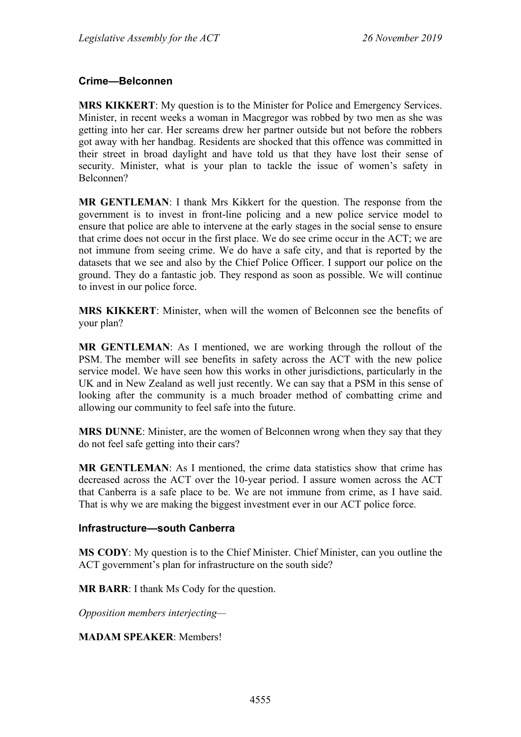### Crime—Belconnen

**MRS KIKKERT**: My question is to the Minister for Police and Emergency Services. Minister, in recent weeks a woman in Macgregor was robbed by two men as she was getting into her car. Her screams drew her partner outside but not before the robbers got away with her handbag. Residents are shocked that this offence was committed in their street in broad daylight and have told us that they have lost their sense of security. Minister, what is your plan to tackle the issue of women's safety in Belconnen?

**MR GENTLEMAN**: I thank Mrs Kikkert for the question. The response from the government is to invest in front-line policing and a new police service model to ensure that police are able to intervene at the early stages in the social sense to ensure that crime does not occur in the first place. We do see crime occur in the ACT; we are not immune from seeing crime. We do have a safe city, and that is reported by the datasets that we see and also by the Chief Police Officer. I support our police on the ground. They do a fantastic job. They respond as soon as possible. We will continue to invest in our police force.

**MRS KIKKERT**: Minister, when will the women of Belconnen see the benefits of your plan?

**MR GENTLEMAN**: As I mentioned, we are working through the rollout of the PSM. The member will see benefits in safety across the ACT with the new police service model. We have seen how this works in other jurisdictions, particularly in the UK and in New Zealand as well just recently. We can say that a PSM in this sense of looking after the community is a much broader method of combatting crime and allowing our community to feel safe into the future.

**MRS DUNNE**: Minister, are the women of Belconnen wrong when they say that they do not feel safe getting into their cars?

**MR GENTLEMAN**: As I mentioned, the crime data statistics show that crime has decreased across the ACT over the 10-year period. I assure women across the ACT that Canberra is a safe place to be. We are not immune from crime, as I have said. That is why we are making the biggest investment ever in our ACT police force.

### Infrastructure—south Canberra

**MS CODY**: My question is to the Chief Minister. Chief Minister, can you outline the ACT government's plan for infrastructure on the south side?

**MR BARR**: I thank Ms Cody for the question.

*Opposition members interjecting*—

**MADAM SPEAKER**: Members!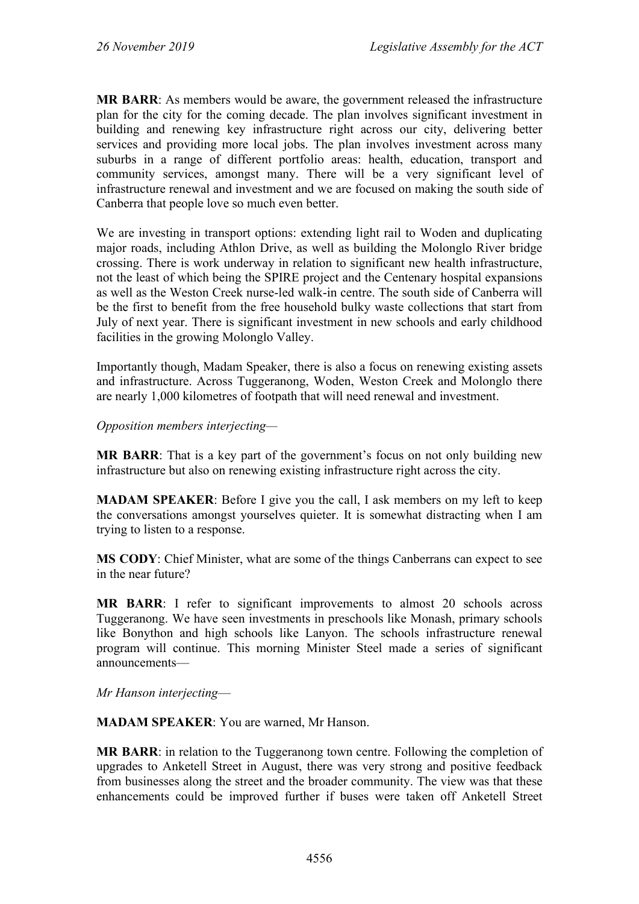**MR BARR**: As members would be aware, the government released the infrastructure plan for the city for the coming decade. The plan involves significant investment in building and renewing key infrastructure right across our city, delivering better services and providing more local jobs. The plan involves investment across many suburbs in a range of different portfolio areas: health, education, transport and community services, amongst many. There will be a very significant level of infrastructure renewal and investment and we are focused on making the south side of Canberra that people love so much even better.

We are investing in transport options: extending light rail to Woden and duplicating major roads, including Athlon Drive, as well as building the Molonglo River bridge crossing. There is work underway in relation to significant new health infrastructure, not the least of which being the SPIRE project and the Centenary hospital expansions as well as the Weston Creek nurse-led walk-in centre. The south side of Canberra will be the first to benefit from the free household bulky waste collections that start from July of next year. There is significant investment in new schools and early childhood facilities in the growing Molonglo Valley.

Importantly though, Madam Speaker, there is also a focus on renewing existing assets and infrastructure. Across Tuggeranong, Woden, Weston Creek and Molonglo there are nearly 1,000 kilometres of footpath that will need renewal and investment.

*Opposition members interjecting—*

**MR BARR**: That is a key part of the government's focus on not only building new infrastructure but also on renewing existing infrastructure right across the city.

**MADAM SPEAKER**: Before I give you the call, I ask members on my left to keep the conversations amongst yourselves quieter. It is somewhat distracting when I am trying to listen to a response.

**MS CODY**: Chief Minister, what are some of the things Canberrans can expect to see in the near future?

**MR BARR**: I refer to significant improvements to almost 20 schools across Tuggeranong. We have seen investments in preschools like Monash, primary schools like Bonython and high schools like Lanyon. The schools infrastructure renewal program will continue. This morning Minister Steel made a series of significant announcements—

*Mr Hanson interjecting—*

**MADAM SPEAKER**: You are warned, Mr Hanson.

**MR BARR**: in relation to the Tuggeranong town centre. Following the completion of upgrades to Anketell Street in August, there was very strong and positive feedback from businesses along the street and the broader community. The view was that these enhancements could be improved further if buses were taken off Anketell Street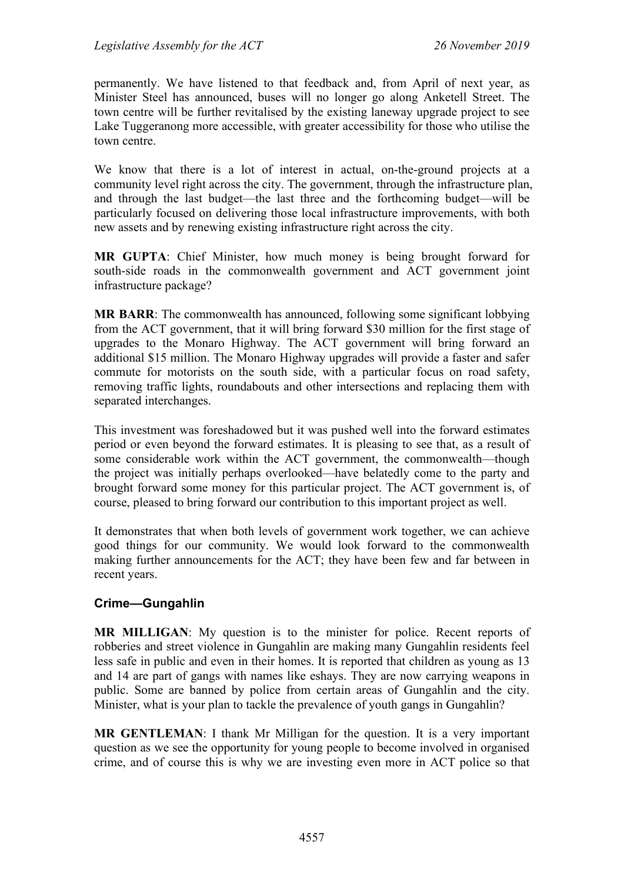permanently. We have listened to that feedback and, from April of next year, as Minister Steel has announced, buses will no longer go along Anketell Street. The town centre will be further revitalised by the existing laneway upgrade project to see Lake Tuggeranong more accessible, with greater accessibility for those who utilise the town centre.

We know that there is a lot of interest in actual, on-the-ground projects at a community level right across the city. The government, through the infrastructure plan, and through the last budget—the last three and the forthcoming budget—will be particularly focused on delivering those local infrastructure improvements, with both new assets and by renewing existing infrastructure right across the city.

**MR GUPTA**: Chief Minister, how much money is being brought forward for south-side roads in the commonwealth government and ACT government joint infrastructure package?

**MR BARR**: The commonwealth has announced, following some significant lobbying from the ACT government, that it will bring forward $30 million for the first stage of upgrades to the Monaro Highway. The ACT government will bring forward an additional $15 million. The Monaro Highway upgrades will provide a faster and safer commute for motorists on the south side, with a particular focus on road safety, removing traffic lights, roundabouts and other intersections and replacing them with separated interchanges.

This investment was foreshadowed but it was pushed well into the forward estimates period or even beyond the forward estimates. It is pleasing to see that, as a result of some considerable work within the ACT government, the commonwealth—though the project was initially perhaps overlooked—have belatedly come to the party and brought forward some money for this particular project. The ACT government is, of course, pleased to bring forward our contribution to this important project as well.

It demonstrates that when both levels of government work together, we can achieve good things for our community. We would look forward to the commonwealth making further announcements for the ACT; they have been few and far between in recent years.

### Crime—Gungahlin

**MR MILLIGAN**: My question is to the minister for police. Recent reports of robberies and street violence in Gungahlin are making many Gungahlin residents feel less safe in public and even in their homes. It is reported that children as young as 13 and 14 are part of gangs with names like eshays. They are now carrying weapons in public. Some are banned by police from certain areas of Gungahlin and the city. Minister, what is your plan to tackle the prevalence of youth gangs in Gungahlin?

**MR GENTLEMAN**: I thank Mr Milligan for the question. It is a very important question as we see the opportunity for young people to become involved in organised crime, and of course this is why we are investing even more in ACT police so that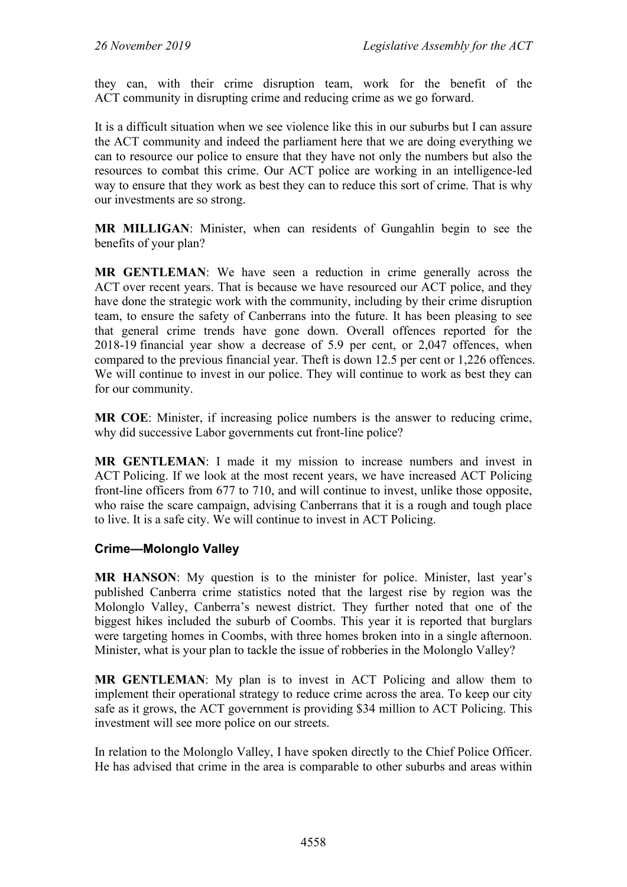they can, with their crime disruption team, work for the benefit of the ACT community in disrupting crime and reducing crime as we go forward.

It is a difficult situation when we see violence like this in our suburbs but I can assure the ACT community and indeed the parliament here that we are doing everything we can to resource our police to ensure that they have not only the numbers but also the resources to combat this crime. Our ACT police are working in an intelligence-led way to ensure that they work as best they can to reduce this sort of crime. That is why our investments are so strong.

**MR MILLIGAN**: Minister, when can residents of Gungahlin begin to see the benefits of your plan?

**MR GENTLEMAN**: We have seen a reduction in crime generally across the ACT over recent years. That is because we have resourced our ACT police, and they have done the strategic work with the community, including by their crime disruption team, to ensure the safety of Canberrans into the future. It has been pleasing to see that general crime trends have gone down. Overall offences reported for the 2018-19 financial year show a decrease of 5.9 per cent, or 2,047 offences, when compared to the previous financial year. Theft is down 12.5 per cent or 1,226 offences. We will continue to invest in our police. They will continue to work as best they can for our community.

**MR COE**: Minister, if increasing police numbers is the answer to reducing crime, why did successive Labor governments cut front-line police?

**MR GENTLEMAN**: I made it my mission to increase numbers and invest in ACT Policing. If we look at the most recent years, we have increased ACT Policing front-line officers from 677 to 710, and will continue to invest, unlike those opposite, who raise the scare campaign, advising Canberrans that it is a rough and tough place to live. It is a safe city. We will continue to invest in ACT Policing.

### Crime—Molonglo Valley

**MR HANSON**: My question is to the minister for police. Minister, last year's published Canberra crime statistics noted that the largest rise by region was the Molonglo Valley, Canberra's newest district. They further noted that one of the biggest hikes included the suburb of Coombs. This year it is reported that burglars were targeting homes in Coombs, with three homes broken into in a single afternoon. Minister, what is your plan to tackle the issue of robberies in the Molonglo Valley?

**MR GENTLEMAN**: My plan is to invest in ACT Policing and allow them to implement their operational strategy to reduce crime across the area. To keep our city safe as it grows, the ACT government is providing $34 million to ACT Policing. This investment will see more police on our streets.

In relation to the Molonglo Valley, I have spoken directly to the Chief Police Officer. He has advised that crime in the area is comparable to other suburbs and areas within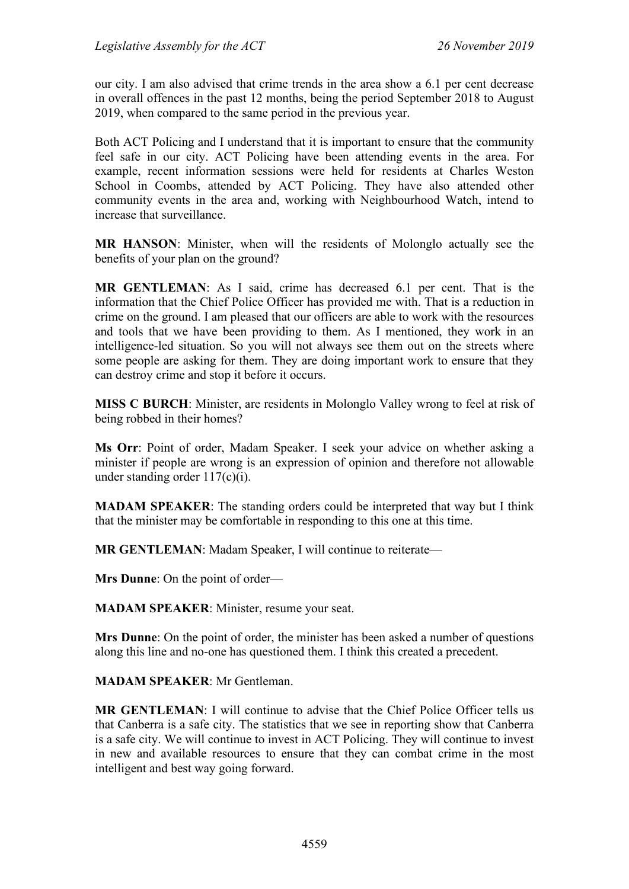our city. I am also advised that crime trends in the area show a 6.1 per cent decrease in overall offences in the past 12 months, being the period September 2018 to August 2019, when compared to the same period in the previous year.

Both ACT Policing and I understand that it is important to ensure that the community feel safe in our city. ACT Policing have been attending events in the area. For example, recent information sessions were held for residents at Charles Weston School in Coombs, attended by ACT Policing. They have also attended other community events in the area and, working with Neighbourhood Watch, intend to increase that surveillance.

**MR HANSON**: Minister, when will the residents of Molonglo actually see the benefits of your plan on the ground?

**MR GENTLEMAN**: As I said, crime has decreased 6.1 per cent. That is the information that the Chief Police Officer has provided me with. That is a reduction in crime on the ground. I am pleased that our officers are able to work with the resources and tools that we have been providing to them. As I mentioned, they work in an intelligence-led situation. So you will not always see them out on the streets where some people are asking for them. They are doing important work to ensure that they can destroy crime and stop it before it occurs.

**MISS C BURCH**: Minister, are residents in Molonglo Valley wrong to feel at risk of being robbed in their homes?

**Ms Orr**: Point of order, Madam Speaker. I seek your advice on whether asking a minister if people are wrong is an expression of opinion and therefore not allowable under standing order 117(c)(i).

**MADAM SPEAKER**: The standing orders could be interpreted that way but I think that the minister may be comfortable in responding to this one at this time.

**MR GENTLEMAN**: Madam Speaker, I will continue to reiterate—

**Mrs Dunne**: On the point of order—

**MADAM SPEAKER**: Minister, resume your seat.

**Mrs Dunne**: On the point of order, the minister has been asked a number of questions along this line and no-one has questioned them. I think this created a precedent.

**MADAM SPEAKER**: Mr Gentleman.

**MR GENTLEMAN**: I will continue to advise that the Chief Police Officer tells us that Canberra is a safe city. The statistics that we see in reporting show that Canberra is a safe city. We will continue to invest in ACT Policing. They will continue to invest in new and available resources to ensure that they can combat crime in the most intelligent and best way going forward.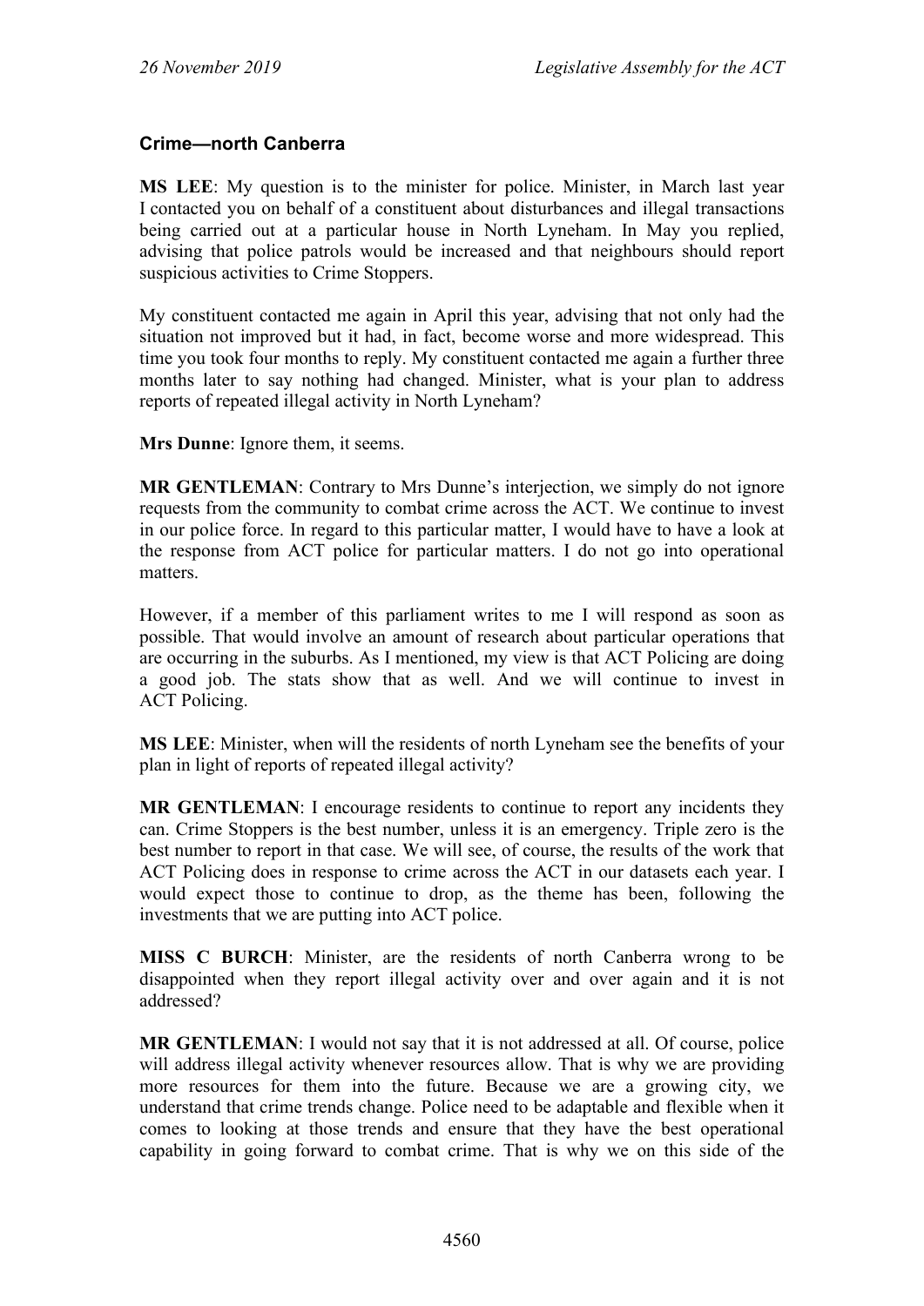### Crime—north Canberra

**MS LEE**: My question is to the minister for police. Minister, in March last year I contacted you on behalf of a constituent about disturbances and illegal transactions being carried out at a particular house in North Lyneham. In May you replied, advising that police patrols would be increased and that neighbours should report suspicious activities to Crime Stoppers.

My constituent contacted me again in April this year, advising that not only had the situation not improved but it had, in fact, become worse and more widespread. This time you took four months to reply. My constituent contacted me again a further three months later to say nothing had changed. Minister, what is your plan to address reports of repeated illegal activity in North Lyneham?

**Mrs Dunne**: Ignore them, it seems.

**MR GENTLEMAN**: Contrary to Mrs Dunne's interjection, we simply do not ignore requests from the community to combat crime across the ACT. We continue to invest in our police force. In regard to this particular matter, I would have to have a look at the response from ACT police for particular matters. I do not go into operational matters.

However, if a member of this parliament writes to me I will respond as soon as possible. That would involve an amount of research about particular operations that are occurring in the suburbs. As I mentioned, my view is that ACT Policing are doing a good job. The stats show that as well. And we will continue to invest in ACT Policing.

**MS LEE**: Minister, when will the residents of north Lyneham see the benefits of your plan in light of reports of repeated illegal activity?

**MR GENTLEMAN**: I encourage residents to continue to report any incidents they can. Crime Stoppers is the best number, unless it is an emergency. Triple zero is the best number to report in that case. We will see, of course, the results of the work that ACT Policing does in response to crime across the ACT in our datasets each year. I would expect those to continue to drop, as the theme has been, following the investments that we are putting into ACT police.

**MISS C BURCH**: Minister, are the residents of north Canberra wrong to be disappointed when they report illegal activity over and over again and it is not addressed?

**MR GENTLEMAN**: I would not say that it is not addressed at all. Of course, police will address illegal activity whenever resources allow. That is why we are providing more resources for them into the future. Because we are a growing city, we understand that crime trends change. Police need to be adaptable and flexible when it comes to looking at those trends and ensure that they have the best operational capability in going forward to combat crime. That is why we on this side of the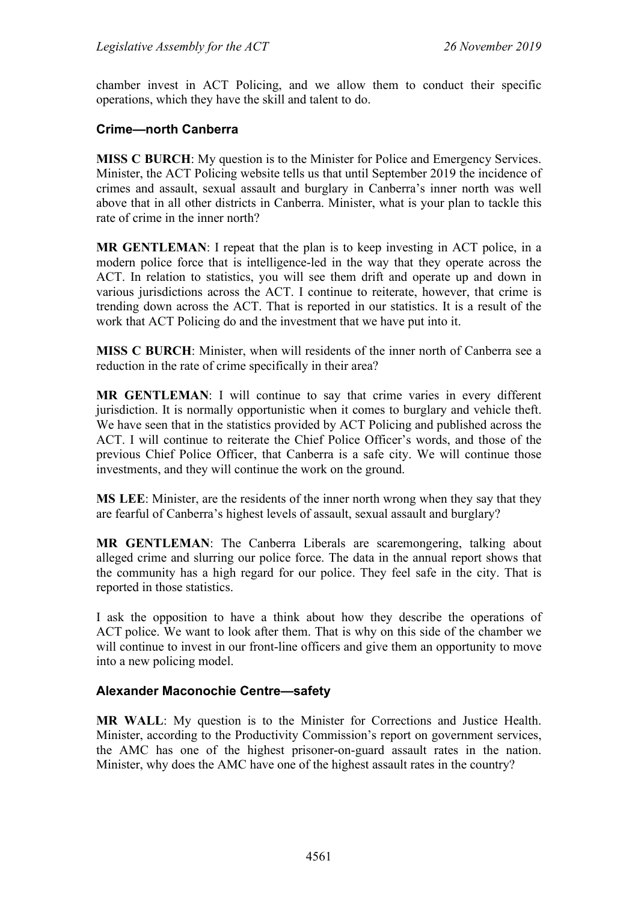chamber invest in ACT Policing, and we allow them to conduct their specific operations, which they have the skill and talent to do.

### Crime—north Canberra

**MISS C BURCH**: My question is to the Minister for Police and Emergency Services. Minister, the ACT Policing website tells us that until September 2019 the incidence of crimes and assault, sexual assault and burglary in Canberra's inner north was well above that in all other districts in Canberra. Minister, what is your plan to tackle this rate of crime in the inner north?

**MR GENTLEMAN**: I repeat that the plan is to keep investing in ACT police, in a modern police force that is intelligence-led in the way that they operate across the ACT. In relation to statistics, you will see them drift and operate up and down in various jurisdictions across the ACT. I continue to reiterate, however, that crime is trending down across the ACT. That is reported in our statistics. It is a result of the work that ACT Policing do and the investment that we have put into it.

**MISS C BURCH**: Minister, when will residents of the inner north of Canberra see a reduction in the rate of crime specifically in their area?

**MR GENTLEMAN**: I will continue to say that crime varies in every different jurisdiction. It is normally opportunistic when it comes to burglary and vehicle theft. We have seen that in the statistics provided by ACT Policing and published across the ACT. I will continue to reiterate the Chief Police Officer's words, and those of the previous Chief Police Officer, that Canberra is a safe city. We will continue those investments, and they will continue the work on the ground.

**MS LEE**: Minister, are the residents of the inner north wrong when they say that they are fearful of Canberra's highest levels of assault, sexual assault and burglary?

**MR GENTLEMAN**: The Canberra Liberals are scaremongering, talking about alleged crime and slurring our police force. The data in the annual report shows that the community has a high regard for our police. They feel safe in the city. That is reported in those statistics.

I ask the opposition to have a think about how they describe the operations of ACT police. We want to look after them. That is why on this side of the chamber we will continue to invest in our front-line officers and give them an opportunity to move into a new policing model.

### Alexander Maconochie Centre—safety

**MR WALL**: My question is to the Minister for Corrections and Justice Health. Minister, according to the Productivity Commission's report on government services, the AMC has one of the highest prisoner-on-guard assault rates in the nation. Minister, why does the AMC have one of the highest assault rates in the country?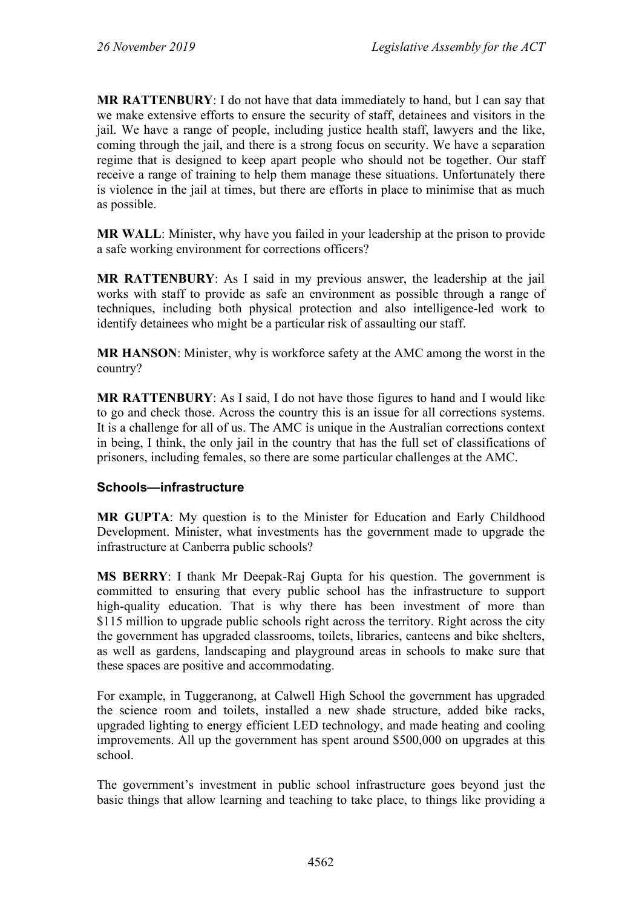**MR RATTENBURY**: I do not have that data immediately to hand, but I can say that we make extensive efforts to ensure the security of staff, detainees and visitors in the jail. We have a range of people, including justice health staff, lawyers and the like, coming through the jail, and there is a strong focus on security. We have a separation regime that is designed to keep apart people who should not be together. Our staff receive a range of training to help them manage these situations. Unfortunately there is violence in the jail at times, but there are efforts in place to minimise that as much as possible.

**MR WALL**: Minister, why have you failed in your leadership at the prison to provide a safe working environment for corrections officers?

**MR RATTENBURY**: As I said in my previous answer, the leadership at the jail works with staff to provide as safe an environment as possible through a range of techniques, including both physical protection and also intelligence-led work to identify detainees who might be a particular risk of assaulting our staff.

**MR HANSON**: Minister, why is workforce safety at the AMC among the worst in the country?

**MR RATTENBURY**: As I said, I do not have those figures to hand and I would like to go and check those. Across the country this is an issue for all corrections systems. It is a challenge for all of us. The AMC is unique in the Australian corrections context in being, I think, the only jail in the country that has the full set of classifications of prisoners, including females, so there are some particular challenges at the AMC.

### Schools—infrastructure

**MR GUPTA**: My question is to the Minister for Education and Early Childhood Development. Minister, what investments has the government made to upgrade the infrastructure at Canberra public schools?

**MS BERRY**: I thank Mr Deepak-Raj Gupta for his question. The government is committed to ensuring that every public school has the infrastructure to support high-quality education. That is why there has been investment of more than $115 million to upgrade public schools right across the territory. Right across the city the government has upgraded classrooms, toilets, libraries, canteens and bike shelters, as well as gardens, landscaping and playground areas in schools to make sure that these spaces are positive and accommodating.

For example, in Tuggeranong, at Calwell High School the government has upgraded the science room and toilets, installed a new shade structure, added bike racks, upgraded lighting to energy efficient LED technology, and made heating and cooling improvements. All up the government has spent around $500,000 on upgrades at this school.

The government's investment in public school infrastructure goes beyond just the basic things that allow learning and teaching to take place, to things like providing a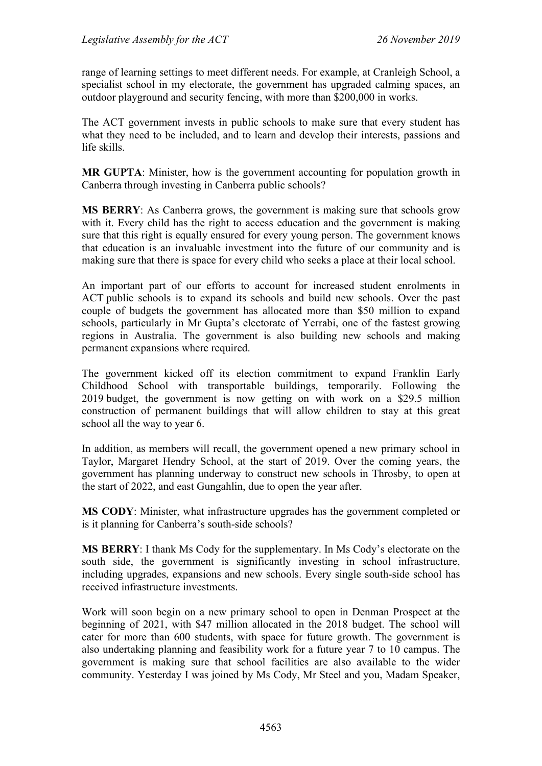range of learning settings to meet different needs. For example, at Cranleigh School, a specialist school in my electorate, the government has upgraded calming spaces, an outdoor playground and security fencing, with more than $200,000 in works.

The ACT government invests in public schools to make sure that every student has what they need to be included, and to learn and develop their interests, passions and life skills.

**MR GUPTA**: Minister, how is the government accounting for population growth in Canberra through investing in Canberra public schools?

**MS BERRY**: As Canberra grows, the government is making sure that schools grow with it. Every child has the right to access education and the government is making sure that this right is equally ensured for every young person. The government knows that education is an invaluable investment into the future of our community and is making sure that there is space for every child who seeks a place at their local school.

An important part of our efforts to account for increased student enrolments in ACT public schools is to expand its schools and build new schools. Over the past couple of budgets the government has allocated more than $50 million to expand schools, particularly in Mr Gupta's electorate of Yerrabi, one of the fastest growing regions in Australia. The government is also building new schools and making permanent expansions where required.

The government kicked off its election commitment to expand Franklin Early Childhood School with transportable buildings, temporarily. Following the 2019 budget, the government is now getting on with work on a $29.5 million construction of permanent buildings that will allow children to stay at this great school all the way to year 6.

In addition, as members will recall, the government opened a new primary school in Taylor, Margaret Hendry School, at the start of 2019. Over the coming years, the government has planning underway to construct new schools in Throsby, to open at the start of 2022, and east Gungahlin, due to open the year after.

**MS CODY**: Minister, what infrastructure upgrades has the government completed or is it planning for Canberra's south-side schools?

**MS BERRY**: I thank Ms Cody for the supplementary. In Ms Cody's electorate on the south side, the government is significantly investing in school infrastructure, including upgrades, expansions and new schools. Every single south-side school has received infrastructure investments.

Work will soon begin on a new primary school to open in Denman Prospect at the beginning of 2021, with $47 million allocated in the 2018 budget. The school will cater for more than 600 students, with space for future growth. The government is also undertaking planning and feasibility work for a future year 7 to 10 campus. The government is making sure that school facilities are also available to the wider community. Yesterday I was joined by Ms Cody, Mr Steel and you, Madam Speaker,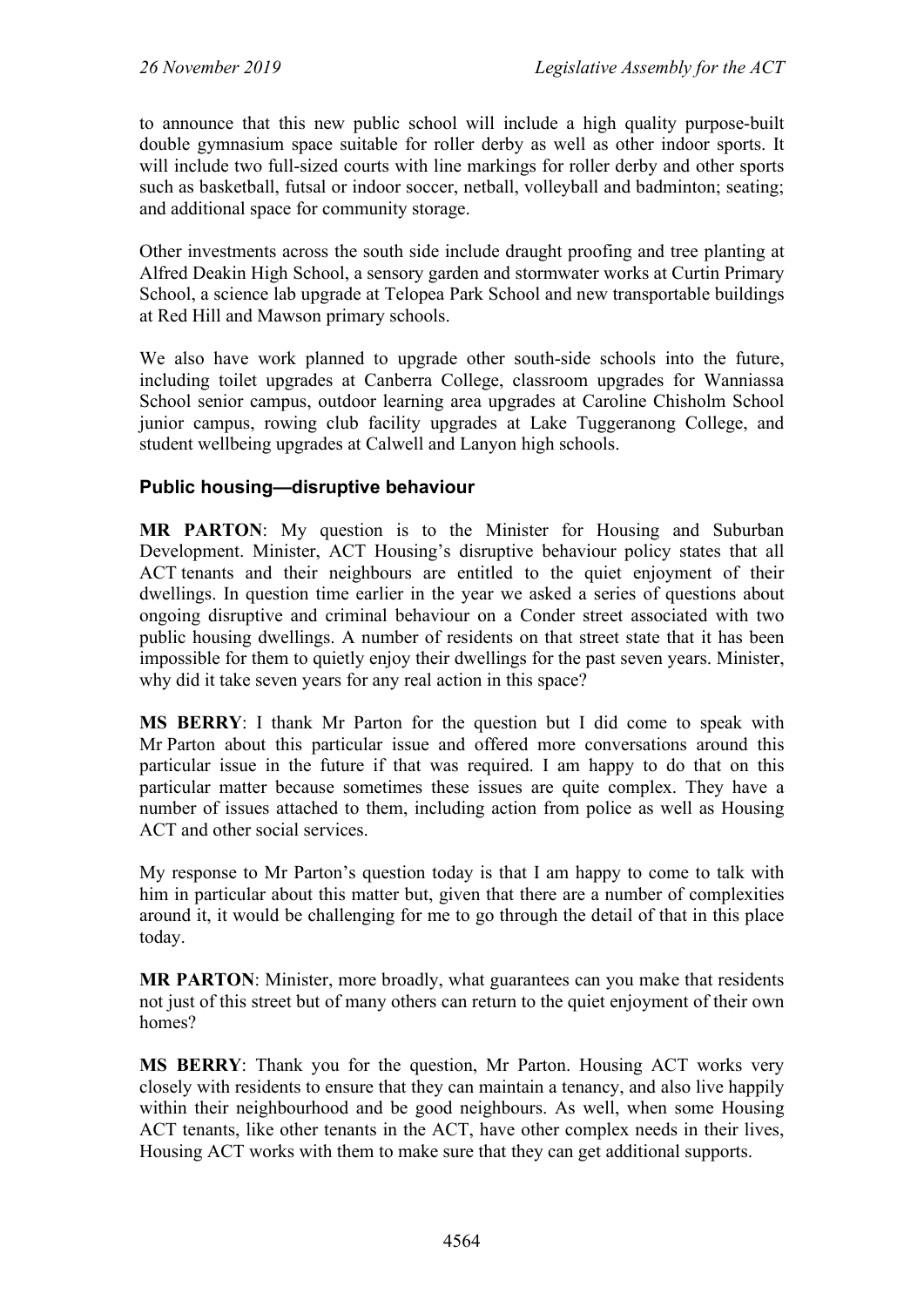to announce that this new public school will include a high quality purpose-built double gymnasium space suitable for roller derby as well as other indoor sports. It will include two full-sized courts with line markings for roller derby and other sports such as basketball, futsal or indoor soccer, netball, volleyball and badminton; seating; and additional space for community storage.

Other investments across the south side include draught proofing and tree planting at Alfred Deakin High School, a sensory garden and stormwater works at Curtin Primary School, a science lab upgrade at Telopea Park School and new transportable buildings at Red Hill and Mawson primary schools.

We also have work planned to upgrade other south-side schools into the future, including toilet upgrades at Canberra College, classroom upgrades for Wanniassa School senior campus, outdoor learning area upgrades at Caroline Chisholm School junior campus, rowing club facility upgrades at Lake Tuggeranong College, and student wellbeing upgrades at Calwell and Lanyon high schools.

### Public housing—disruptive behaviour

**MR PARTON**: My question is to the Minister for Housing and Suburban Development. Minister, ACT Housing's disruptive behaviour policy states that all ACT tenants and their neighbours are entitled to the quiet enjoyment of their dwellings. In question time earlier in the year we asked a series of questions about ongoing disruptive and criminal behaviour on a Conder street associated with two public housing dwellings. A number of residents on that street state that it has been impossible for them to quietly enjoy their dwellings for the past seven years. Minister, why did it take seven years for any real action in this space?

**MS BERRY**: I thank Mr Parton for the question but I did come to speak with Mr Parton about this particular issue and offered more conversations around this particular issue in the future if that was required. I am happy to do that on this particular matter because sometimes these issues are quite complex. They have a number of issues attached to them, including action from police as well as Housing ACT and other social services.

My response to Mr Parton's question today is that I am happy to come to talk with him in particular about this matter but, given that there are a number of complexities around it, it would be challenging for me to go through the detail of that in this place today.

**MR PARTON**: Minister, more broadly, what guarantees can you make that residents not just of this street but of many others can return to the quiet enjoyment of their own homes?

**MS BERRY**: Thank you for the question, Mr Parton. Housing ACT works very closely with residents to ensure that they can maintain a tenancy, and also live happily within their neighbourhood and be good neighbours. As well, when some Housing ACT tenants, like other tenants in the ACT, have other complex needs in their lives, Housing ACT works with them to make sure that they can get additional supports.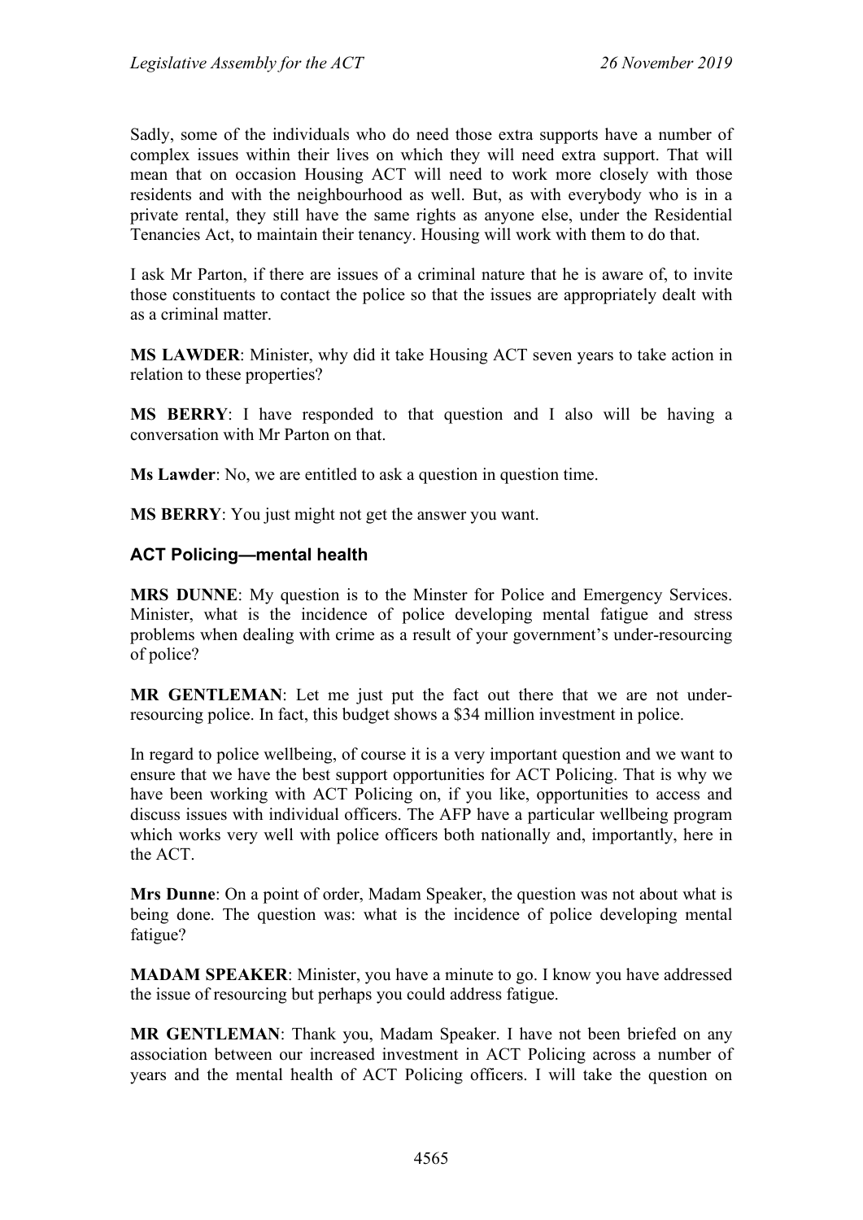Sadly, some of the individuals who do need those extra supports have a number of complex issues within their lives on which they will need extra support. That will mean that on occasion Housing ACT will need to work more closely with those residents and with the neighbourhood as well. But, as with everybody who is in a private rental, they still have the same rights as anyone else, under the Residential Tenancies Act, to maintain their tenancy. Housing will work with them to do that.

I ask Mr Parton, if there are issues of a criminal nature that he is aware of, to invite those constituents to contact the police so that the issues are appropriately dealt with as a criminal matter.

**MS LAWDER**: Minister, why did it take Housing ACT seven years to take action in relation to these properties?

**MS BERRY**: I have responded to that question and I also will be having a conversation with Mr Parton on that.

**Ms Lawder**: No, we are entitled to ask a question in question time.

**MS BERRY**: You just might not get the answer you want.

### ACT Policing—mental health

**MRS DUNNE**: My question is to the Minster for Police and Emergency Services. Minister, what is the incidence of police developing mental fatigue and stress problems when dealing with crime as a result of your government's under-resourcing of police?

**MR GENTLEMAN**: Let me just put the fact out there that we are not under-resourcing police. In fact, this budget shows a $34 million investment in police.

In regard to police wellbeing, of course it is a very important question and we want to ensure that we have the best support opportunities for ACT Policing. That is why we have been working with ACT Policing on, if you like, opportunities to access and discuss issues with individual officers. The AFP have a particular wellbeing program which works very well with police officers both nationally and, importantly, here in the ACT.

**Mrs Dunne**: On a point of order, Madam Speaker, the question was not about what is being done. The question was: what is the incidence of police developing mental fatigue?

**MADAM SPEAKER**: Minister, you have a minute to go. I know you have addressed the issue of resourcing but perhaps you could address fatigue.

**MR GENTLEMAN**: Thank you, Madam Speaker. I have not been briefed on any association between our increased investment in ACT Policing across a number of years and the mental health of ACT Policing officers. I will take the question on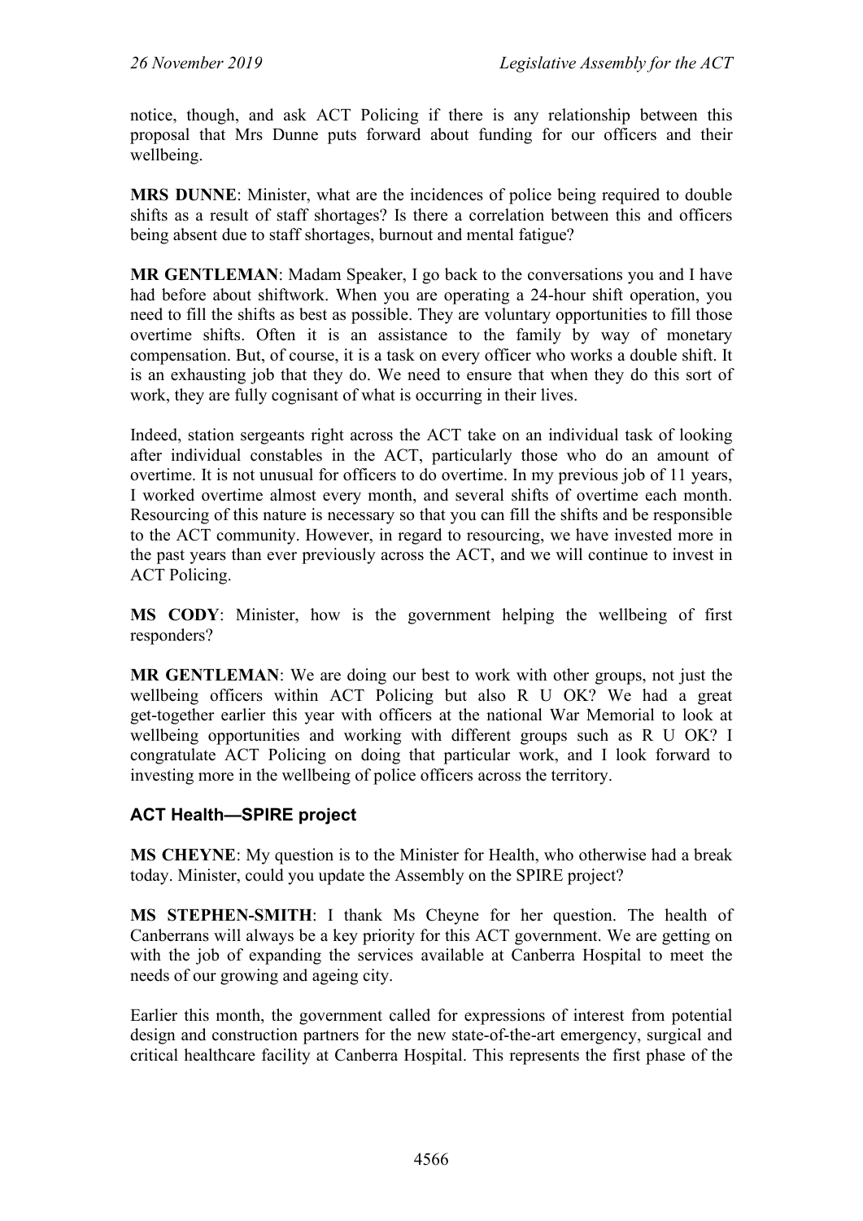notice, though, and ask ACT Policing if there is any relationship between this proposal that Mrs Dunne puts forward about funding for our officers and their wellbeing.

**MRS DUNNE**: Minister, what are the incidences of police being required to double shifts as a result of staff shortages? Is there a correlation between this and officers being absent due to staff shortages, burnout and mental fatigue?

**MR GENTLEMAN**: Madam Speaker, I go back to the conversations you and I have had before about shiftwork. When you are operating a 24-hour shift operation, you need to fill the shifts as best as possible. They are voluntary opportunities to fill those overtime shifts. Often it is an assistance to the family by way of monetary compensation. But, of course, it is a task on every officer who works a double shift. It is an exhausting job that they do. We need to ensure that when they do this sort of work, they are fully cognisant of what is occurring in their lives.

Indeed, station sergeants right across the ACT take on an individual task of looking after individual constables in the ACT, particularly those who do an amount of overtime. It is not unusual for officers to do overtime. In my previous job of 11 years, I worked overtime almost every month, and several shifts of overtime each month. Resourcing of this nature is necessary so that you can fill the shifts and be responsible to the ACT community. However, in regard to resourcing, we have invested more in the past years than ever previously across the ACT, and we will continue to invest in ACT Policing.

**MS CODY**: Minister, how is the government helping the wellbeing of first responders?

**MR GENTLEMAN**: We are doing our best to work with other groups, not just the wellbeing officers within ACT Policing but also R U OK? We had a great get-together earlier this year with officers at the national War Memorial to look at wellbeing opportunities and working with different groups such as R U OK? I congratulate ACT Policing on doing that particular work, and I look forward to investing more in the wellbeing of police officers across the territory.

### ACT Health—SPIRE project

**MS CHEYNE**: My question is to the Minister for Health, who otherwise had a break today. Minister, could you update the Assembly on the SPIRE project?

**MS STEPHEN-SMITH**: I thank Ms Cheyne for her question. The health of Canberrans will always be a key priority for this ACT government. We are getting on with the job of expanding the services available at Canberra Hospital to meet the needs of our growing and ageing city.

Earlier this month, the government called for expressions of interest from potential design and construction partners for the new state-of-the-art emergency, surgical and critical healthcare facility at Canberra Hospital. This represents the first phase of the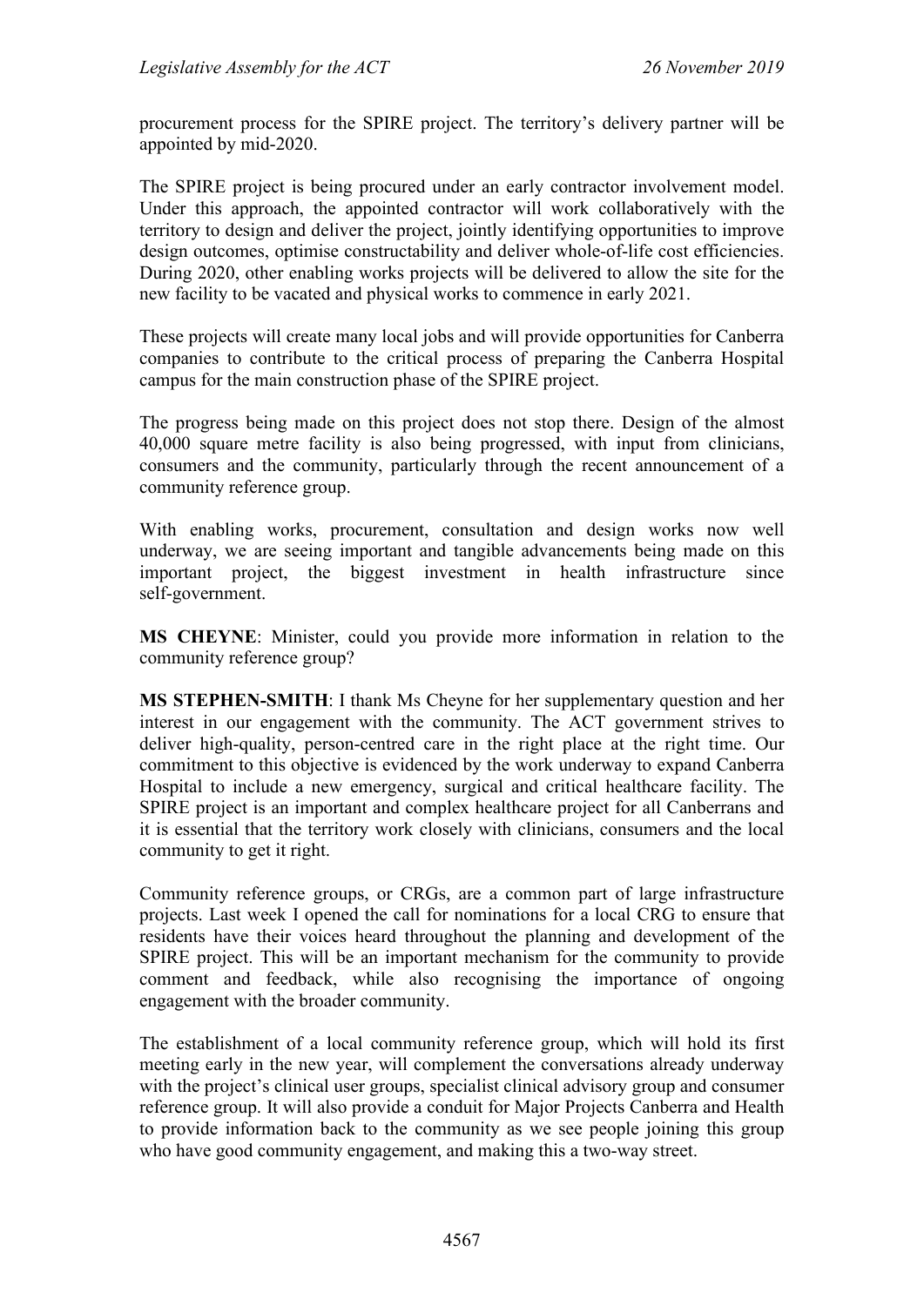procurement process for the SPIRE project. The territory's delivery partner will be appointed by mid-2020.

The SPIRE project is being procured under an early contractor involvement model. Under this approach, the appointed contractor will work collaboratively with the territory to design and deliver the project, jointly identifying opportunities to improve design outcomes, optimise constructability and deliver whole-of-life cost efficiencies. During 2020, other enabling works projects will be delivered to allow the site for the new facility to be vacated and physical works to commence in early 2021.

These projects will create many local jobs and will provide opportunities for Canberra companies to contribute to the critical process of preparing the Canberra Hospital campus for the main construction phase of the SPIRE project.

The progress being made on this project does not stop there. Design of the almost 40,000 square metre facility is also being progressed, with input from clinicians, consumers and the community, particularly through the recent announcement of a community reference group.

With enabling works, procurement, consultation and design works now well underway, we are seeing important and tangible advancements being made on this important project, the biggest investment in health infrastructure since self-government.

**MS CHEYNE**: Minister, could you provide more information in relation to the community reference group?

**MS STEPHEN-SMITH**: I thank Ms Cheyne for her supplementary question and her interest in our engagement with the community. The ACT government strives to deliver high-quality, person-centred care in the right place at the right time. Our commitment to this objective is evidenced by the work underway to expand Canberra Hospital to include a new emergency, surgical and critical healthcare facility. The SPIRE project is an important and complex healthcare project for all Canberrans and it is essential that the territory work closely with clinicians, consumers and the local community to get it right.

Community reference groups, or CRGs, are a common part of large infrastructure projects. Last week I opened the call for nominations for a local CRG to ensure that residents have their voices heard throughout the planning and development of the SPIRE project. This will be an important mechanism for the community to provide comment and feedback, while also recognising the importance of ongoing engagement with the broader community.

The establishment of a local community reference group, which will hold its first meeting early in the new year, will complement the conversations already underway with the project's clinical user groups, specialist clinical advisory group and consumer reference group. It will also provide a conduit for Major Projects Canberra and Health to provide information back to the community as we see people joining this group who have good community engagement, and making this a two-way street.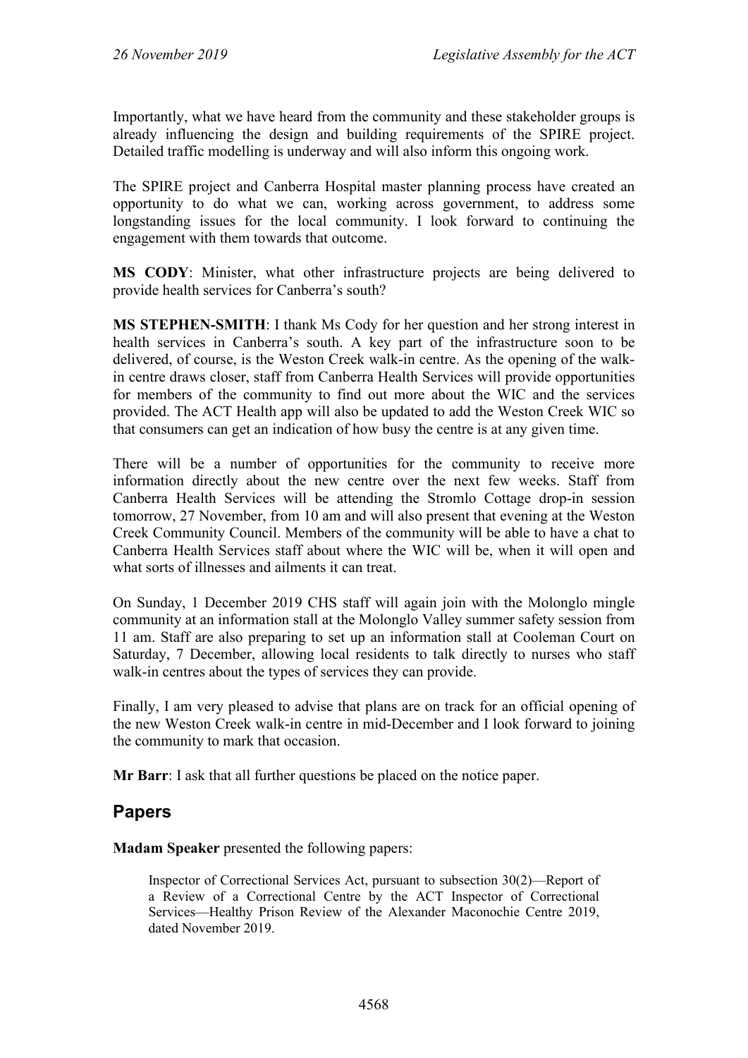Importantly, what we have heard from the community and these stakeholder groups is already influencing the design and building requirements of the SPIRE project. Detailed traffic modelling is underway and will also inform this ongoing work.

The SPIRE project and Canberra Hospital master planning process have created an opportunity to do what we can, working across government, to address some longstanding issues for the local community. I look forward to continuing the engagement with them towards that outcome.

**MS CODY**: Minister, what other infrastructure projects are being delivered to provide health services for Canberra's south?

**MS STEPHEN-SMITH**: I thank Ms Cody for her question and her strong interest in health services in Canberra's south. A key part of the infrastructure soon to be delivered, of course, is the Weston Creek walk-in centre. As the opening of the walk-in centre draws closer, staff from Canberra Health Services will provide opportunities for members of the community to find out more about the WIC and the services provided. The ACT Health app will also be updated to add the Weston Creek WIC so that consumers can get an indication of how busy the centre is at any given time.

There will be a number of opportunities for the community to receive more information directly about the new centre over the next few weeks. Staff from Canberra Health Services will be attending the Stromlo Cottage drop-in session tomorrow, 27 November, from 10 am and will also present that evening at the Weston Creek Community Council. Members of the community will be able to have a chat to Canberra Health Services staff about where the WIC will be, when it will open and what sorts of illnesses and ailments it can treat.

On Sunday, 1 December 2019 CHS staff will again join with the Molonglo mingle community at an information stall at the Molonglo Valley summer safety session from 11 am. Staff are also preparing to set up an information stall at Cooleman Court on Saturday, 7 December, allowing local residents to talk directly to nurses who staff walk-in centres about the types of services they can provide.

Finally, I am very pleased to advise that plans are on track for an official opening of the new Weston Creek walk-in centre in mid-December and I look forward to joining the community to mark that occasion.

**Mr Barr**: I ask that all further questions be placed on the notice paper.

## Papers

**Madam Speaker** presented the following papers:

> Inspector of Correctional Services Act, pursuant to subsection 30(2)—Report of a Review of a Correctional Centre by the ACT Inspector of Correctional Services—Healthy Prison Review of the Alexander Maconochie Centre 2019, dated November 2019.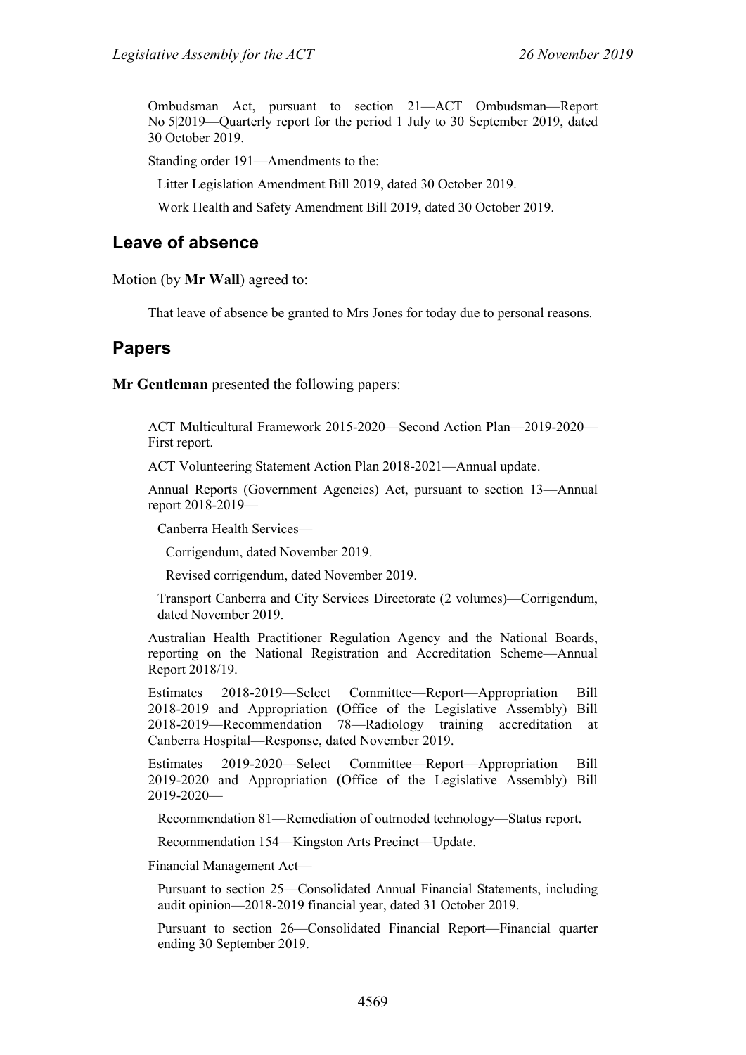Ombudsman Act, pursuant to section 21—ACT Ombudsman—Report No 5|2019—Quarterly report for the period 1 July to 30 September 2019, dated 30 October 2019.

Standing order 191—Amendments to the:

Litter Legislation Amendment Bill 2019, dated 30 October 2019.

Work Health and Safety Amendment Bill 2019, dated 30 October 2019.

## Leave of absence

Motion (by **Mr Wall**) agreed to:

That leave of absence be granted to Mrs Jones for today due to personal reasons.

## Papers

**Mr Gentleman** presented the following papers:

ACT Multicultural Framework 2015-2020—Second Action Plan—2019-2020—First report.

ACT Volunteering Statement Action Plan 2018-2021—Annual update.

Annual Reports (Government Agencies) Act, pursuant to section 13—Annual report 2018-2019—

Canberra Health Services—

Corrigendum, dated November 2019.

Revised corrigendum, dated November 2019.

Transport Canberra and City Services Directorate (2 volumes)—Corrigendum, dated November 2019.

Australian Health Practitioner Regulation Agency and the National Boards, reporting on the National Registration and Accreditation Scheme—Annual Report 2018/19.

Estimates 2018-2019—Select Committee—Report—Appropriation Bill 2018-2019 and Appropriation (Office of the Legislative Assembly) Bill 2018-2019—Recommendation 78—Radiology training accreditation at Canberra Hospital—Response, dated November 2019.

Estimates 2019-2020—Select Committee—Report—Appropriation Bill 2019-2020 and Appropriation (Office of the Legislative Assembly) Bill 2019-2020—

Recommendation 81—Remediation of outmoded technology—Status report.

Recommendation 154—Kingston Arts Precinct—Update.

Financial Management Act—

Pursuant to section 25—Consolidated Annual Financial Statements, including audit opinion—2018-2019 financial year, dated 31 October 2019.

Pursuant to section 26—Consolidated Financial Report—Financial quarter ending 30 September 2019.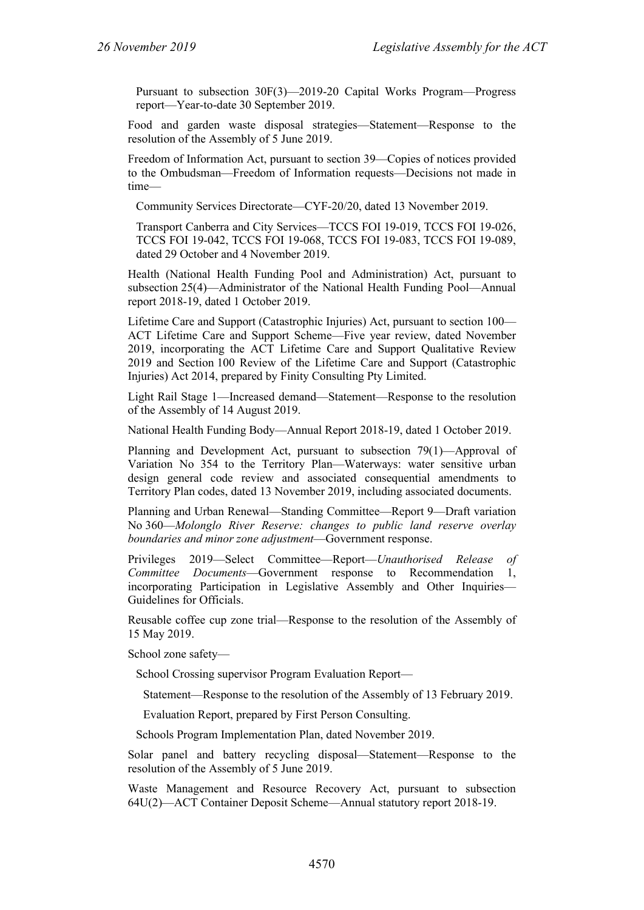Pursuant to subsection 30F(3)—2019-20 Capital Works Program—Progress report—Year-to-date 30 September 2019.

Food and garden waste disposal strategies—Statement—Response to the resolution of the Assembly of 5 June 2019.

Freedom of Information Act, pursuant to section 39—Copies of notices provided to the Ombudsman—Freedom of Information requests—Decisions not made in time—

Community Services Directorate—CYF-20/20, dated 13 November 2019.

Transport Canberra and City Services—TCCS FOI 19-019, TCCS FOI 19-026, TCCS FOI 19-042, TCCS FOI 19-068, TCCS FOI 19-083, TCCS FOI 19-089, dated 29 October and 4 November 2019.

Health (National Health Funding Pool and Administration) Act, pursuant to subsection 25(4)—Administrator of the National Health Funding Pool—Annual report 2018-19, dated 1 October 2019.

Lifetime Care and Support (Catastrophic Injuries) Act, pursuant to section 100—ACT Lifetime Care and Support Scheme—Five year review, dated November 2019, incorporating the ACT Lifetime Care and Support Qualitative Review 2019 and Section 100 Review of the Lifetime Care and Support (Catastrophic Injuries) Act 2014, prepared by Finity Consulting Pty Limited.

Light Rail Stage 1—Increased demand—Statement—Response to the resolution of the Assembly of 14 August 2019.

National Health Funding Body—Annual Report 2018-19, dated 1 October 2019.

Planning and Development Act, pursuant to subsection 79(1)—Approval of Variation No 354 to the Territory Plan—Waterways: water sensitive urban design general code review and associated consequential amendments to Territory Plan codes, dated 13 November 2019, including associated documents.

Planning and Urban Renewal—Standing Committee—Report 9—Draft variation No 360—*Molonglo River Reserve: changes to public land reserve overlay boundaries and minor zone adjustment*—Government response.

Privileges 2019—Select Committee—Report—*Unauthorised Release of Committee Documents*—Government response to Recommendation 1, incorporating Participation in Legislative Assembly and Other Inquiries—Guidelines for Officials.

Reusable coffee cup zone trial—Response to the resolution of the Assembly of 15 May 2019.

School zone safety—

School Crossing supervisor Program Evaluation Report—

Statement—Response to the resolution of the Assembly of 13 February 2019.

Evaluation Report, prepared by First Person Consulting.

Schools Program Implementation Plan, dated November 2019.

Solar panel and battery recycling disposal—Statement—Response to the resolution of the Assembly of 5 June 2019.

Waste Management and Resource Recovery Act, pursuant to subsection 64U(2)—ACT Container Deposit Scheme—Annual statutory report 2018-19.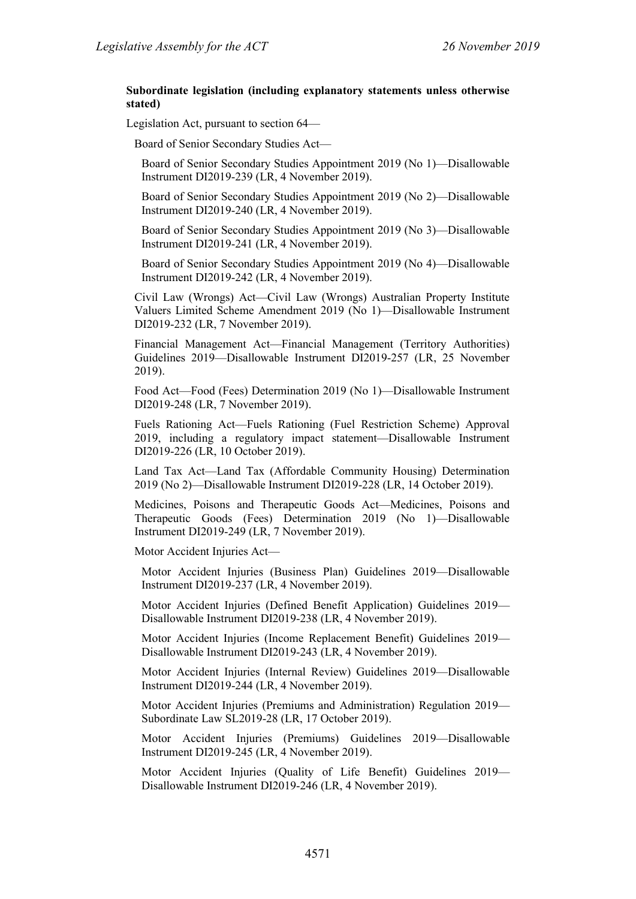**Subordinate legislation (including explanatory statements unless otherwise stated)**

Legislation Act, pursuant to section 64—

Board of Senior Secondary Studies Act—

Board of Senior Secondary Studies Appointment 2019 (No 1)—Disallowable Instrument DI2019-239 (LR, 4 November 2019).

Board of Senior Secondary Studies Appointment 2019 (No 2)—Disallowable Instrument DI2019-240 (LR, 4 November 2019).

Board of Senior Secondary Studies Appointment 2019 (No 3)—Disallowable Instrument DI2019-241 (LR, 4 November 2019).

Board of Senior Secondary Studies Appointment 2019 (No 4)—Disallowable Instrument DI2019-242 (LR, 4 November 2019).

Civil Law (Wrongs) Act—Civil Law (Wrongs) Australian Property Institute Valuers Limited Scheme Amendment 2019 (No 1)—Disallowable Instrument DI2019-232 (LR, 7 November 2019).

Financial Management Act—Financial Management (Territory Authorities) Guidelines 2019—Disallowable Instrument DI2019-257 (LR, 25 November 2019).

Food Act—Food (Fees) Determination 2019 (No 1)—Disallowable Instrument DI2019-248 (LR, 7 November 2019).

Fuels Rationing Act—Fuels Rationing (Fuel Restriction Scheme) Approval 2019, including a regulatory impact statement—Disallowable Instrument DI2019-226 (LR, 10 October 2019).

Land Tax Act—Land Tax (Affordable Community Housing) Determination 2019 (No 2)—Disallowable Instrument DI2019-228 (LR, 14 October 2019).

Medicines, Poisons and Therapeutic Goods Act—Medicines, Poisons and Therapeutic Goods (Fees) Determination 2019 (No 1)—Disallowable Instrument DI2019-249 (LR, 7 November 2019).

Motor Accident Injuries Act—

Motor Accident Injuries (Business Plan) Guidelines 2019—Disallowable Instrument DI2019-237 (LR, 4 November 2019).

Motor Accident Injuries (Defined Benefit Application) Guidelines 2019—Disallowable Instrument DI2019-238 (LR, 4 November 2019).

Motor Accident Injuries (Income Replacement Benefit) Guidelines 2019—Disallowable Instrument DI2019-243 (LR, 4 November 2019).

Motor Accident Injuries (Internal Review) Guidelines 2019—Disallowable Instrument DI2019-244 (LR, 4 November 2019).

Motor Accident Injuries (Premiums and Administration) Regulation 2019—Subordinate Law SL2019-28 (LR, 17 October 2019).

Motor Accident Injuries (Premiums) Guidelines 2019—Disallowable Instrument DI2019-245 (LR, 4 November 2019).

Motor Accident Injuries (Quality of Life Benefit) Guidelines 2019—Disallowable Instrument DI2019-246 (LR, 4 November 2019).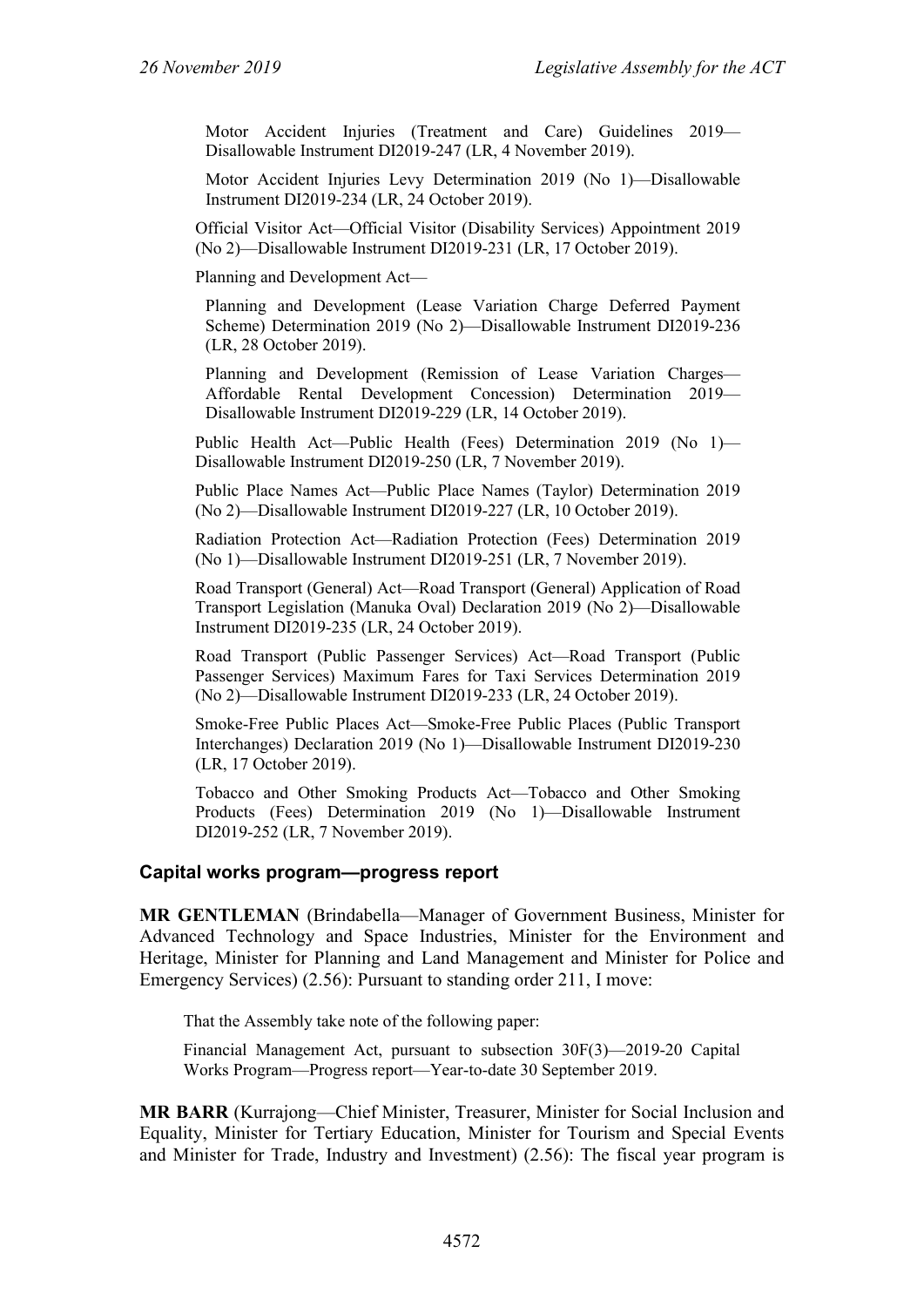Motor Accident Injuries (Treatment and Care) Guidelines 2019—Disallowable Instrument DI2019-247 (LR, 4 November 2019).

Motor Accident Injuries Levy Determination 2019 (No 1)—Disallowable Instrument DI2019-234 (LR, 24 October 2019).

Official Visitor Act—Official Visitor (Disability Services) Appointment 2019 (No 2)—Disallowable Instrument DI2019-231 (LR, 17 October 2019).

Planning and Development Act—

Planning and Development (Lease Variation Charge Deferred Payment Scheme) Determination 2019 (No 2)—Disallowable Instrument DI2019-236 (LR, 28 October 2019).

Planning and Development (Remission of Lease Variation Charges—Affordable Rental Development Concession) Determination 2019—Disallowable Instrument DI2019-229 (LR, 14 October 2019).

Public Health Act—Public Health (Fees) Determination 2019 (No 1)—Disallowable Instrument DI2019-250 (LR, 7 November 2019).

Public Place Names Act—Public Place Names (Taylor) Determination 2019 (No 2)—Disallowable Instrument DI2019-227 (LR, 10 October 2019).

Radiation Protection Act—Radiation Protection (Fees) Determination 2019 (No 1)—Disallowable Instrument DI2019-251 (LR, 7 November 2019).

Road Transport (General) Act—Road Transport (General) Application of Road Transport Legislation (Manuka Oval) Declaration 2019 (No 2)—Disallowable Instrument DI2019-235 (LR, 24 October 2019).

Road Transport (Public Passenger Services) Act—Road Transport (Public Passenger Services) Maximum Fares for Taxi Services Determination 2019 (No 2)—Disallowable Instrument DI2019-233 (LR, 24 October 2019).

Smoke-Free Public Places Act—Smoke-Free Public Places (Public Transport Interchanges) Declaration 2019 (No 1)—Disallowable Instrument DI2019-230 (LR, 17 October 2019).

Tobacco and Other Smoking Products Act—Tobacco and Other Smoking Products (Fees) Determination 2019 (No 1)—Disallowable Instrument DI2019-252 (LR, 7 November 2019).

### Capital works program—progress report

**MR GENTLEMAN** (Brindabella—Manager of Government Business, Minister for Advanced Technology and Space Industries, Minister for the Environment and Heritage, Minister for Planning and Land Management and Minister for Police and Emergency Services) (2.56): Pursuant to standing order 211, I move:

That the Assembly take note of the following paper:

Financial Management Act, pursuant to subsection 30F(3)—2019-20 Capital Works Program—Progress report—Year-to-date 30 September 2019.

**MR BARR** (Kurrajong—Chief Minister, Treasurer, Minister for Social Inclusion and Equality, Minister for Tertiary Education, Minister for Tourism and Special Events and Minister for Trade, Industry and Investment) (2.56): The fiscal year program is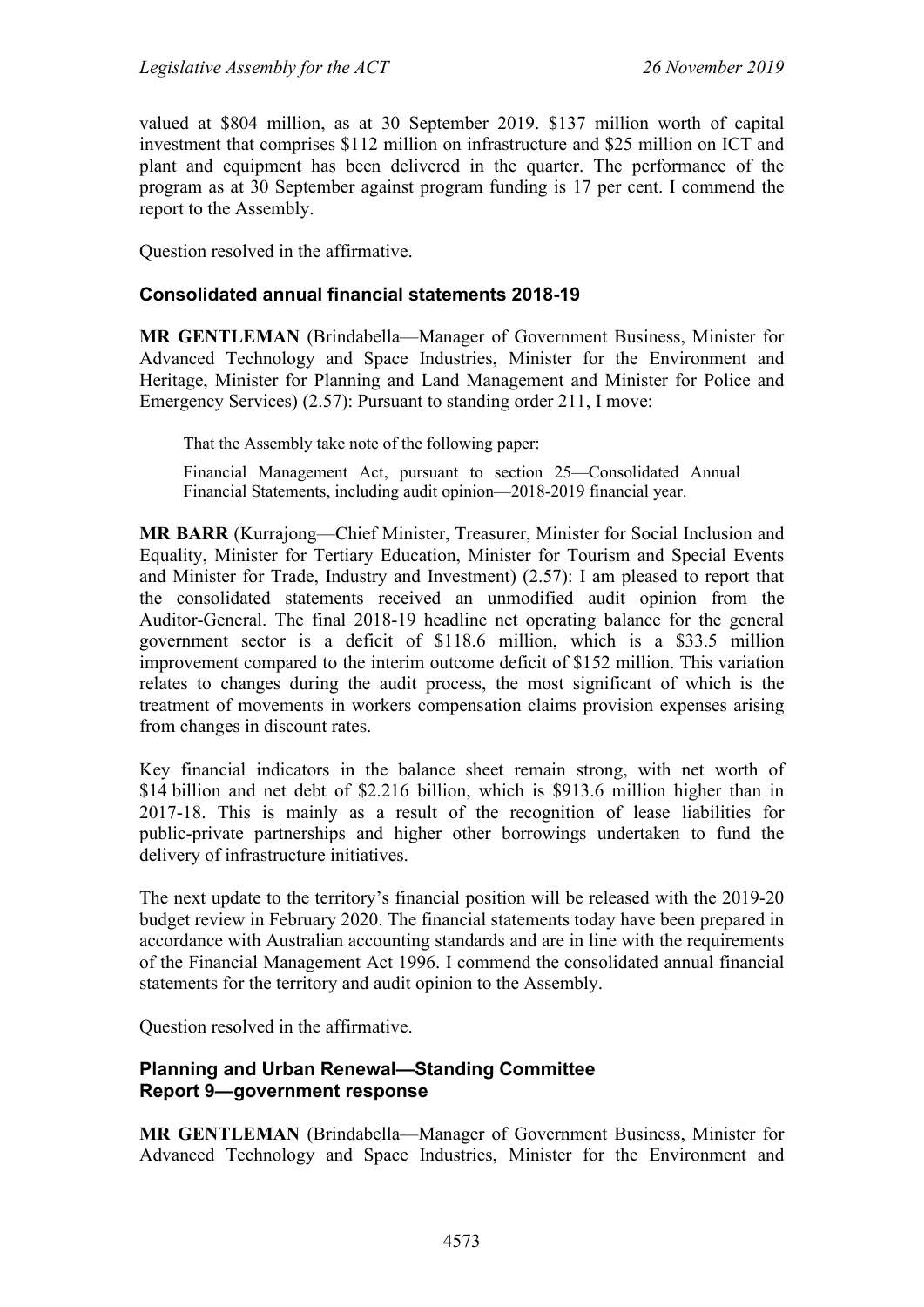valued at $804 million, as at 30 September 2019. $137 million worth of capital investment that comprises $112 million on infrastructure and $25 million on ICT and plant and equipment has been delivered in the quarter. The performance of the program as at 30 September against program funding is 17 per cent. I commend the report to the Assembly.

Question resolved in the affirmative.

### Consolidated annual financial statements 2018-19

**MR GENTLEMAN** (Brindabella—Manager of Government Business, Minister for Advanced Technology and Space Industries, Minister for the Environment and Heritage, Minister for Planning and Land Management and Minister for Police and Emergency Services) (2.57): Pursuant to standing order 211, I move:

> That the Assembly take note of the following paper:
>
> Financial Management Act, pursuant to section 25—Consolidated Annual Financial Statements, including audit opinion—2018-2019 financial year.

**MR BARR** (Kurrajong—Chief Minister, Treasurer, Minister for Social Inclusion and Equality, Minister for Tertiary Education, Minister for Tourism and Special Events and Minister for Trade, Industry and Investment) (2.57): I am pleased to report that the consolidated statements received an unmodified audit opinion from the Auditor-General. The final 2018-19 headline net operating balance for the general government sector is a deficit of $118.6 million, which is a $33.5 million improvement compared to the interim outcome deficit of $152 million. This variation relates to changes during the audit process, the most significant of which is the treatment of movements in workers compensation claims provision expenses arising from changes in discount rates.

Key financial indicators in the balance sheet remain strong, with net worth of $14 billion and net debt of $2.216 billion, which is $913.6 million higher than in 2017-18. This is mainly as a result of the recognition of lease liabilities for public-private partnerships and higher other borrowings undertaken to fund the delivery of infrastructure initiatives.

The next update to the territory's financial position will be released with the 2019-20 budget review in February 2020. The financial statements today have been prepared in accordance with Australian accounting standards and are in line with the requirements of the Financial Management Act 1996. I commend the consolidated annual financial statements for the territory and audit opinion to the Assembly.

Question resolved in the affirmative.

### Planning and Urban Renewal—Standing Committee
### Report 9—government response

**MR GENTLEMAN** (Brindabella—Manager of Government Business, Minister for Advanced Technology and Space Industries, Minister for the Environment and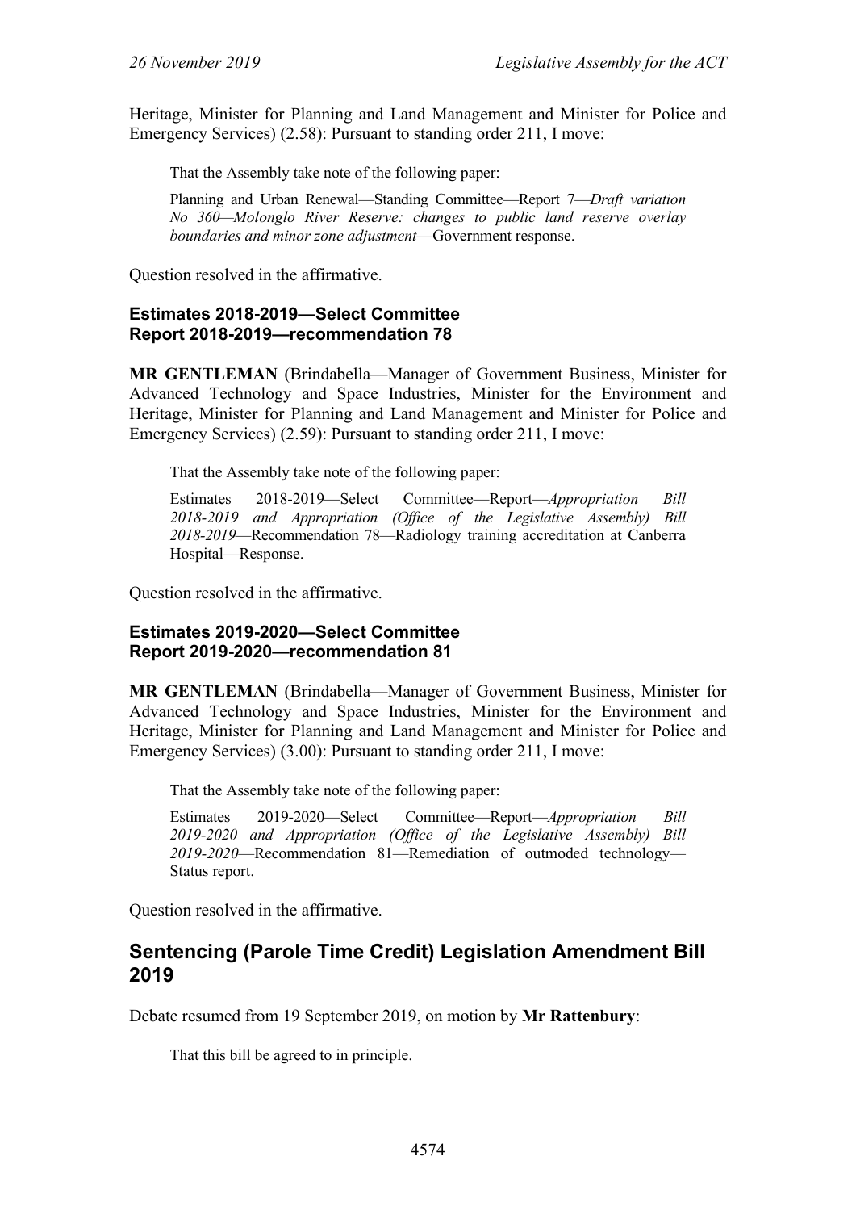Heritage, Minister for Planning and Land Management and Minister for Police and Emergency Services) (2.58): Pursuant to standing order 211, I move:

> That the Assembly take note of the following paper:
>
> Planning and Urban Renewal—Standing Committee—Report 7—*Draft variation No 360—Molonglo River Reserve: changes to public land reserve overlay boundaries and minor zone adjustment*—Government response.

Question resolved in the affirmative.

### Estimates 2018-2019—Select Committee Report 2018-2019—recommendation 78

**MR GENTLEMAN** (Brindabella—Manager of Government Business, Minister for Advanced Technology and Space Industries, Minister for the Environment and Heritage, Minister for Planning and Land Management and Minister for Police and Emergency Services) (2.59): Pursuant to standing order 211, I move:

> That the Assembly take note of the following paper:
>
> Estimates 2018-2019—Select Committee—Report—*Appropriation Bill 2018-2019 and Appropriation (Office of the Legislative Assembly) Bill 2018-2019*—Recommendation 78—Radiology training accreditation at Canberra Hospital—Response.

Question resolved in the affirmative.

### Estimates 2019-2020—Select Committee Report 2019-2020—recommendation 81

**MR GENTLEMAN** (Brindabella—Manager of Government Business, Minister for Advanced Technology and Space Industries, Minister for the Environment and Heritage, Minister for Planning and Land Management and Minister for Police and Emergency Services) (3.00): Pursuant to standing order 211, I move:

> That the Assembly take note of the following paper:
>
> Estimates 2019-2020—Select Committee—Report—*Appropriation Bill 2019-2020 and Appropriation (Office of the Legislative Assembly) Bill 2019-2020*—Recommendation 81—Remediation of outmoded technology—Status report.

Question resolved in the affirmative.

## Sentencing (Parole Time Credit) Legislation Amendment Bill 2019

Debate resumed from 19 September 2019, on motion by **Mr Rattenbury**:

> That this bill be agreed to in principle.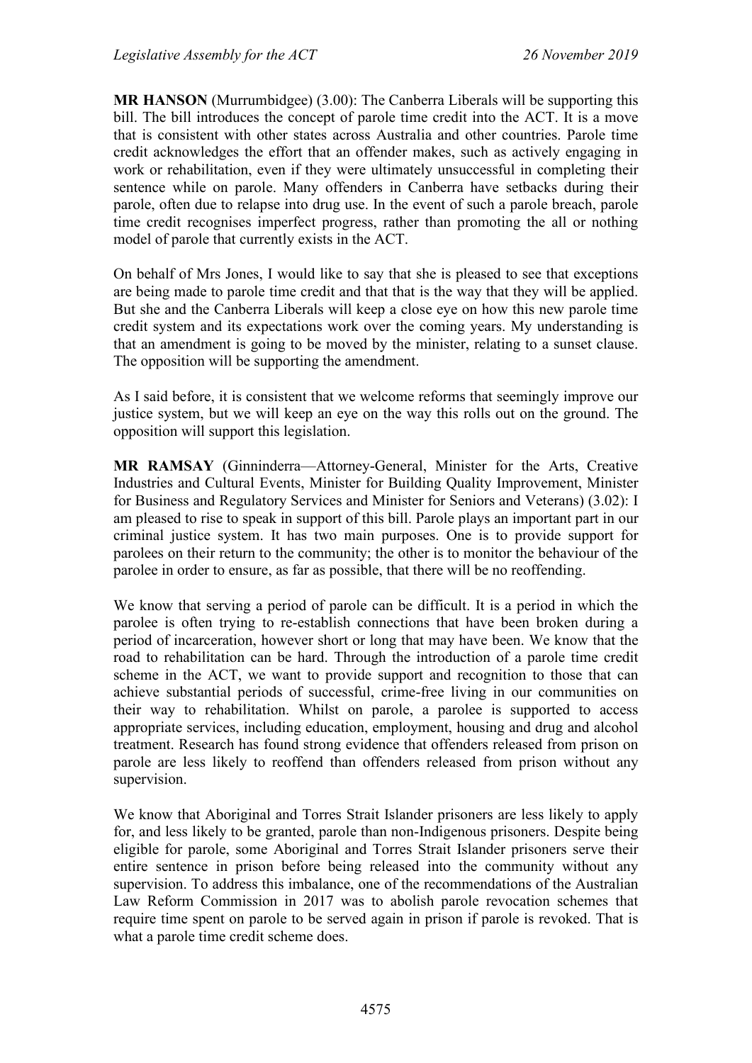**MR HANSON** (Murrumbidgee) (3.00): The Canberra Liberals will be supporting this bill. The bill introduces the concept of parole time credit into the ACT. It is a move that is consistent with other states across Australia and other countries. Parole time credit acknowledges the effort that an offender makes, such as actively engaging in work or rehabilitation, even if they were ultimately unsuccessful in completing their sentence while on parole. Many offenders in Canberra have setbacks during their parole, often due to relapse into drug use. In the event of such a parole breach, parole time credit recognises imperfect progress, rather than promoting the all or nothing model of parole that currently exists in the ACT.

On behalf of Mrs Jones, I would like to say that she is pleased to see that exceptions are being made to parole time credit and that that is the way that they will be applied. But she and the Canberra Liberals will keep a close eye on how this new parole time credit system and its expectations work over the coming years. My understanding is that an amendment is going to be moved by the minister, relating to a sunset clause. The opposition will be supporting the amendment.

As I said before, it is consistent that we welcome reforms that seemingly improve our justice system, but we will keep an eye on the way this rolls out on the ground. The opposition will support this legislation.

**MR RAMSAY** (Ginninderra—Attorney-General, Minister for the Arts, Creative Industries and Cultural Events, Minister for Building Quality Improvement, Minister for Business and Regulatory Services and Minister for Seniors and Veterans) (3.02): I am pleased to rise to speak in support of this bill. Parole plays an important part in our criminal justice system. It has two main purposes. One is to provide support for parolees on their return to the community; the other is to monitor the behaviour of the parolee in order to ensure, as far as possible, that there will be no reoffending.

We know that serving a period of parole can be difficult. It is a period in which the parolee is often trying to re-establish connections that have been broken during a period of incarceration, however short or long that may have been. We know that the road to rehabilitation can be hard. Through the introduction of a parole time credit scheme in the ACT, we want to provide support and recognition to those that can achieve substantial periods of successful, crime-free living in our communities on their way to rehabilitation. Whilst on parole, a parolee is supported to access appropriate services, including education, employment, housing and drug and alcohol treatment. Research has found strong evidence that offenders released from prison on parole are less likely to reoffend than offenders released from prison without any supervision.

We know that Aboriginal and Torres Strait Islander prisoners are less likely to apply for, and less likely to be granted, parole than non-Indigenous prisoners. Despite being eligible for parole, some Aboriginal and Torres Strait Islander prisoners serve their entire sentence in prison before being released into the community without any supervision. To address this imbalance, one of the recommendations of the Australian Law Reform Commission in 2017 was to abolish parole revocation schemes that require time spent on parole to be served again in prison if parole is revoked. That is what a parole time credit scheme does.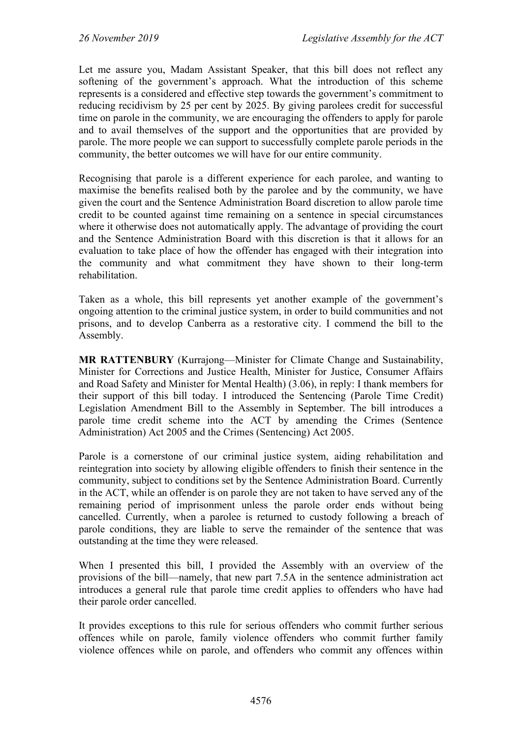Let me assure you, Madam Assistant Speaker, that this bill does not reflect any softening of the government's approach. What the introduction of this scheme represents is a considered and effective step towards the government's commitment to reducing recidivism by 25 per cent by 2025. By giving parolees credit for successful time on parole in the community, we are encouraging the offenders to apply for parole and to avail themselves of the support and the opportunities that are provided by parole. The more people we can support to successfully complete parole periods in the community, the better outcomes we will have for our entire community.

Recognising that parole is a different experience for each parolee, and wanting to maximise the benefits realised both by the parolee and by the community, we have given the court and the Sentence Administration Board discretion to allow parole time credit to be counted against time remaining on a sentence in special circumstances where it otherwise does not automatically apply. The advantage of providing the court and the Sentence Administration Board with this discretion is that it allows for an evaluation to take place of how the offender has engaged with their integration into the community and what commitment they have shown to their long-term rehabilitation.

Taken as a whole, this bill represents yet another example of the government's ongoing attention to the criminal justice system, in order to build communities and not prisons, and to develop Canberra as a restorative city. I commend the bill to the Assembly.

**MR RATTENBURY** (Kurrajong—Minister for Climate Change and Sustainability, Minister for Corrections and Justice Health, Minister for Justice, Consumer Affairs and Road Safety and Minister for Mental Health) (3.06), in reply: I thank members for their support of this bill today. I introduced the Sentencing (Parole Time Credit) Legislation Amendment Bill to the Assembly in September. The bill introduces a parole time credit scheme into the ACT by amending the Crimes (Sentence Administration) Act 2005 and the Crimes (Sentencing) Act 2005.

Parole is a cornerstone of our criminal justice system, aiding rehabilitation and reintegration into society by allowing eligible offenders to finish their sentence in the community, subject to conditions set by the Sentence Administration Board. Currently in the ACT, while an offender is on parole they are not taken to have served any of the remaining period of imprisonment unless the parole order ends without being cancelled. Currently, when a parolee is returned to custody following a breach of parole conditions, they are liable to serve the remainder of the sentence that was outstanding at the time they were released.

When I presented this bill, I provided the Assembly with an overview of the provisions of the bill—namely, that new part 7.5A in the sentence administration act introduces a general rule that parole time credit applies to offenders who have had their parole order cancelled.

It provides exceptions to this rule for serious offenders who commit further serious offences while on parole, family violence offenders who commit further family violence offences while on parole, and offenders who commit any offences within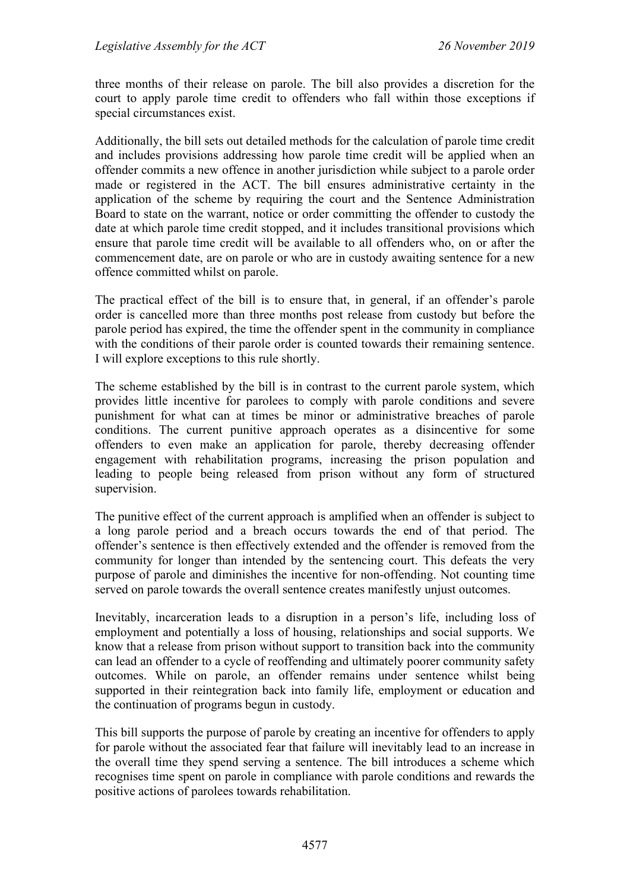three months of their release on parole. The bill also provides a discretion for the court to apply parole time credit to offenders who fall within those exceptions if special circumstances exist.

Additionally, the bill sets out detailed methods for the calculation of parole time credit and includes provisions addressing how parole time credit will be applied when an offender commits a new offence in another jurisdiction while subject to a parole order made or registered in the ACT. The bill ensures administrative certainty in the application of the scheme by requiring the court and the Sentence Administration Board to state on the warrant, notice or order committing the offender to custody the date at which parole time credit stopped, and it includes transitional provisions which ensure that parole time credit will be available to all offenders who, on or after the commencement date, are on parole or who are in custody awaiting sentence for a new offence committed whilst on parole.

The practical effect of the bill is to ensure that, in general, if an offender's parole order is cancelled more than three months post release from custody but before the parole period has expired, the time the offender spent in the community in compliance with the conditions of their parole order is counted towards their remaining sentence. I will explore exceptions to this rule shortly.

The scheme established by the bill is in contrast to the current parole system, which provides little incentive for parolees to comply with parole conditions and severe punishment for what can at times be minor or administrative breaches of parole conditions. The current punitive approach operates as a disincentive for some offenders to even make an application for parole, thereby decreasing offender engagement with rehabilitation programs, increasing the prison population and leading to people being released from prison without any form of structured supervision.

The punitive effect of the current approach is amplified when an offender is subject to a long parole period and a breach occurs towards the end of that period. The offender's sentence is then effectively extended and the offender is removed from the community for longer than intended by the sentencing court. This defeats the very purpose of parole and diminishes the incentive for non-offending. Not counting time served on parole towards the overall sentence creates manifestly unjust outcomes.

Inevitably, incarceration leads to a disruption in a person's life, including loss of employment and potentially a loss of housing, relationships and social supports. We know that a release from prison without support to transition back into the community can lead an offender to a cycle of reoffending and ultimately poorer community safety outcomes. While on parole, an offender remains under sentence whilst being supported in their reintegration back into family life, employment or education and the continuation of programs begun in custody.

This bill supports the purpose of parole by creating an incentive for offenders to apply for parole without the associated fear that failure will inevitably lead to an increase in the overall time they spend serving a sentence. The bill introduces a scheme which recognises time spent on parole in compliance with parole conditions and rewards the positive actions of parolees towards rehabilitation.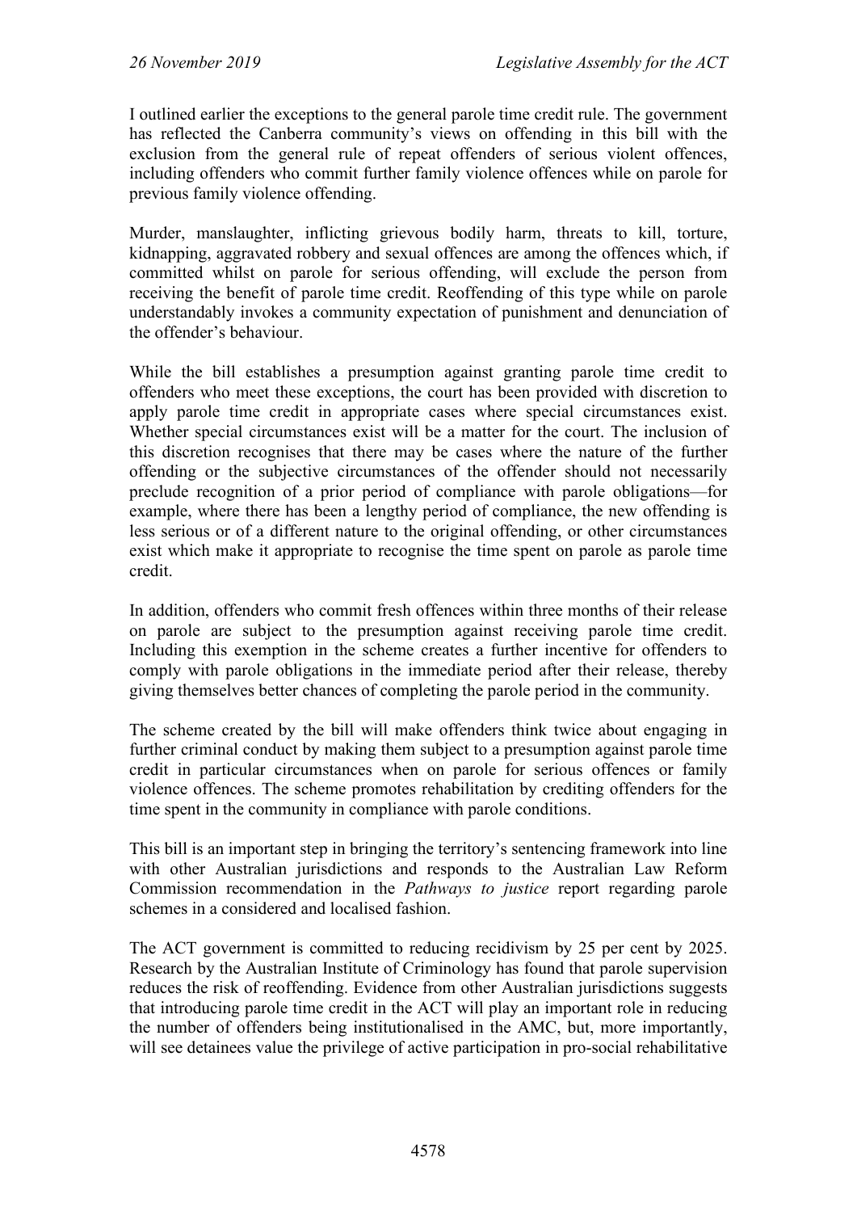I outlined earlier the exceptions to the general parole time credit rule. The government has reflected the Canberra community's views on offending in this bill with the exclusion from the general rule of repeat offenders of serious violent offences, including offenders who commit further family violence offences while on parole for previous family violence offending.

Murder, manslaughter, inflicting grievous bodily harm, threats to kill, torture, kidnapping, aggravated robbery and sexual offences are among the offences which, if committed whilst on parole for serious offending, will exclude the person from receiving the benefit of parole time credit. Reoffending of this type while on parole understandably invokes a community expectation of punishment and denunciation of the offender's behaviour.

While the bill establishes a presumption against granting parole time credit to offenders who meet these exceptions, the court has been provided with discretion to apply parole time credit in appropriate cases where special circumstances exist. Whether special circumstances exist will be a matter for the court. The inclusion of this discretion recognises that there may be cases where the nature of the further offending or the subjective circumstances of the offender should not necessarily preclude recognition of a prior period of compliance with parole obligations—for example, where there has been a lengthy period of compliance, the new offending is less serious or of a different nature to the original offending, or other circumstances exist which make it appropriate to recognise the time spent on parole as parole time credit.

In addition, offenders who commit fresh offences within three months of their release on parole are subject to the presumption against receiving parole time credit. Including this exemption in the scheme creates a further incentive for offenders to comply with parole obligations in the immediate period after their release, thereby giving themselves better chances of completing the parole period in the community.

The scheme created by the bill will make offenders think twice about engaging in further criminal conduct by making them subject to a presumption against parole time credit in particular circumstances when on parole for serious offences or family violence offences. The scheme promotes rehabilitation by crediting offenders for the time spent in the community in compliance with parole conditions.

This bill is an important step in bringing the territory's sentencing framework into line with other Australian jurisdictions and responds to the Australian Law Reform Commission recommendation in the *Pathways to justice* report regarding parole schemes in a considered and localised fashion.

The ACT government is committed to reducing recidivism by 25 per cent by 2025. Research by the Australian Institute of Criminology has found that parole supervision reduces the risk of reoffending. Evidence from other Australian jurisdictions suggests that introducing parole time credit in the ACT will play an important role in reducing the number of offenders being institutionalised in the AMC, but, more importantly, will see detainees value the privilege of active participation in pro-social rehabilitative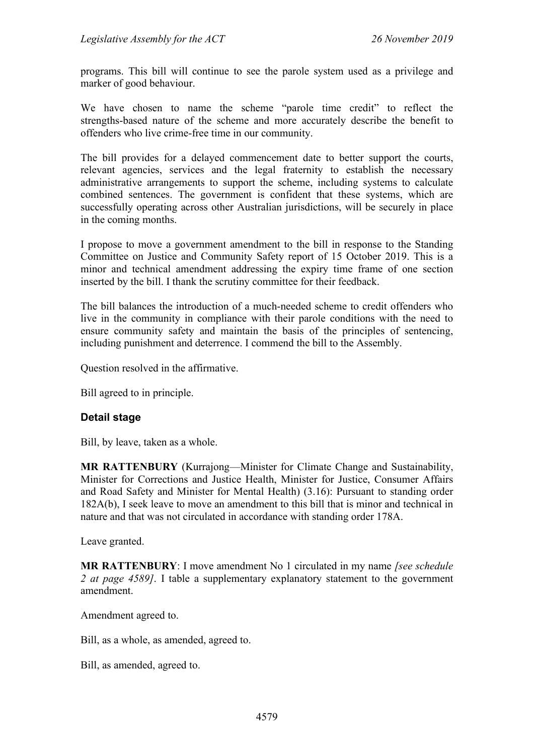programs. This bill will continue to see the parole system used as a privilege and marker of good behaviour.

We have chosen to name the scheme "parole time credit" to reflect the strengths-based nature of the scheme and more accurately describe the benefit to offenders who live crime-free time in our community.

The bill provides for a delayed commencement date to better support the courts, relevant agencies, services and the legal fraternity to establish the necessary administrative arrangements to support the scheme, including systems to calculate combined sentences. The government is confident that these systems, which are successfully operating across other Australian jurisdictions, will be securely in place in the coming months.

I propose to move a government amendment to the bill in response to the Standing Committee on Justice and Community Safety report of 15 October 2019. This is a minor and technical amendment addressing the expiry time frame of one section inserted by the bill. I thank the scrutiny committee for their feedback.

The bill balances the introduction of a much-needed scheme to credit offenders who live in the community in compliance with their parole conditions with the need to ensure community safety and maintain the basis of the principles of sentencing, including punishment and deterrence. I commend the bill to the Assembly.

Question resolved in the affirmative.

Bill agreed to in principle.

### Detail stage

Bill, by leave, taken as a whole.

**MR RATTENBURY** (Kurrajong—Minister for Climate Change and Sustainability, Minister for Corrections and Justice Health, Minister for Justice, Consumer Affairs and Road Safety and Minister for Mental Health) (3.16): Pursuant to standing order 182A(b), I seek leave to move an amendment to this bill that is minor and technical in nature and that was not circulated in accordance with standing order 178A.

Leave granted.

**MR RATTENBURY**: I move amendment No 1 circulated in my name *[see schedule 2 at page 4589]*. I table a supplementary explanatory statement to the government amendment.

Amendment agreed to.

Bill, as a whole, as amended, agreed to.

Bill, as amended, agreed to.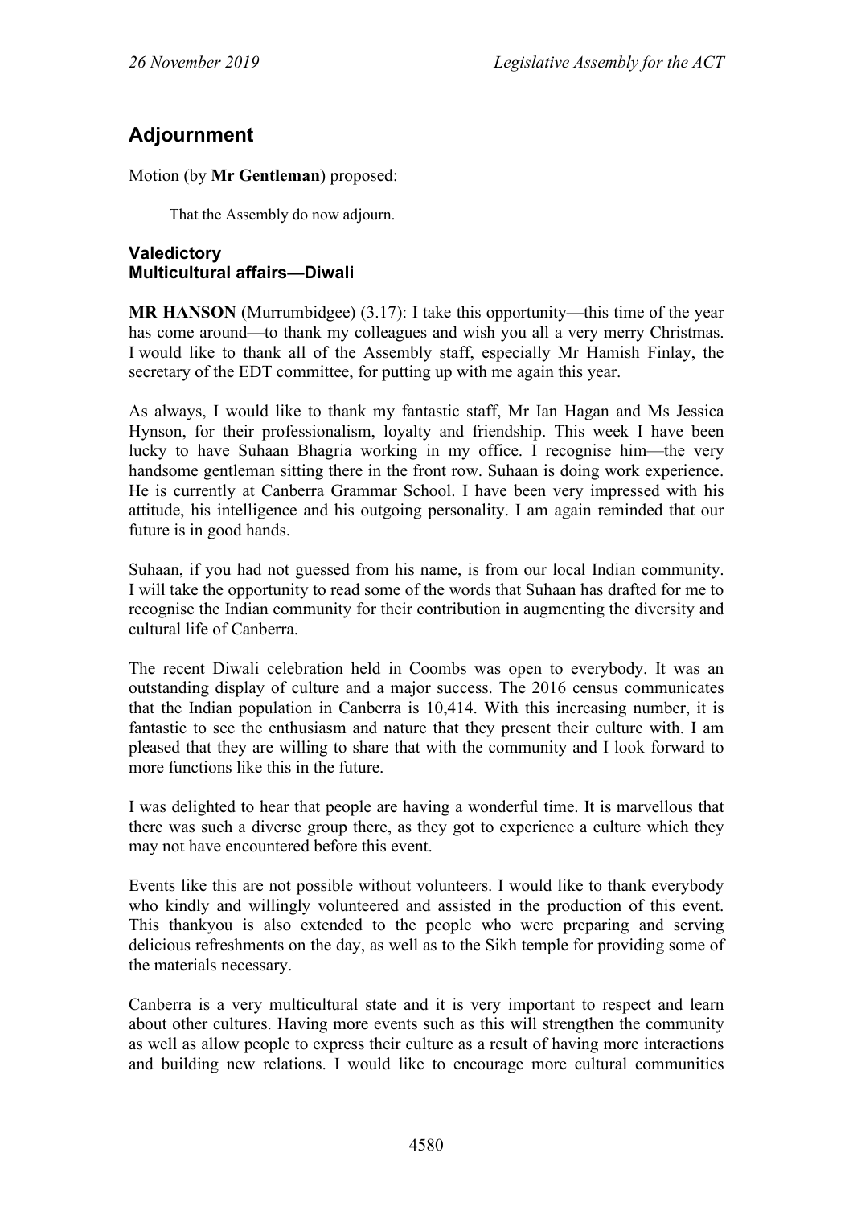## Adjournment

Motion (by **Mr Gentleman**) proposed:

> That the Assembly do now adjourn.

### Valedictory
### Multicultural affairs—Diwali

**MR HANSON** (Murrumbidgee) (3.17): I take this opportunity—this time of the year has come around—to thank my colleagues and wish you all a very merry Christmas. I would like to thank all of the Assembly staff, especially Mr Hamish Finlay, the secretary of the EDT committee, for putting up with me again this year.

As always, I would like to thank my fantastic staff, Mr Ian Hagan and Ms Jessica Hynson, for their professionalism, loyalty and friendship. This week I have been lucky to have Suhaan Bhagria working in my office. I recognise him—the very handsome gentleman sitting there in the front row. Suhaan is doing work experience. He is currently at Canberra Grammar School. I have been very impressed with his attitude, his intelligence and his outgoing personality. I am again reminded that our future is in good hands.

Suhaan, if you had not guessed from his name, is from our local Indian community. I will take the opportunity to read some of the words that Suhaan has drafted for me to recognise the Indian community for their contribution in augmenting the diversity and cultural life of Canberra.

The recent Diwali celebration held in Coombs was open to everybody. It was an outstanding display of culture and a major success. The 2016 census communicates that the Indian population in Canberra is 10,414. With this increasing number, it is fantastic to see the enthusiasm and nature that they present their culture with. I am pleased that they are willing to share that with the community and I look forward to more functions like this in the future.

I was delighted to hear that people are having a wonderful time. It is marvellous that there was such a diverse group there, as they got to experience a culture which they may not have encountered before this event.

Events like this are not possible without volunteers. I would like to thank everybody who kindly and willingly volunteered and assisted in the production of this event. This thankyou is also extended to the people who were preparing and serving delicious refreshments on the day, as well as to the Sikh temple for providing some of the materials necessary.

Canberra is a very multicultural state and it is very important to respect and learn about other cultures. Having more events such as this will strengthen the community as well as allow people to express their culture as a result of having more interactions and building new relations. I would like to encourage more cultural communities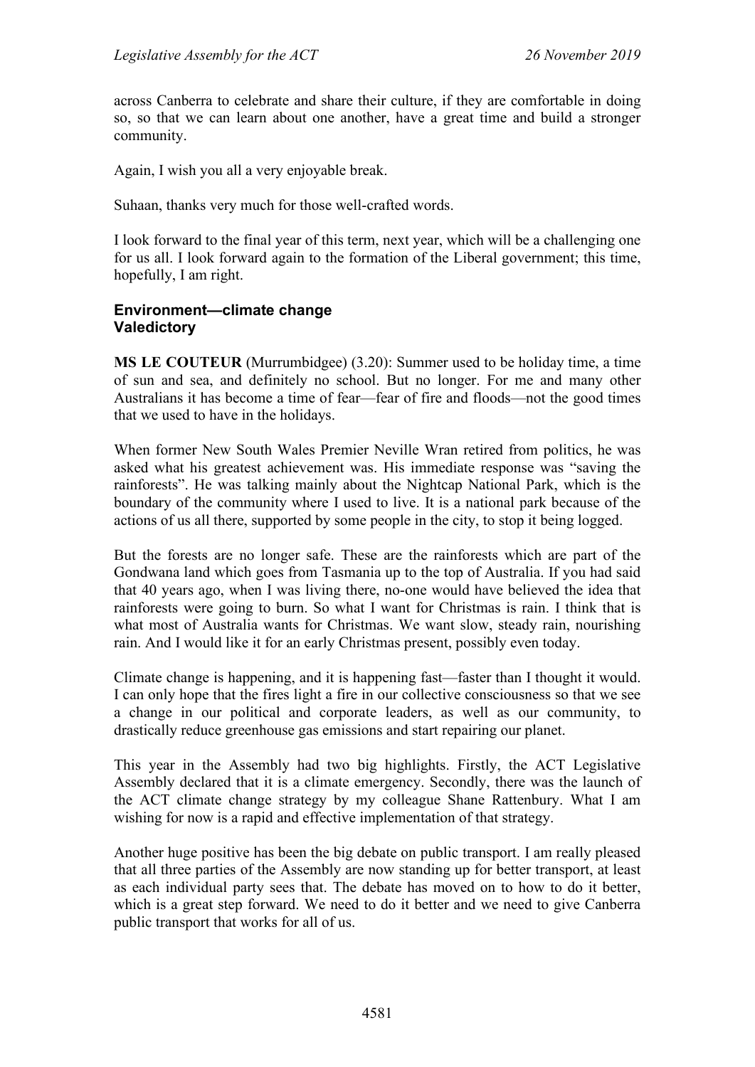across Canberra to celebrate and share their culture, if they are comfortable in doing so, so that we can learn about one another, have a great time and build a stronger community.

Again, I wish you all a very enjoyable break.

Suhaan, thanks very much for those well-crafted words.

I look forward to the final year of this term, next year, which will be a challenging one for us all. I look forward again to the formation of the Liberal government; this time, hopefully, I am right.

### Environment—climate change
### Valedictory

**MS LE COUTEUR** (Murrumbidgee) (3.20): Summer used to be holiday time, a time of sun and sea, and definitely no school. But no longer. For me and many other Australians it has become a time of fear—fear of fire and floods—not the good times that we used to have in the holidays.

When former New South Wales Premier Neville Wran retired from politics, he was asked what his greatest achievement was. His immediate response was "saving the rainforests". He was talking mainly about the Nightcap National Park, which is the boundary of the community where I used to live. It is a national park because of the actions of us all there, supported by some people in the city, to stop it being logged.

But the forests are no longer safe. These are the rainforests which are part of the Gondwana land which goes from Tasmania up to the top of Australia. If you had said that 40 years ago, when I was living there, no-one would have believed the idea that rainforests were going to burn. So what I want for Christmas is rain. I think that is what most of Australia wants for Christmas. We want slow, steady rain, nourishing rain. And I would like it for an early Christmas present, possibly even today.

Climate change is happening, and it is happening fast—faster than I thought it would. I can only hope that the fires light a fire in our collective consciousness so that we see a change in our political and corporate leaders, as well as our community, to drastically reduce greenhouse gas emissions and start repairing our planet.

This year in the Assembly had two big highlights. Firstly, the ACT Legislative Assembly declared that it is a climate emergency. Secondly, there was the launch of the ACT climate change strategy by my colleague Shane Rattenbury. What I am wishing for now is a rapid and effective implementation of that strategy.

Another huge positive has been the big debate on public transport. I am really pleased that all three parties of the Assembly are now standing up for better transport, at least as each individual party sees that. The debate has moved on to how to do it better, which is a great step forward. We need to do it better and we need to give Canberra public transport that works for all of us.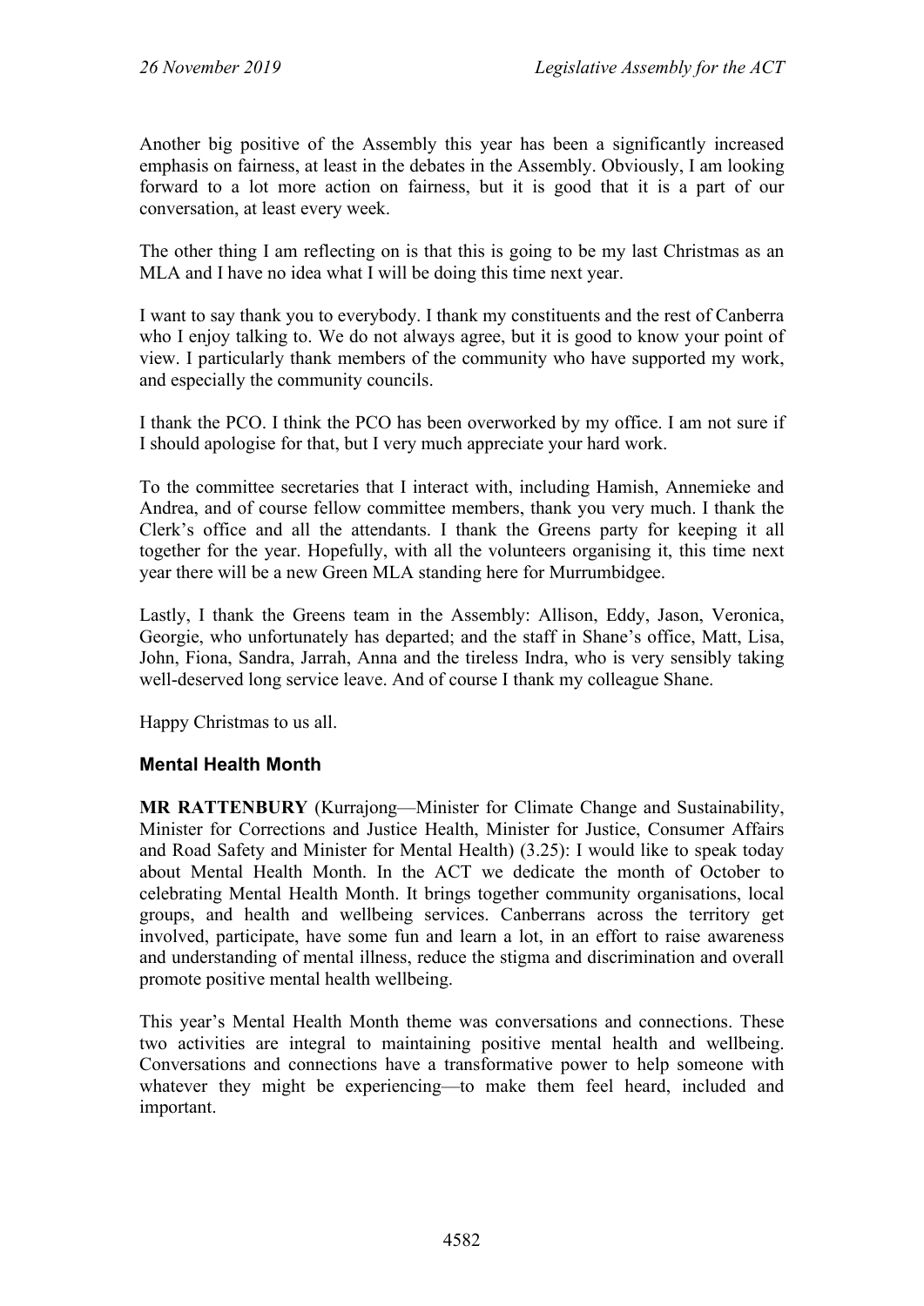Another big positive of the Assembly this year has been a significantly increased emphasis on fairness, at least in the debates in the Assembly. Obviously, I am looking forward to a lot more action on fairness, but it is good that it is a part of our conversation, at least every week.

The other thing I am reflecting on is that this is going to be my last Christmas as an MLA and I have no idea what I will be doing this time next year.

I want to say thank you to everybody. I thank my constituents and the rest of Canberra who I enjoy talking to. We do not always agree, but it is good to know your point of view. I particularly thank members of the community who have supported my work, and especially the community councils.

I thank the PCO. I think the PCO has been overworked by my office. I am not sure if I should apologise for that, but I very much appreciate your hard work.

To the committee secretaries that I interact with, including Hamish, Annemieke and Andrea, and of course fellow committee members, thank you very much. I thank the Clerk's office and all the attendants. I thank the Greens party for keeping it all together for the year. Hopefully, with all the volunteers organising it, this time next year there will be a new Green MLA standing here for Murrumbidgee.

Lastly, I thank the Greens team in the Assembly: Allison, Eddy, Jason, Veronica, Georgie, who unfortunately has departed; and the staff in Shane's office, Matt, Lisa, John, Fiona, Sandra, Jarrah, Anna and the tireless Indra, who is very sensibly taking well-deserved long service leave. And of course I thank my colleague Shane.

Happy Christmas to us all.

### Mental Health Month

**MR RATTENBURY** (Kurrajong—Minister for Climate Change and Sustainability, Minister for Corrections and Justice Health, Minister for Justice, Consumer Affairs and Road Safety and Minister for Mental Health) (3.25): I would like to speak today about Mental Health Month. In the ACT we dedicate the month of October to celebrating Mental Health Month. It brings together community organisations, local groups, and health and wellbeing services. Canberrans across the territory get involved, participate, have some fun and learn a lot, in an effort to raise awareness and understanding of mental illness, reduce the stigma and discrimination and overall promote positive mental health wellbeing.

This year's Mental Health Month theme was conversations and connections. These two activities are integral to maintaining positive mental health and wellbeing. Conversations and connections have a transformative power to help someone with whatever they might be experiencing—to make them feel heard, included and important.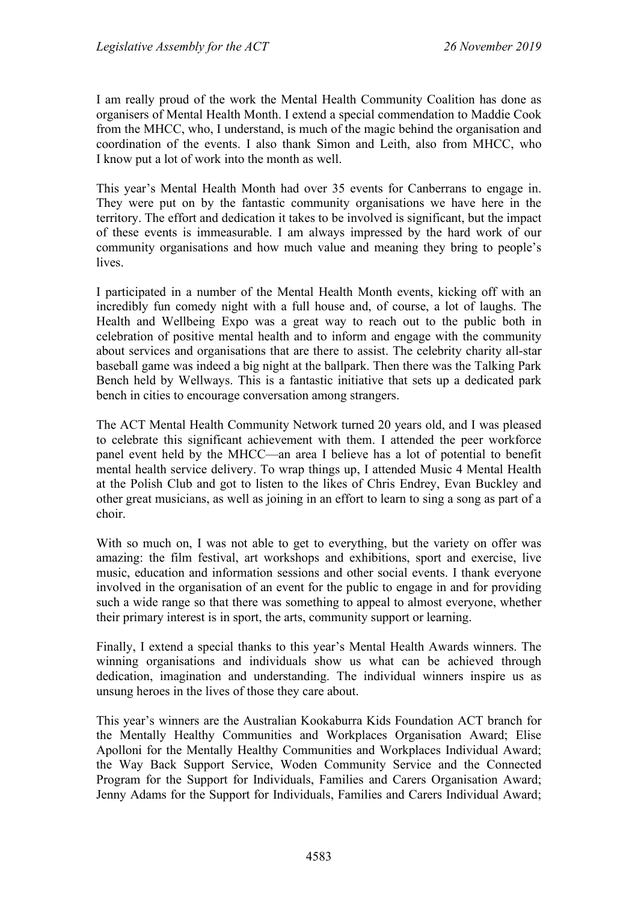I am really proud of the work the Mental Health Community Coalition has done as organisers of Mental Health Month. I extend a special commendation to Maddie Cook from the MHCC, who, I understand, is much of the magic behind the organisation and coordination of the events. I also thank Simon and Leith, also from MHCC, who I know put a lot of work into the month as well.

This year's Mental Health Month had over 35 events for Canberrans to engage in. They were put on by the fantastic community organisations we have here in the territory. The effort and dedication it takes to be involved is significant, but the impact of these events is immeasurable. I am always impressed by the hard work of our community organisations and how much value and meaning they bring to people's lives.

I participated in a number of the Mental Health Month events, kicking off with an incredibly fun comedy night with a full house and, of course, a lot of laughs. The Health and Wellbeing Expo was a great way to reach out to the public both in celebration of positive mental health and to inform and engage with the community about services and organisations that are there to assist. The celebrity charity all-star baseball game was indeed a big night at the ballpark. Then there was the Talking Park Bench held by Wellways. This is a fantastic initiative that sets up a dedicated park bench in cities to encourage conversation among strangers.

The ACT Mental Health Community Network turned 20 years old, and I was pleased to celebrate this significant achievement with them. I attended the peer workforce panel event held by the MHCC—an area I believe has a lot of potential to benefit mental health service delivery. To wrap things up, I attended Music 4 Mental Health at the Polish Club and got to listen to the likes of Chris Endrey, Evan Buckley and other great musicians, as well as joining in an effort to learn to sing a song as part of a choir.

With so much on, I was not able to get to everything, but the variety on offer was amazing: the film festival, art workshops and exhibitions, sport and exercise, live music, education and information sessions and other social events. I thank everyone involved in the organisation of an event for the public to engage in and for providing such a wide range so that there was something to appeal to almost everyone, whether their primary interest is in sport, the arts, community support or learning.

Finally, I extend a special thanks to this year's Mental Health Awards winners. The winning organisations and individuals show us what can be achieved through dedication, imagination and understanding. The individual winners inspire us as unsung heroes in the lives of those they care about.

This year's winners are the Australian Kookaburra Kids Foundation ACT branch for the Mentally Healthy Communities and Workplaces Organisation Award; Elise Apolloni for the Mentally Healthy Communities and Workplaces Individual Award; the Way Back Support Service, Woden Community Service and the Connected Program for the Support for Individuals, Families and Carers Organisation Award; Jenny Adams for the Support for Individuals, Families and Carers Individual Award;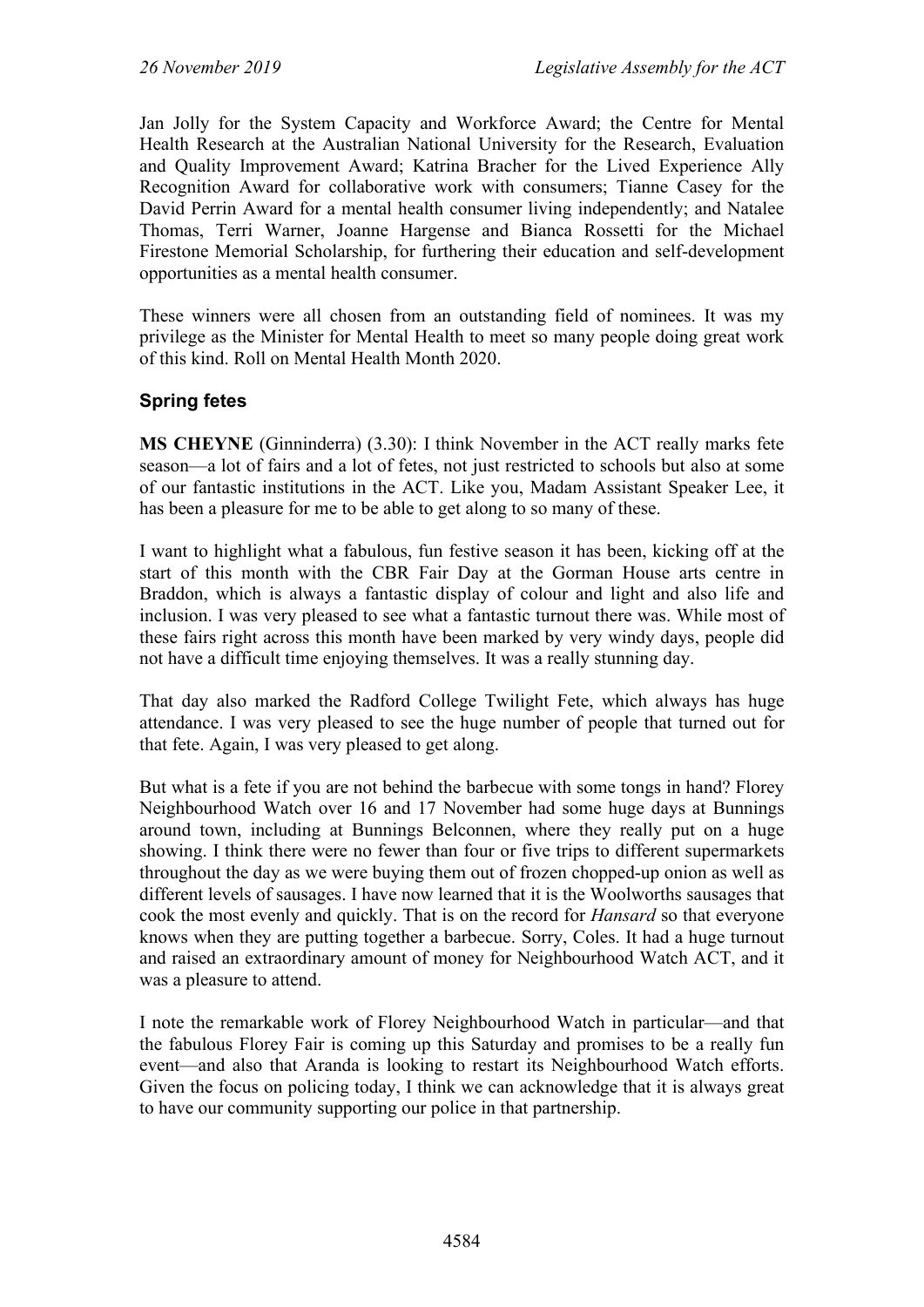Jan Jolly for the System Capacity and Workforce Award; the Centre for Mental Health Research at the Australian National University for the Research, Evaluation and Quality Improvement Award; Katrina Bracher for the Lived Experience Ally Recognition Award for collaborative work with consumers; Tianne Casey for the David Perrin Award for a mental health consumer living independently; and Natalee Thomas, Terri Warner, Joanne Hargense and Bianca Rossetti for the Michael Firestone Memorial Scholarship, for furthering their education and self-development opportunities as a mental health consumer.

These winners were all chosen from an outstanding field of nominees. It was my privilege as the Minister for Mental Health to meet so many people doing great work of this kind. Roll on Mental Health Month 2020.

### Spring fetes

**MS CHEYNE** (Ginninderra) (3.30): I think November in the ACT really marks fete season—a lot of fairs and a lot of fetes, not just restricted to schools but also at some of our fantastic institutions in the ACT. Like you, Madam Assistant Speaker Lee, it has been a pleasure for me to be able to get along to so many of these.

I want to highlight what a fabulous, fun festive season it has been, kicking off at the start of this month with the CBR Fair Day at the Gorman House arts centre in Braddon, which is always a fantastic display of colour and light and also life and inclusion. I was very pleased to see what a fantastic turnout there was. While most of these fairs right across this month have been marked by very windy days, people did not have a difficult time enjoying themselves. It was a really stunning day.

That day also marked the Radford College Twilight Fete, which always has huge attendance. I was very pleased to see the huge number of people that turned out for that fete. Again, I was very pleased to get along.

But what is a fete if you are not behind the barbecue with some tongs in hand? Florey Neighbourhood Watch over 16 and 17 November had some huge days at Bunnings around town, including at Bunnings Belconnen, where they really put on a huge showing. I think there were no fewer than four or five trips to different supermarkets throughout the day as we were buying them out of frozen chopped-up onion as well as different levels of sausages. I have now learned that it is the Woolworths sausages that cook the most evenly and quickly. That is on the record for *Hansard* so that everyone knows when they are putting together a barbecue. Sorry, Coles. It had a huge turnout and raised an extraordinary amount of money for Neighbourhood Watch ACT, and it was a pleasure to attend.

I note the remarkable work of Florey Neighbourhood Watch in particular—and that the fabulous Florey Fair is coming up this Saturday and promises to be a really fun event—and also that Aranda is looking to restart its Neighbourhood Watch efforts. Given the focus on policing today, I think we can acknowledge that it is always great to have our community supporting our police in that partnership.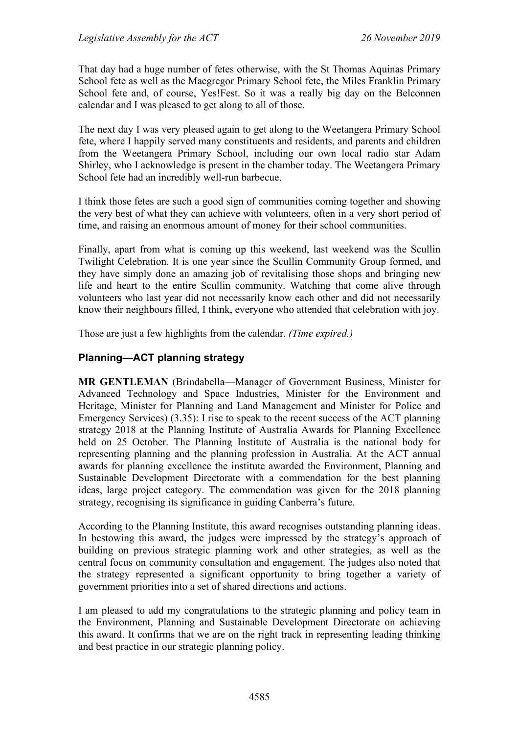That day had a huge number of fetes otherwise, with the St Thomas Aquinas Primary School fete as well as the Macgregor Primary School fete, the Miles Franklin Primary School fete and, of course, Yes!Fest. So it was a really big day on the Belconnen calendar and I was pleased to get along to all of those.

The next day I was very pleased again to get along to the Weetangera Primary School fete, where I happily served many constituents and residents, and parents and children from the Weetangera Primary School, including our own local radio star Adam Shirley, who I acknowledge is present in the chamber today. The Weetangera Primary School fete had an incredibly well-run barbecue.

I think those fetes are such a good sign of communities coming together and showing the very best of what they can achieve with volunteers, often in a very short period of time, and raising an enormous amount of money for their school communities.

Finally, apart from what is coming up this weekend, last weekend was the Scullin Twilight Celebration. It is one year since the Scullin Community Group formed, and they have simply done an amazing job of revitalising those shops and bringing new life and heart to the entire Scullin community. Watching that come alive through volunteers who last year did not necessarily know each other and did not necessarily know their neighbours filled, I think, everyone who attended that celebration with joy.

Those are just a few highlights from the calendar. *(Time expired.)*

## Planning—ACT planning strategy

**MR GENTLEMAN** (Brindabella—Manager of Government Business, Minister for Advanced Technology and Space Industries, Minister for the Environment and Heritage, Minister for Planning and Land Management and Minister for Police and Emergency Services) (3.35): I rise to speak to the recent success of the ACT planning strategy 2018 at the Planning Institute of Australia Awards for Planning Excellence held on 25 October. The Planning Institute of Australia is the national body for representing planning and the planning profession in Australia. At the ACT annual awards for planning excellence the institute awarded the Environment, Planning and Sustainable Development Directorate with a commendation for the best planning ideas, large project category. The commendation was given for the 2018 planning strategy, recognising its significance in guiding Canberra's future.

According to the Planning Institute, this award recognises outstanding planning ideas. In bestowing this award, the judges were impressed by the strategy's approach of building on previous strategic planning work and other strategies, as well as the central focus on community consultation and engagement. The judges also noted that the strategy represented a significant opportunity to bring together a variety of government priorities into a set of shared directions and actions.

I am pleased to add my congratulations to the strategic planning and policy team in the Environment, Planning and Sustainable Development Directorate on achieving this award. It confirms that we are on the right track in representing leading thinking and best practice in our strategic planning policy.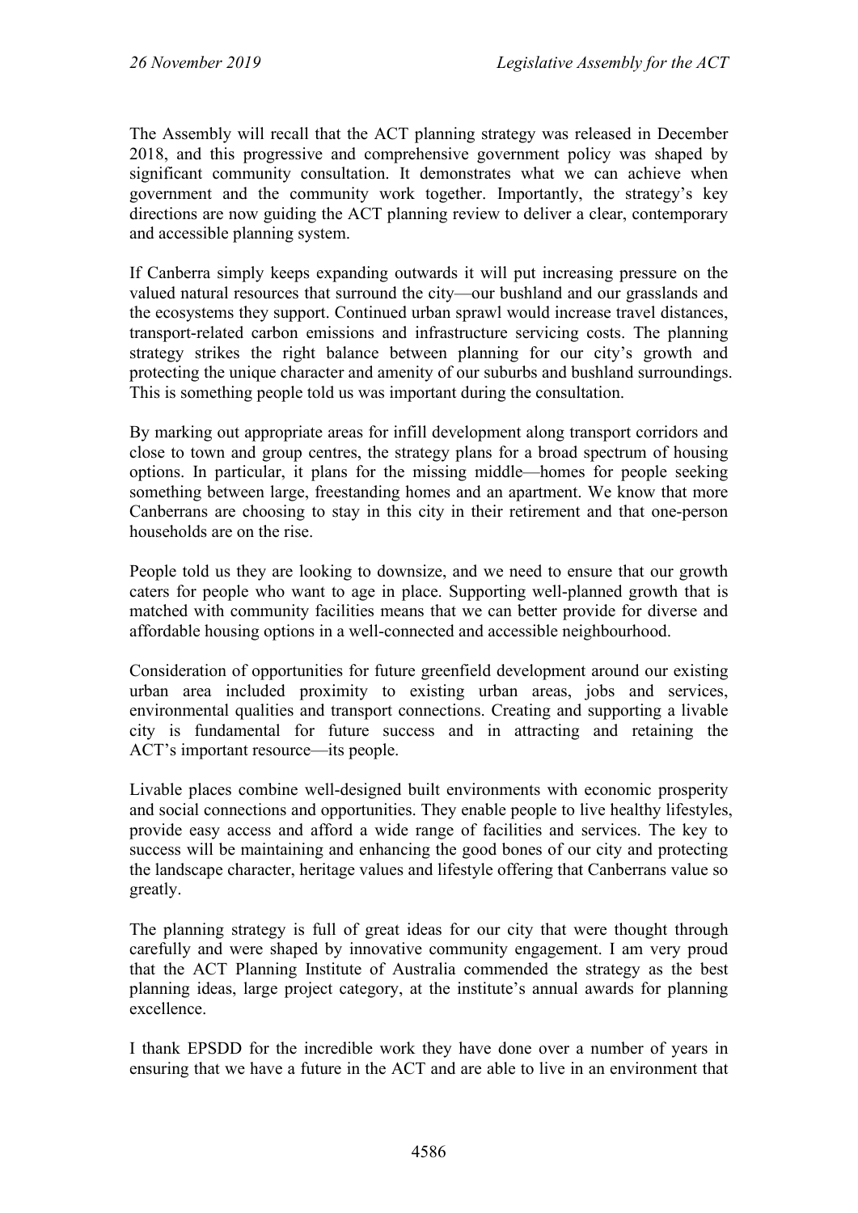The Assembly will recall that the ACT planning strategy was released in December 2018, and this progressive and comprehensive government policy was shaped by significant community consultation. It demonstrates what we can achieve when government and the community work together. Importantly, the strategy's key directions are now guiding the ACT planning review to deliver a clear, contemporary and accessible planning system.

If Canberra simply keeps expanding outwards it will put increasing pressure on the valued natural resources that surround the city—our bushland and our grasslands and the ecosystems they support. Continued urban sprawl would increase travel distances, transport-related carbon emissions and infrastructure servicing costs. The planning strategy strikes the right balance between planning for our city's growth and protecting the unique character and amenity of our suburbs and bushland surroundings. This is something people told us was important during the consultation.

By marking out appropriate areas for infill development along transport corridors and close to town and group centres, the strategy plans for a broad spectrum of housing options. In particular, it plans for the missing middle—homes for people seeking something between large, freestanding homes and an apartment. We know that more Canberrans are choosing to stay in this city in their retirement and that one-person households are on the rise.

People told us they are looking to downsize, and we need to ensure that our growth caters for people who want to age in place. Supporting well-planned growth that is matched with community facilities means that we can better provide for diverse and affordable housing options in a well-connected and accessible neighbourhood.

Consideration of opportunities for future greenfield development around our existing urban area included proximity to existing urban areas, jobs and services, environmental qualities and transport connections. Creating and supporting a livable city is fundamental for future success and in attracting and retaining the ACT's important resource—its people.

Livable places combine well-designed built environments with economic prosperity and social connections and opportunities. They enable people to live healthy lifestyles, provide easy access and afford a wide range of facilities and services. The key to success will be maintaining and enhancing the good bones of our city and protecting the landscape character, heritage values and lifestyle offering that Canberrans value so greatly.

The planning strategy is full of great ideas for our city that were thought through carefully and were shaped by innovative community engagement. I am very proud that the ACT Planning Institute of Australia commended the strategy as the best planning ideas, large project category, at the institute's annual awards for planning excellence.

I thank EPSDD for the incredible work they have done over a number of years in ensuring that we have a future in the ACT and are able to live in an environment that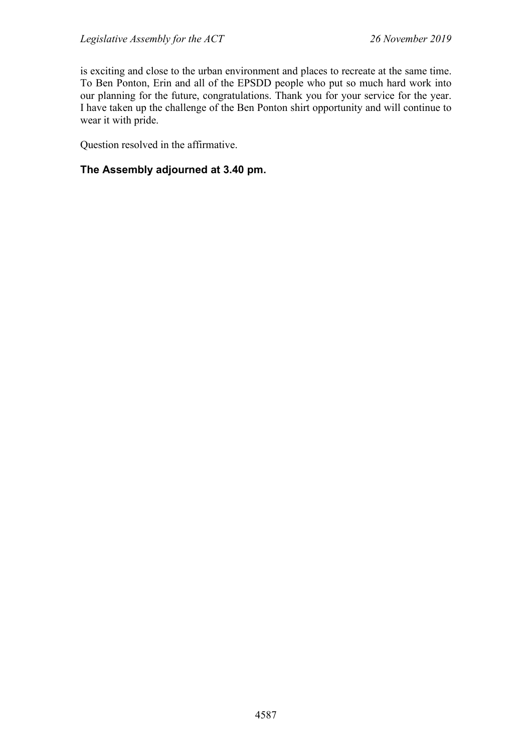is exciting and close to the urban environment and places to recreate at the same time. To Ben Ponton, Erin and all of the EPSDD people who put so much hard work into our planning for the future, congratulations. Thank you for your service for the year. I have taken up the challenge of the Ben Ponton shirt opportunity and will continue to wear it with pride.

Question resolved in the affirmative.

**The Assembly adjourned at 3.40 pm.**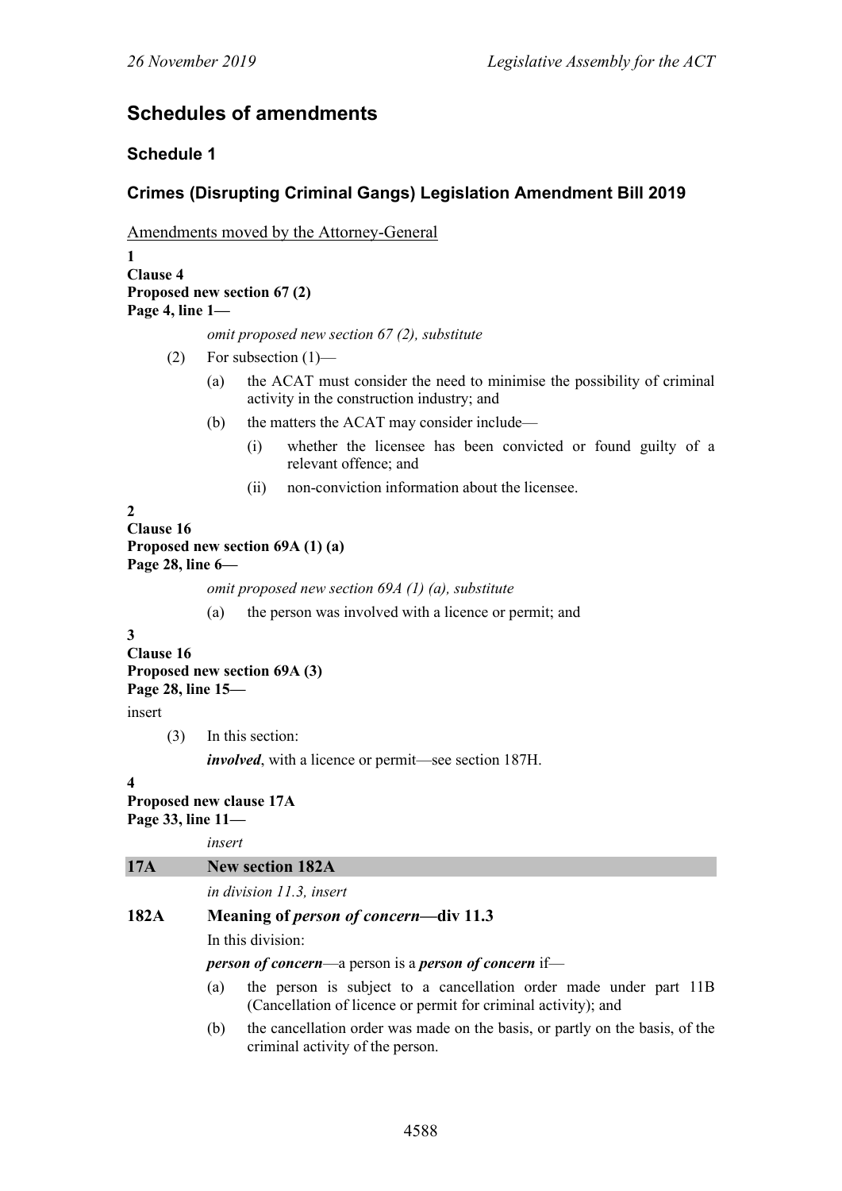## Schedules of amendments

### Schedule 1

### Crimes (Disrupting Criminal Gangs) Legislation Amendment Bill 2019

Amendments moved by the Attorney-General

**1**
**Clause 4**
**Proposed new section 67 (2)**
**Page 4, line 1—**

*omit proposed new section 67 (2), substitute*

(2) For subsection (1)—

(a) the ACAT must consider the need to minimise the possibility of criminal activity in the construction industry; and

(b) the matters the ACAT may consider include—

(i) whether the licensee has been convicted or found guilty of a relevant offence; and

(ii) non-conviction information about the licensee.

**2**
**Clause 16**
**Proposed new section 69A (1) (a)**
**Page 28, line 6—**

*omit proposed new section 69A (1) (a), substitute*

(a) the person was involved with a licence or permit; and

**3**
**Clause 16**
**Proposed new section 69A (3)**
**Page 28, line 15—**

insert

(3) In this section:

***involved***, with a licence or permit—see section 187H.

**4**
**Proposed new clause 17A**
**Page 33, line 11—**

*insert*

**17A New section 182A**

*in division 11.3, insert*

**182A Meaning of *person of concern*—div 11.3**

In this division:

***person of concern***—a person is a ***person of concern*** if—

(a) the person is subject to a cancellation order made under part 11B (Cancellation of licence or permit for criminal activity); and

(b) the cancellation order was made on the basis, or partly on the basis, of the criminal activity of the person.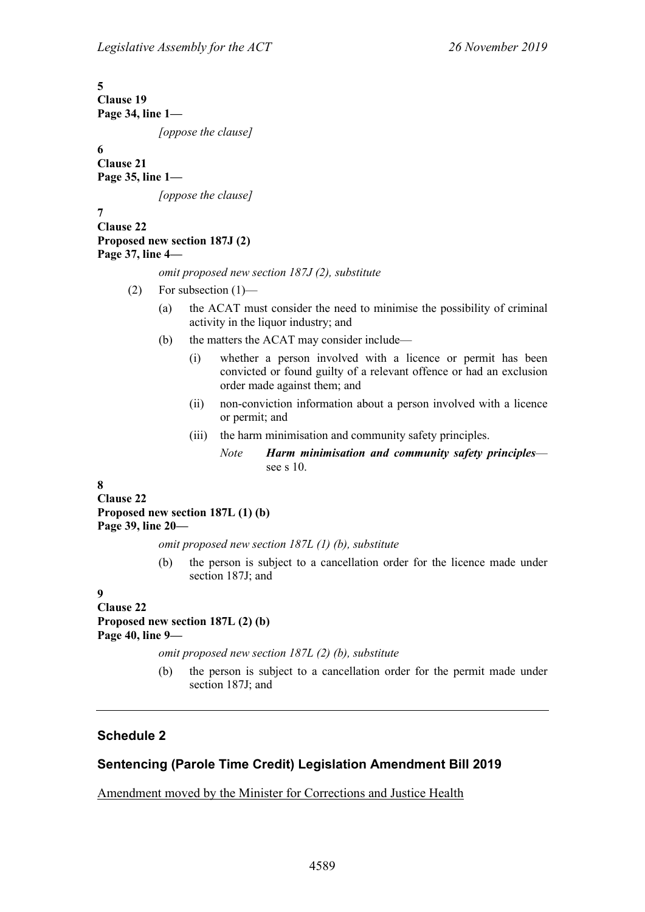**5**
**Clause 19**
**Page 34, line 1—**

*[oppose the clause]*

**6**
**Clause 21**
**Page 35, line 1—**

*[oppose the clause]*

**7**
**Clause 22**
**Proposed new section 187J (2)**
**Page 37, line 4—**

*omit proposed new section 187J (2), substitute*

(2) For subsection (1)—

(a) the ACAT must consider the need to minimise the possibility of criminal activity in the liquor industry; and

(b) the matters the ACAT may consider include—

(i) whether a person involved with a licence or permit has been convicted or found guilty of a relevant offence or had an exclusion order made against them; and

(ii) non-conviction information about a person involved with a licence or permit; and

(iii) the harm minimisation and community safety principles.

*Note* ***Harm minimisation and community safety principles***—see s 10.

**8**
**Clause 22**
**Proposed new section 187L (1) (b)**
**Page 39, line 20—**

*omit proposed new section 187L (1) (b), substitute*

(b) the person is subject to a cancellation order for the licence made under section 187J; and

**9**
**Clause 22**
**Proposed new section 187L (2) (b)**
**Page 40, line 9—**

*omit proposed new section 187L (2) (b), substitute*

(b) the person is subject to a cancellation order for the permit made under section 187J; and

---

## Schedule 2

## Sentencing (Parole Time Credit) Legislation Amendment Bill 2019

Amendment moved by the Minister for Corrections and Justice Health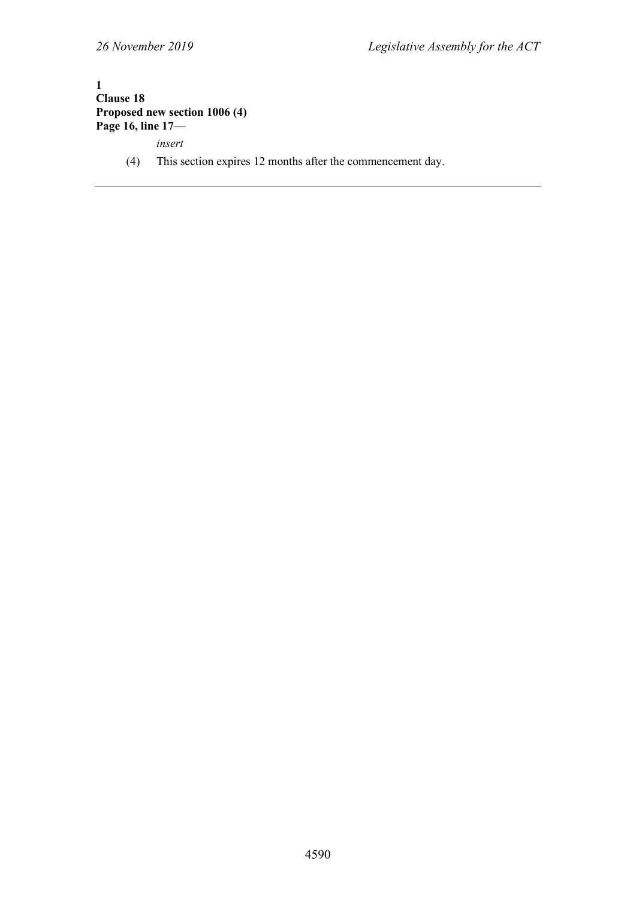**1**
**Clause 18**
**Proposed new section 1006 (4)**
**Page 16, line 17—**

*insert*

(4) This section expires 12 months after the commencement day.

---